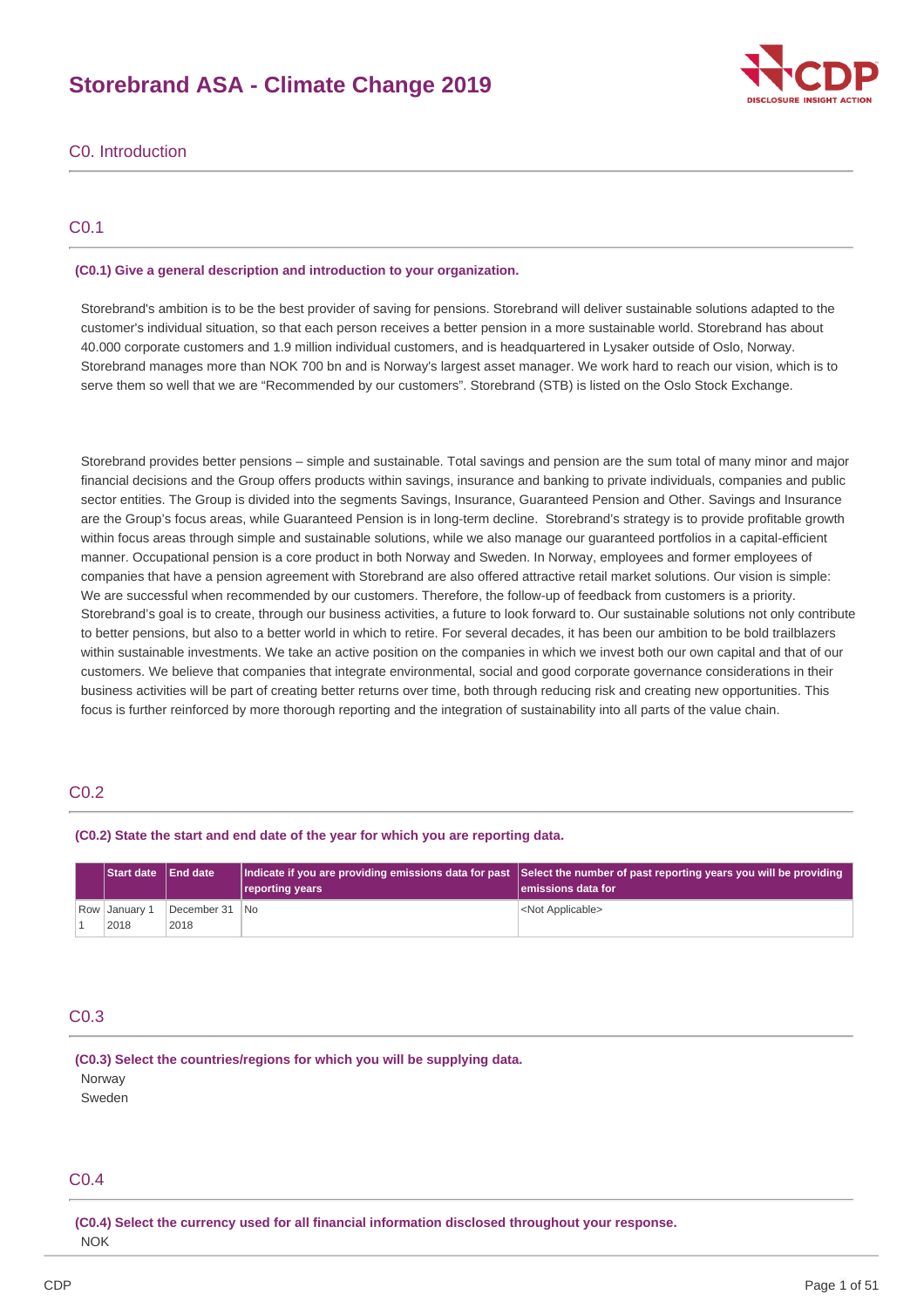# Storebrand ASA - Climate Change 2019

## C0. Introduction

### C0.1

**(C0.1) Give a general description and introduction to your organization.**

Storebrand's ambition is to be the best provider of saving for pensions. Storebrand will deliver sustainable solutions adapted to the customer's individual situation, so that each person receives a better pension in a more sustainable world. Storebrand has about 40.000 corporate customers and 1.9 million individual customers, and is headquartered in Lysaker outside of Oslo, Norway. Storebrand manages more than NOK 700 bn and is Norway's largest asset manager. We work hard to reach our vision, which is to serve them so well that we are "Recommended by our customers". Storebrand (STB) is listed on the Oslo Stock Exchange.

Storebrand provides better pensions – simple and sustainable. Total savings and pension are the sum total of many minor and major financial decisions and the Group offers products within savings, insurance and banking to private individuals, companies and public sector entities. The Group is divided into the segments Savings, Insurance, Guaranteed Pension and Other. Savings and Insurance are the Group's focus areas, while Guaranteed Pension is in long-term decline. Storebrand's strategy is to provide profitable growth within focus areas through simple and sustainable solutions, while we also manage our guaranteed portfolios in a capital-efficient manner. Occupational pension is a core product in both Norway and Sweden. In Norway, employees and former employees of companies that have a pension agreement with Storebrand are also offered attractive retail market solutions. Our vision is simple: We are successful when recommended by our customers. Therefore, the follow-up of feedback from customers is a priority. Storebrand's goal is to create, through our business activities, a future to look forward to. Our sustainable solutions not only contribute to better pensions, but also to a better world in which to retire. For several decades, it has been our ambition to be bold trailblazers within sustainable investments. We take an active position on the companies in which we invest both our own capital and that of our customers. We believe that companies that integrate environmental, social and good corporate governance considerations in their business activities will be part of creating better returns over time, both through reducing risk and creating new opportunities. This focus is further reinforced by more thorough reporting and the integration of sustainability into all parts of the value chain.

### C0.2

**(C0.2) State the start and end date of the year for which you are reporting data.**

| | Start date | End date | Indicate if you are providing emissions data for past reporting years | Select the number of past reporting years you will be providing emissions data for |
|---|---|---|---|---|
| Row 1 | January 1 2018 | December 31 2018 | No | <Not Applicable> |

### C0.3

**(C0.3) Select the countries/regions for which you will be supplying data.**

Norway
Sweden

### C0.4

**(C0.4) Select the currency used for all financial information disclosed throughout your response.**

NOK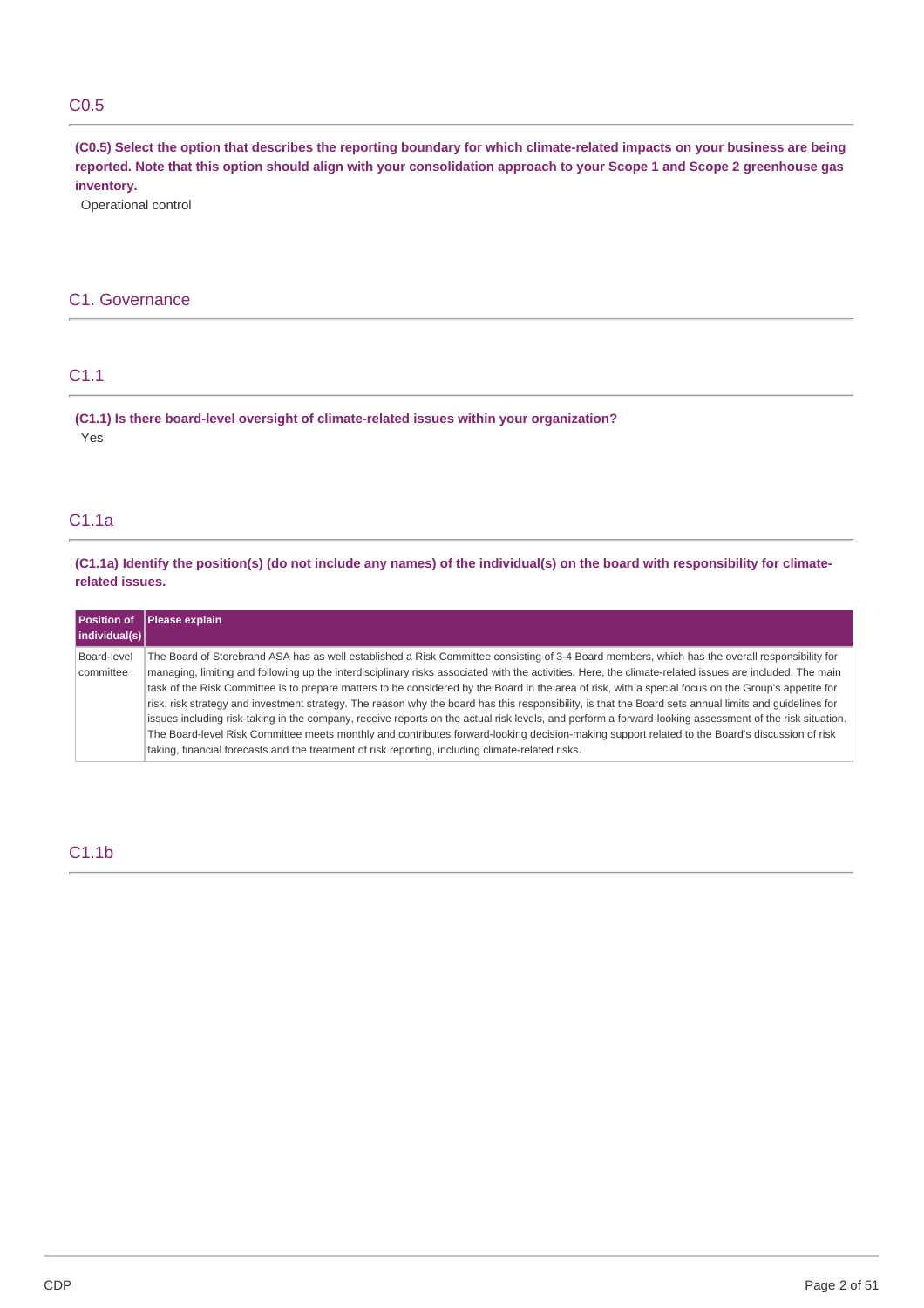## C0.5

**(C0.5) Select the option that describes the reporting boundary for which climate-related impacts on your business are being reported. Note that this option should align with your consolidation approach to your Scope 1 and Scope 2 greenhouse gas inventory.**

Operational control

# C1. Governance

## C1.1

**(C1.1) Is there board-level oversight of climate-related issues within your organization?**

Yes

## C1.1a

**(C1.1a) Identify the position(s) (do not include any names) of the individual(s) on the board with responsibility for climate-related issues.**

| Position of individual(s) | Please explain |
| --- | --- |
| Board-level committee | The Board of Storebrand ASA has as well established a Risk Committee consisting of 3-4 Board members, which has the overall responsibility for managing, limiting and following up the interdisciplinary risks associated with the activities. Here, the climate-related issues are included. The main task of the Risk Committee is to prepare matters to be considered by the Board in the area of risk, with a special focus on the Group's appetite for risk, risk strategy and investment strategy. The reason why the board has this responsibility, is that the Board sets annual limits and guidelines for issues including risk-taking in the company, receive reports on the actual risk levels, and perform a forward-looking assessment of the risk situation. The Board-level Risk Committee meets monthly and contributes forward-looking decision-making support related to the Board's discussion of risk taking, financial forecasts and the treatment of risk reporting, including climate-related risks. |

## C1.1b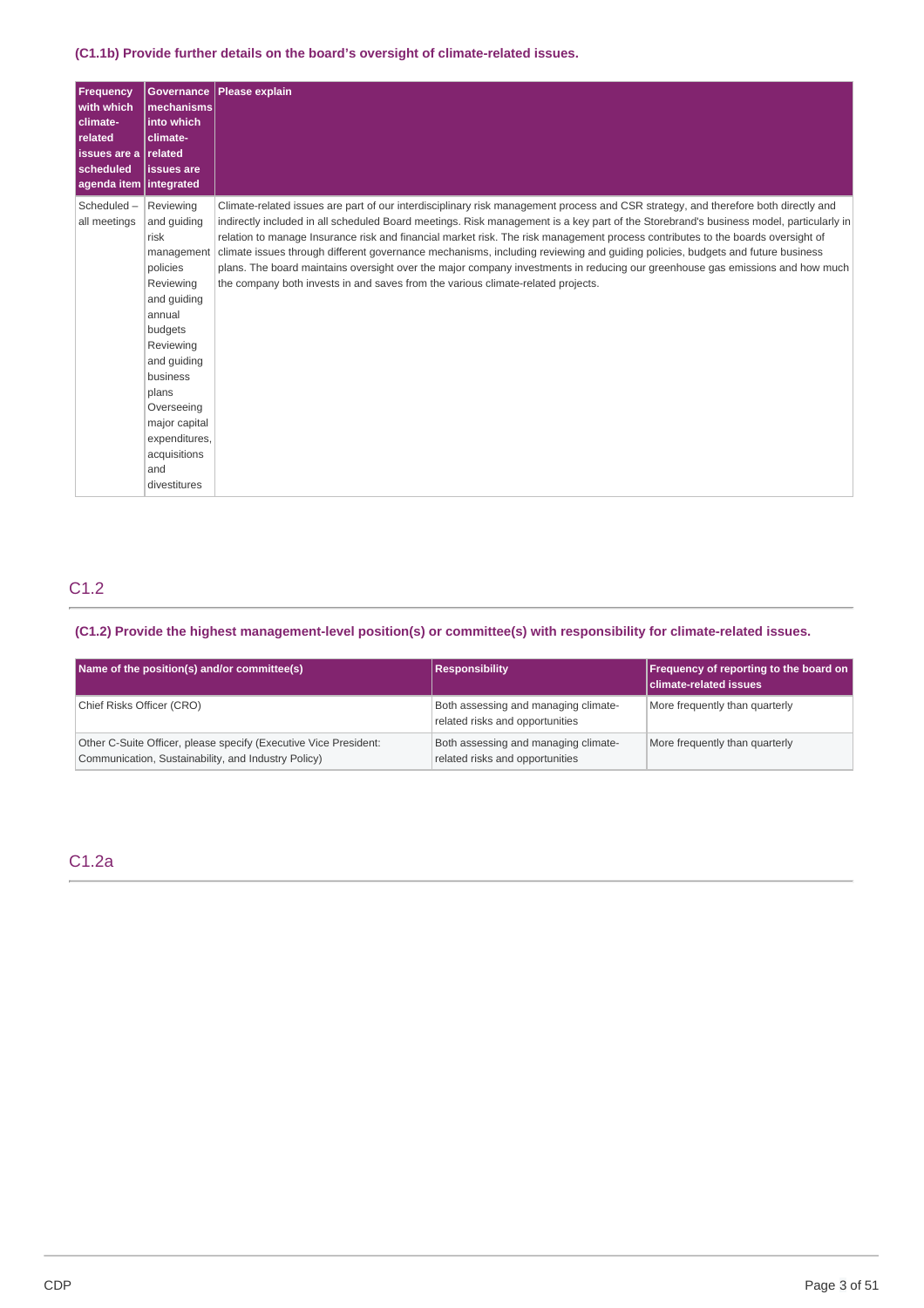### (C1.1b) Provide further details on the board's oversight of climate-related issues.

| Frequency with which climate-related issues are a scheduled agenda item | Governance mechanisms into which climate-related issues are integrated | Please explain |
|---|---|---|
| Scheduled – all meetings | Reviewing and guiding risk management policies Reviewing and guiding annual budgets Reviewing and guiding business plans Overseeing major capital expenditures, acquisitions and divestitures | Climate-related issues are part of our interdisciplinary risk management process and CSR strategy, and therefore both directly and indirectly included in all scheduled Board meetings. Risk management is a key part of the Storebrand's business model, particularly in relation to manage Insurance risk and financial market risk. The risk management process contributes to the boards oversight of climate issues through different governance mechanisms, including reviewing and guiding policies, budgets and future business plans. The board maintains oversight over the major company investments in reducing our greenhouse gas emissions and how much the company both invests in and saves from the various climate-related projects. |

## C1.2

### (C1.2) Provide the highest management-level position(s) or committee(s) with responsibility for climate-related issues.

| Name of the position(s) and/or committee(s) | Responsibility | Frequency of reporting to the board on climate-related issues |
|---|---|---|
| Chief Risks Officer (CRO) | Both assessing and managing climate-related risks and opportunities | More frequently than quarterly |
| Other C-Suite Officer, please specify (Executive Vice President: Communication, Sustainability, and Industry Policy) | Both assessing and managing climate-related risks and opportunities | More frequently than quarterly |

## C1.2a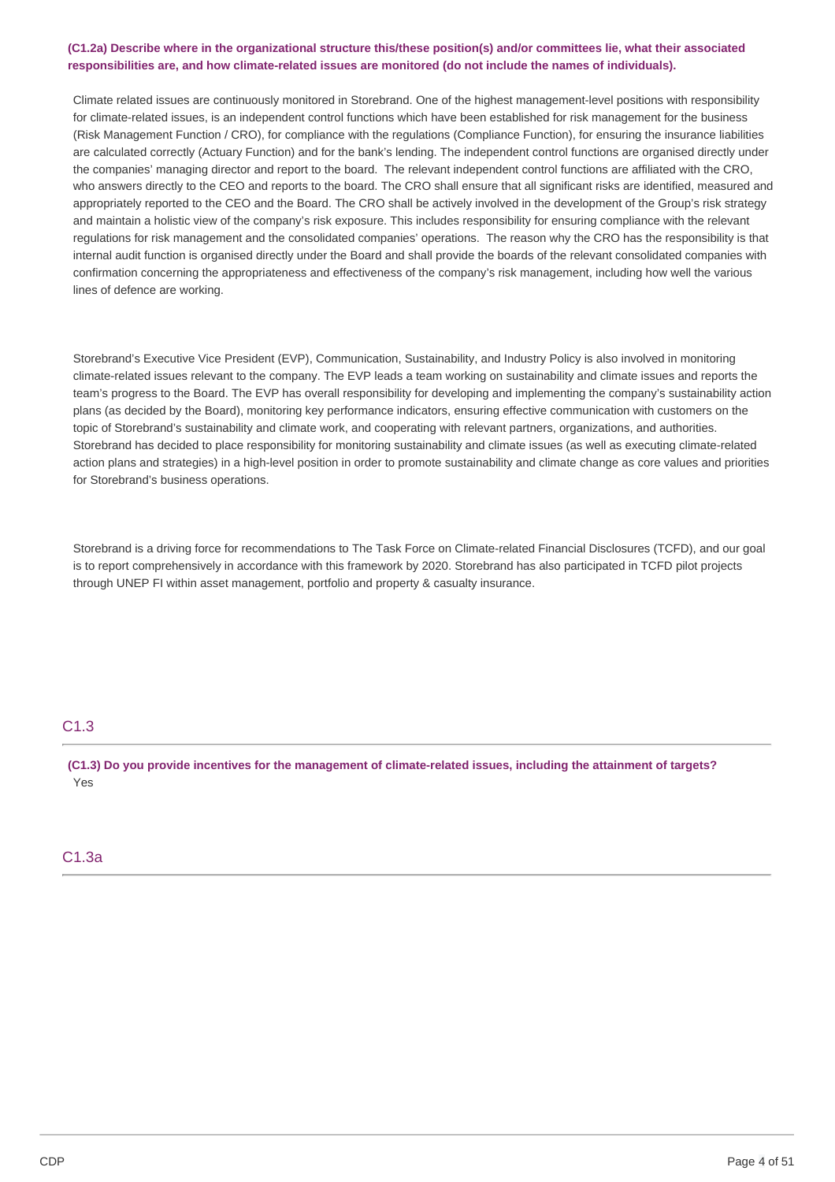**(C1.2a) Describe where in the organizational structure this/these position(s) and/or committees lie, what their associated responsibilities are, and how climate-related issues are monitored (do not include the names of individuals).**

Climate related issues are continuously monitored in Storebrand. One of the highest management-level positions with responsibility for climate-related issues, is an independent control functions which have been established for risk management for the business (Risk Management Function / CRO), for compliance with the regulations (Compliance Function), for ensuring the insurance liabilities are calculated correctly (Actuary Function) and for the bank's lending. The independent control functions are organised directly under the companies' managing director and report to the board. The relevant independent control functions are affiliated with the CRO, who answers directly to the CEO and reports to the board. The CRO shall ensure that all significant risks are identified, measured and appropriately reported to the CEO and the Board. The CRO shall be actively involved in the development of the Group's risk strategy and maintain a holistic view of the company's risk exposure. This includes responsibility for ensuring compliance with the relevant regulations for risk management and the consolidated companies' operations. The reason why the CRO has the responsibility is that internal audit function is organised directly under the Board and shall provide the boards of the relevant consolidated companies with confirmation concerning the appropriateness and effectiveness of the company's risk management, including how well the various lines of defence are working.

Storebrand's Executive Vice President (EVP), Communication, Sustainability, and Industry Policy is also involved in monitoring climate-related issues relevant to the company. The EVP leads a team working on sustainability and climate issues and reports the team's progress to the Board. The EVP has overall responsibility for developing and implementing the company's sustainability action plans (as decided by the Board), monitoring key performance indicators, ensuring effective communication with customers on the topic of Storebrand's sustainability and climate work, and cooperating with relevant partners, organizations, and authorities. Storebrand has decided to place responsibility for monitoring sustainability and climate issues (as well as executing climate-related action plans and strategies) in a high-level position in order to promote sustainability and climate change as core values and priorities for Storebrand's business operations.

Storebrand is a driving force for recommendations to The Task Force on Climate-related Financial Disclosures (TCFD), and our goal is to report comprehensively in accordance with this framework by 2020. Storebrand has also participated in TCFD pilot projects through UNEP FI within asset management, portfolio and property & casualty insurance.

## C1.3

**(C1.3) Do you provide incentives for the management of climate-related issues, including the attainment of targets?**

Yes

## C1.3a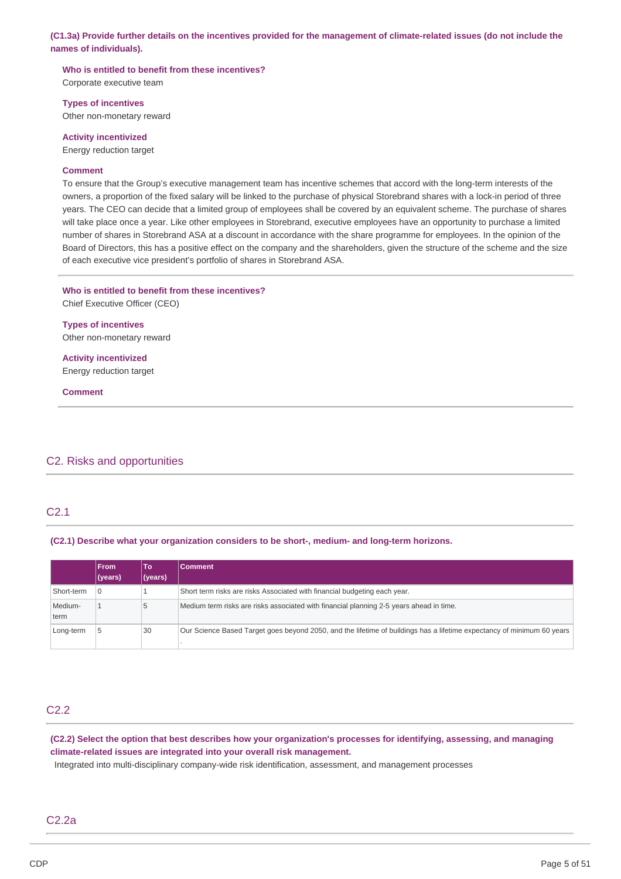**(C1.3a) Provide further details on the incentives provided for the management of climate-related issues (do not include the names of individuals).**

**Who is entitled to benefit from these incentives?**
Corporate executive team

**Types of incentives**
Other non-monetary reward

**Activity incentivized**
Energy reduction target

**Comment**
To ensure that the Group's executive management team has incentive schemes that accord with the long-term interests of the owners, a proportion of the fixed salary will be linked to the purchase of physical Storebrand shares with a lock-in period of three years. The CEO can decide that a limited group of employees shall be covered by an equivalent scheme. The purchase of shares will take place once a year. Like other employees in Storebrand, executive employees have an opportunity to purchase a limited number of shares in Storebrand ASA at a discount in accordance with the share programme for employees. In the opinion of the Board of Directors, this has a positive effect on the company and the shareholders, given the structure of the scheme and the size of each executive vice president's portfolio of shares in Storebrand ASA.

---

**Who is entitled to benefit from these incentives?**
Chief Executive Officer (CEO)

**Types of incentives**
Other non-monetary reward

**Activity incentivized**
Energy reduction target

**Comment**

---

## C2. Risks and opportunities

### C2.1

**(C2.1) Describe what your organization considers to be short-, medium- and long-term horizons.**

| | From (years) | To (years) | Comment |
|---|---|---|---|
| Short-term | 0 | 1 | Short term risks are risks Associated with financial budgeting each year. |
| Medium-term | 1 | 5 | Medium term risks are risks associated with financial planning 2-5 years ahead in time. |
| Long-term | 5 | 30 | Our Science Based Target goes beyond 2050, and the lifetime of buildings has a lifetime expectancy of minimum 60 years . |

### C2.2

**(C2.2) Select the option that best describes how your organization's processes for identifying, assessing, and managing climate-related issues are integrated into your overall risk management.**

Integrated into multi-disciplinary company-wide risk identification, assessment, and management processes

### C2.2a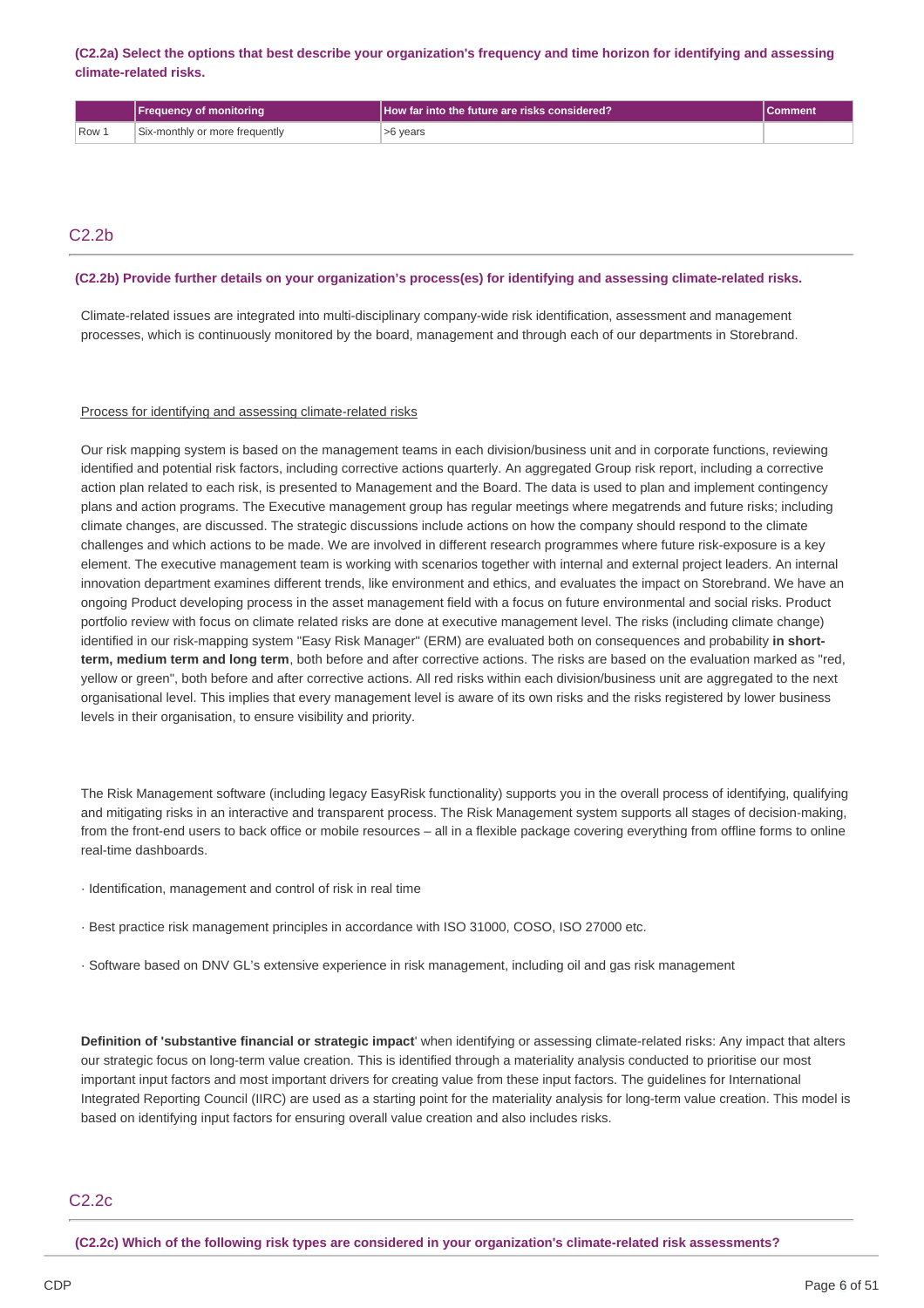**(C2.2a) Select the options that best describe your organization's frequency and time horizon for identifying and assessing climate-related risks.**

| | Frequency of monitoring | How far into the future are risks considered? | Comment |
|---|---|---|---|
| Row 1 | Six-monthly or more frequently | >6 years | |

## C2.2b

**(C2.2b) Provide further details on your organization's process(es) for identifying and assessing climate-related risks.**

Climate-related issues are integrated into multi-disciplinary company-wide risk identification, assessment and management processes, which is continuously monitored by the board, management and through each of our departments in Storebrand.

Process for identifying and assessing climate-related risks

Our risk mapping system is based on the management teams in each division/business unit and in corporate functions, reviewing identified and potential risk factors, including corrective actions quarterly. An aggregated Group risk report, including a corrective action plan related to each risk, is presented to Management and the Board. The data is used to plan and implement contingency plans and action programs. The Executive management group has regular meetings where megatrends and future risks; including climate changes, are discussed. The strategic discussions include actions on how the company should respond to the climate challenges and which actions to be made. We are involved in different research programmes where future risk-exposure is a key element. The executive management team is working with scenarios together with internal and external project leaders. An internal innovation department examines different trends, like environment and ethics, and evaluates the impact on Storebrand. We have an ongoing Product developing process in the asset management field with a focus on future environmental and social risks. Product portfolio review with focus on climate related risks are done at executive management level. The risks (including climate change) identified in our risk-mapping system "Easy Risk Manager" (ERM) are evaluated both on consequences and probability **in short-term, medium term and long term**, both before and after corrective actions. The risks are based on the evaluation marked as "red, yellow or green", both before and after corrective actions. All red risks within each division/business unit are aggregated to the next organisational level. This implies that every management level is aware of its own risks and the risks registered by lower business levels in their organisation, to ensure visibility and priority.

The Risk Management software (including legacy EasyRisk functionality) supports you in the overall process of identifying, qualifying and mitigating risks in an interactive and transparent process. The Risk Management system supports all stages of decision-making, from the front-end users to back office or mobile resources – all in a flexible package covering everything from offline forms to online real-time dashboards.

· Identification, management and control of risk in real time

· Best practice risk management principles in accordance with ISO 31000, COSO, ISO 27000 etc.

· Software based on DNV GL's extensive experience in risk management, including oil and gas risk management

**Definition of 'substantive financial or strategic impact**' when identifying or assessing climate-related risks: Any impact that alters our strategic focus on long-term value creation. This is identified through a materiality analysis conducted to prioritise our most important input factors and most important drivers for creating value from these input factors. The guidelines for International Integrated Reporting Council (IIRC) are used as a starting point for the materiality analysis for long-term value creation. This model is based on identifying input factors for ensuring overall value creation and also includes risks.

## C2.2c

**(C2.2c) Which of the following risk types are considered in your organization's climate-related risk assessments?**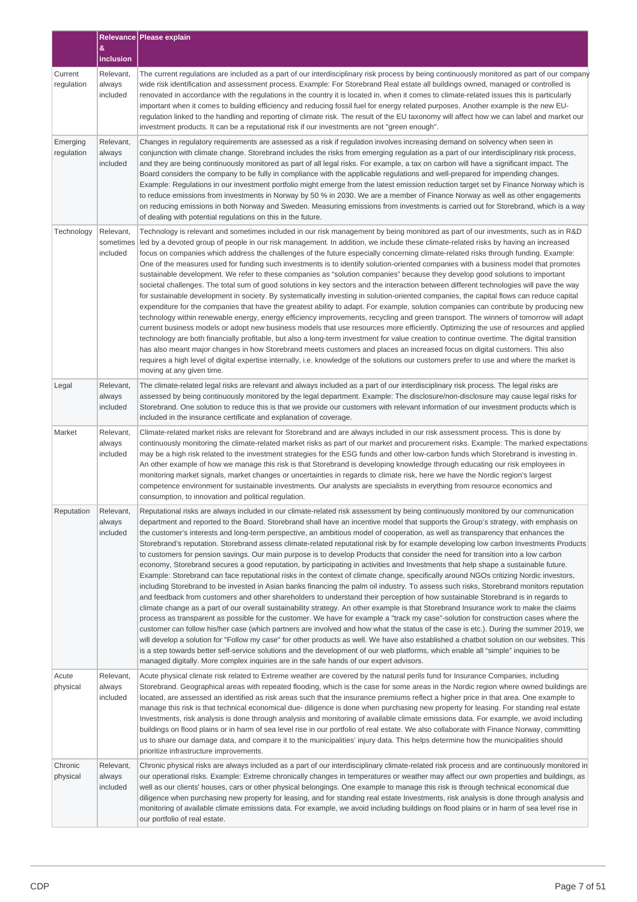| | Relevance & inclusion | Please explain |
|---|---|---|
| Current regulation | Relevant, always included | The current regulations are included as a part of our interdisciplinary risk process by being continuously monitored as part of our company wide risk identification and assessment process. Example: For Storebrand Real estate all buildings owned, managed or controlled is renovated in accordance with the regulations in the country it is located in, when it comes to climate-related issues this is particularly important when it comes to building efficiency and reducing fossil fuel for energy related purposes. Another example is the new EU-regulation linked to the handling and reporting of climate risk. The result of the EU taxonomy will affect how we can label and market our investment products. It can be a reputational risk if our investments are not "green enough". |
| Emerging regulation | Relevant, always included | Changes in regulatory requirements are assessed as a risk if regulation involves increasing demand on solvency when seen in conjunction with climate change. Storebrand includes the risks from emerging regulation as a part of our interdisciplinary risk process, and they are being continuously monitored as part of all legal risks. For example, a tax on carbon will have a significant impact. The Board considers the company to be fully in compliance with the applicable regulations and well-prepared for impending changes. Example: Regulations in our investment portfolio might emerge from the latest emission reduction target set by Finance Norway which is to reduce emissions from investments in Norway by 50 % in 2030. We are a member of Finance Norway as well as other engagements on reducing emissions in both Norway and Sweden. Measuring emissions from investments is carried out for Storebrand, which is a way of dealing with potential regulations on this in the future. |
| Technology | Relevant, sometimes included | Technology is relevant and sometimes included in our risk management by being monitored as part of our investments, such as in R&D led by a devoted group of people in our risk management. In addition, we include these climate-related risks by having an increased focus on companies which address the challenges of the future especially concerning climate-related risks through funding. Example: One of the measures used for funding such investments is to identify solution-oriented companies with a business model that promotes sustainable development. We refer to these companies as "solution companies" because they develop good solutions to important societal challenges. The total sum of good solutions in key sectors and the interaction between different technologies will pave the way for sustainable development in society. By systematically investing in solution-oriented companies, the capital flows can reduce capital expenditure for the companies that have the greatest ability to adapt. For example, solution companies can contribute by producing new technology within renewable energy, energy efficiency improvements, recycling and green transport. The winners of tomorrow will adapt current business models or adopt new business models that use resources more efficiently. Optimizing the use of resources and applied technology are both financially profitable, but also a long-term investment for value creation to continue overtime. The digital transition has also meant major changes in how Storebrand meets customers and places an increased focus on digital customers. This also requires a high level of digital expertise internally, i.e. knowledge of the solutions our customers prefer to use and where the market is moving at any given time. |
| Legal | Relevant, always included | The climate-related legal risks are relevant and always included as a part of our interdisciplinary risk process. The legal risks are assessed by being continuously monitored by the legal department. Example: The disclosure/non-disclosure may cause legal risks for Storebrand. One solution to reduce this is that we provide our customers with relevant information of our investment products which is included in the insurance certificate and explanation of coverage. |
| Market | Relevant, always included | Climate-related market risks are relevant for Storebrand and are always included in our risk assessment process. This is done by continuously monitoring the climate-related market risks as part of our market and procurement risks. Example: The marked expectations may be a high risk related to the investment strategies for the ESG funds and other low-carbon funds which Storebrand is investing in. An other example of how we manage this risk is that Storebrand is developing knowledge through educating our risk employees in monitoring market signals, market changes or uncertainties in regards to climate risk, here we have the Nordic region's largest competence environment for sustainable investments. Our analysts are specialists in everything from resource economics and consumption, to innovation and political regulation. |
| Reputation | Relevant, always included | Reputational risks are always included in our climate-related risk assessment by being continuously monitored by our communication department and reported to the Board. Storebrand shall have an incentive model that supports the Group's strategy, with emphasis on the customer's interests and long-term perspective, an ambitious model of cooperation, as well as transparency that enhances the Storebrand's reputation. Storebrand assess climate-related reputational risk by for example developing low carbon Investments Products to customers for pension savings. Our main purpose is to develop Products that consider the need for transition into a low carbon economy, Storebrand secures a good reputation, by participating in activities and Investments that help shape a sustainable future. Example: Storebrand can face reputational risks in the context of climate change, specifically around NGOs critizing Nordic investors, including Storebrand to be invested in Asian banks financing the palm oil industry. To assess such risks, Storebrand monitors reputation and feedback from customers and other shareholders to understand their perception of how sustainable Storebrand is in regards to climate change as a part of our overall sustainability strategy. An other example is that Storebrand Insurance work to make the claims process as transparent as possible for the customer. We have for example a "track my case"-solution for construction cases where the customer can follow his/her case (which partners are involved and how what the status of the case is etc.). During the summer 2019, we will develop a solution for "Follow my case" for other products as well. We have also established a chatbot solution on our websites. This is a step towards better self-service solutions and the development of our web platforms, which enable all "simple" inquiries to be managed digitally. More complex inquiries are in the safe hands of our expert advisors. |
| Acute physical | Relevant, always included | Acute physical climate risk related to Extreme weather are covered by the natural perils fund for Insurance Companies, including Storebrand. Geographical areas with repeated flooding, which is the case for some areas in the Nordic region where owned buildings are located, are assessed an identified as risk areas such that the insurance premiums reflect a higher price in that area. One example to manage this risk is that technical economical due- diligence is done when purchasing new property for leasing. For standing real estate Investments, risk analysis is done through analysis and monitoring of available climate emissions data. For example, we avoid including buildings on flood plains or in harm of sea level rise in our portfolio of real estate. We also collaborate with Finance Norway, committing us to share our damage data, and compare it to the municipalities' injury data. This helps determine how the municipalities should prioritize infrastructure improvements. |
| Chronic physical | Relevant, always included | Chronic physical risks are always included as a part of our interdisciplinary climate-related risk process and are continuously monitored in our operational risks. Example: Extreme chronically changes in temperatures or weather may affect our own properties and buildings, as well as our clients' houses, cars or other physical belongings. One example to manage this risk is through technical economical due diligence when purchasing new property for leasing, and for standing real estate Investments, risk analysis is done through analysis and monitoring of available climate emissions data. For example, we avoid including buildings on flood plains or in harm of sea level rise in our portfolio of real estate. |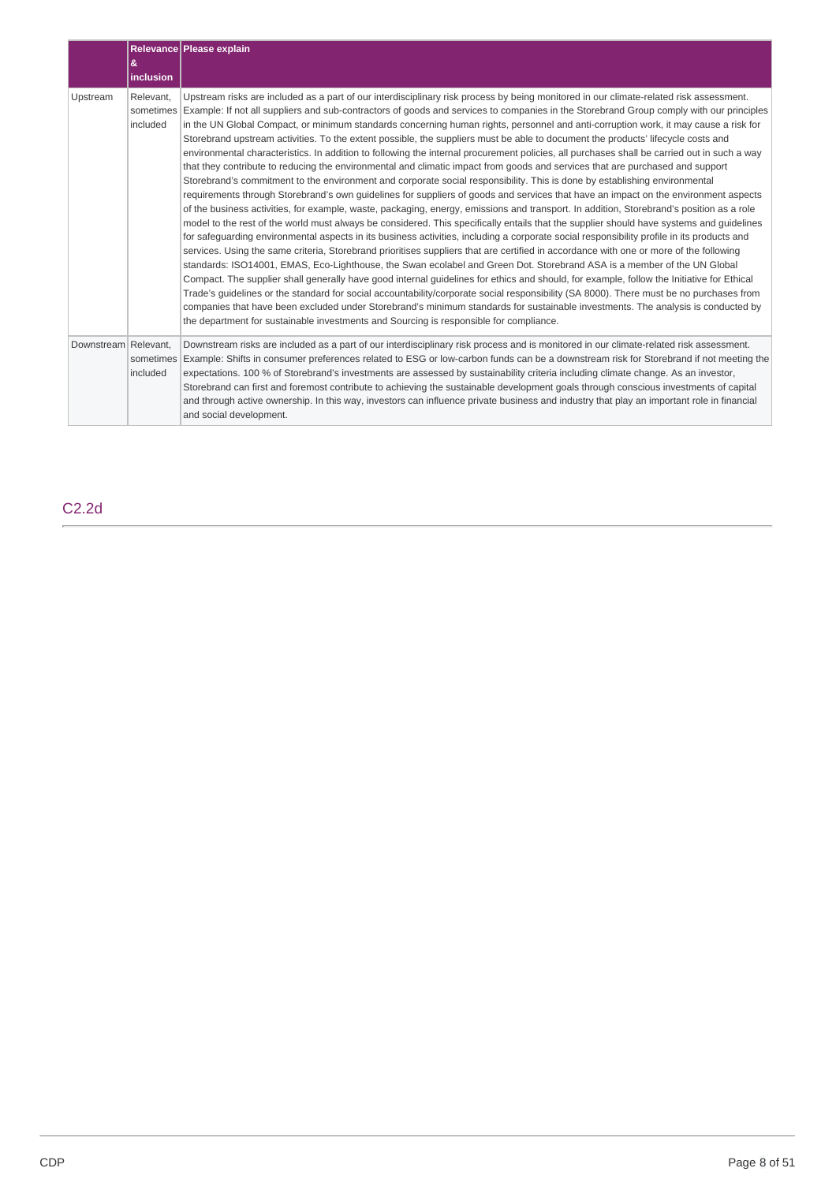| | Relevance & inclusion | Please explain |
|---|---|---|
| Upstream | Relevant, sometimes included | Upstream risks are included as a part of our interdisciplinary risk process by being monitored in our climate-related risk assessment. Example: If not all suppliers and sub-contractors of goods and services to companies in the Storebrand Group comply with our principles in the UN Global Compact, or minimum standards concerning human rights, personnel and anti-corruption work, it may cause a risk for Storebrand upstream activities. To the extent possible, the suppliers must be able to document the products' lifecycle costs and environmental characteristics. In addition to following the internal procurement policies, all purchases shall be carried out in such a way that they contribute to reducing the environmental and climatic impact from goods and services that are purchased and support Storebrand's commitment to the environment and corporate social responsibility. This is done by establishing environmental requirements through Storebrand's own guidelines for suppliers of goods and services that have an impact on the environment aspects of the business activities, for example, waste, packaging, energy, emissions and transport. In addition, Storebrand's position as a role model to the rest of the world must always be considered. This specifically entails that the supplier should have systems and guidelines for safeguarding environmental aspects in its business activities, including a corporate social responsibility profile in its products and services. Using the same criteria, Storebrand prioritises suppliers that are certified in accordance with one or more of the following standards: ISO14001, EMAS, Eco-Lighthouse, the Swan ecolabel and Green Dot. Storebrand ASA is a member of the UN Global Compact. The supplier shall generally have good internal guidelines for ethics and should, for example, follow the Initiative for Ethical Trade's guidelines or the standard for social accountability/corporate social responsibility (SA 8000). There must be no purchases from companies that have been excluded under Storebrand's minimum standards for sustainable investments. The analysis is conducted by the department for sustainable investments and Sourcing is responsible for compliance. |
| Downstream | Relevant, sometimes included | Downstream risks are included as a part of our interdisciplinary risk process and is monitored in our climate-related risk assessment. Example: Shifts in consumer preferences related to ESG or low-carbon funds can be a downstream risk for Storebrand if not meeting the expectations. 100 % of Storebrand's investments are assessed by sustainability criteria including climate change. As an investor, Storebrand can first and foremost contribute to achieving the sustainable development goals through conscious investments of capital and through active ownership. In this way, investors can influence private business and industry that play an important role in financial and social development. |

## C2.2d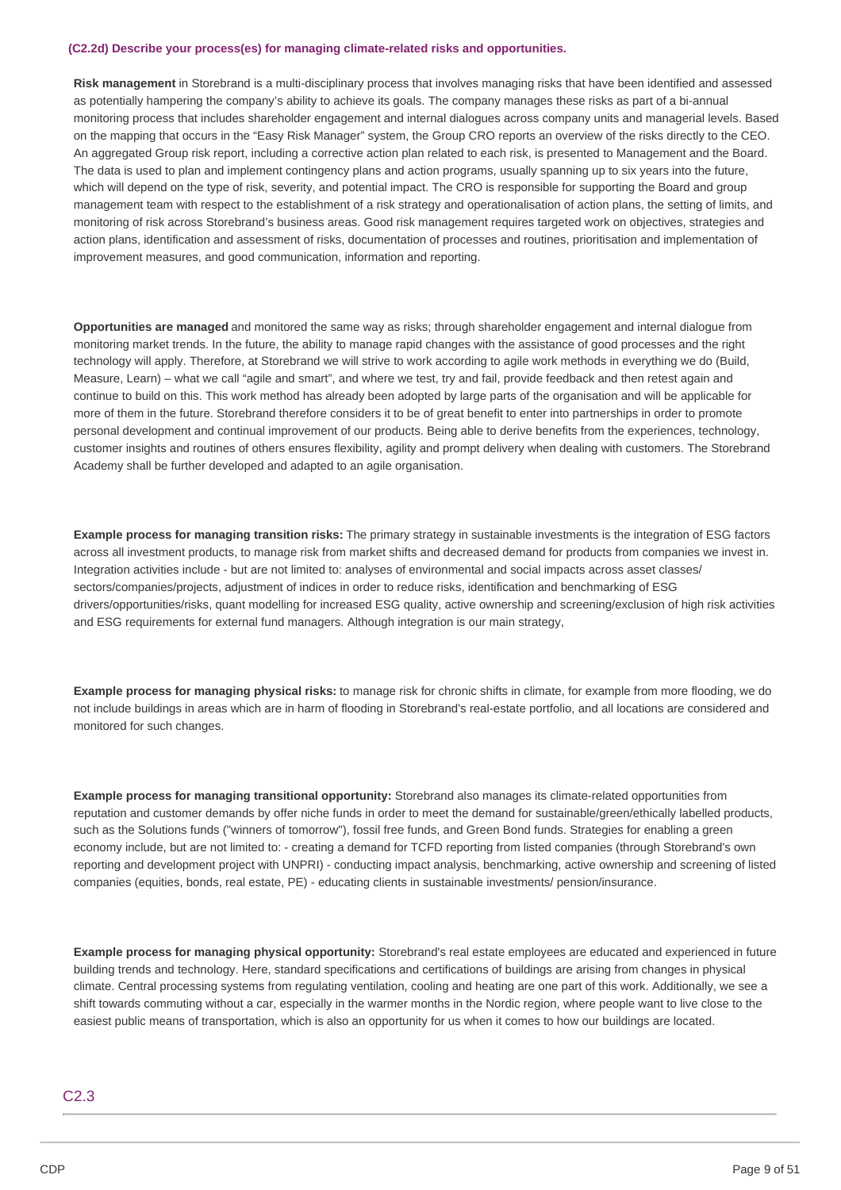### (C2.2d) Describe your process(es) for managing climate-related risks and opportunities.

**Risk management** in Storebrand is a multi-disciplinary process that involves managing risks that have been identified and assessed as potentially hampering the company's ability to achieve its goals. The company manages these risks as part of a bi-annual monitoring process that includes shareholder engagement and internal dialogues across company units and managerial levels. Based on the mapping that occurs in the "Easy Risk Manager" system, the Group CRO reports an overview of the risks directly to the CEO. An aggregated Group risk report, including a corrective action plan related to each risk, is presented to Management and the Board. The data is used to plan and implement contingency plans and action programs, usually spanning up to six years into the future, which will depend on the type of risk, severity, and potential impact. The CRO is responsible for supporting the Board and group management team with respect to the establishment of a risk strategy and operationalisation of action plans, the setting of limits, and monitoring of risk across Storebrand's business areas. Good risk management requires targeted work on objectives, strategies and action plans, identification and assessment of risks, documentation of processes and routines, prioritisation and implementation of improvement measures, and good communication, information and reporting.

**Opportunities are managed** and monitored the same way as risks; through shareholder engagement and internal dialogue from monitoring market trends. In the future, the ability to manage rapid changes with the assistance of good processes and the right technology will apply. Therefore, at Storebrand we will strive to work according to agile work methods in everything we do (Build, Measure, Learn) – what we call "agile and smart", and where we test, try and fail, provide feedback and then retest again and continue to build on this. This work method has already been adopted by large parts of the organisation and will be applicable for more of them in the future. Storebrand therefore considers it to be of great benefit to enter into partnerships in order to promote personal development and continual improvement of our products. Being able to derive benefits from the experiences, technology, customer insights and routines of others ensures flexibility, agility and prompt delivery when dealing with customers. The Storebrand Academy shall be further developed and adapted to an agile organisation.

**Example process for managing transition risks:** The primary strategy in sustainable investments is the integration of ESG factors across all investment products, to manage risk from market shifts and decreased demand for products from companies we invest in. Integration activities include - but are not limited to: analyses of environmental and social impacts across asset classes/ sectors/companies/projects, adjustment of indices in order to reduce risks, identification and benchmarking of ESG drivers/opportunities/risks, quant modelling for increased ESG quality, active ownership and screening/exclusion of high risk activities and ESG requirements for external fund managers. Although integration is our main strategy,

**Example process for managing physical risks:** to manage risk for chronic shifts in climate, for example from more flooding, we do not include buildings in areas which are in harm of flooding in Storebrand's real-estate portfolio, and all locations are considered and monitored for such changes.

**Example process for managing transitional opportunity:** Storebrand also manages its climate-related opportunities from reputation and customer demands by offer niche funds in order to meet the demand for sustainable/green/ethically labelled products, such as the Solutions funds ("winners of tomorrow"), fossil free funds, and Green Bond funds. Strategies for enabling a green economy include, but are not limited to: - creating a demand for TCFD reporting from listed companies (through Storebrand's own reporting and development project with UNPRI) - conducting impact analysis, benchmarking, active ownership and screening of listed companies (equities, bonds, real estate, PE) - educating clients in sustainable investments/ pension/insurance.

**Example process for managing physical opportunity:** Storebrand's real estate employees are educated and experienced in future building trends and technology. Here, standard specifications and certifications of buildings are arising from changes in physical climate. Central processing systems from regulating ventilation, cooling and heating are one part of this work. Additionally, we see a shift towards commuting without a car, especially in the warmer months in the Nordic region, where people want to live close to the easiest public means of transportation, which is also an opportunity for us when it comes to how our buildings are located.

## C2.3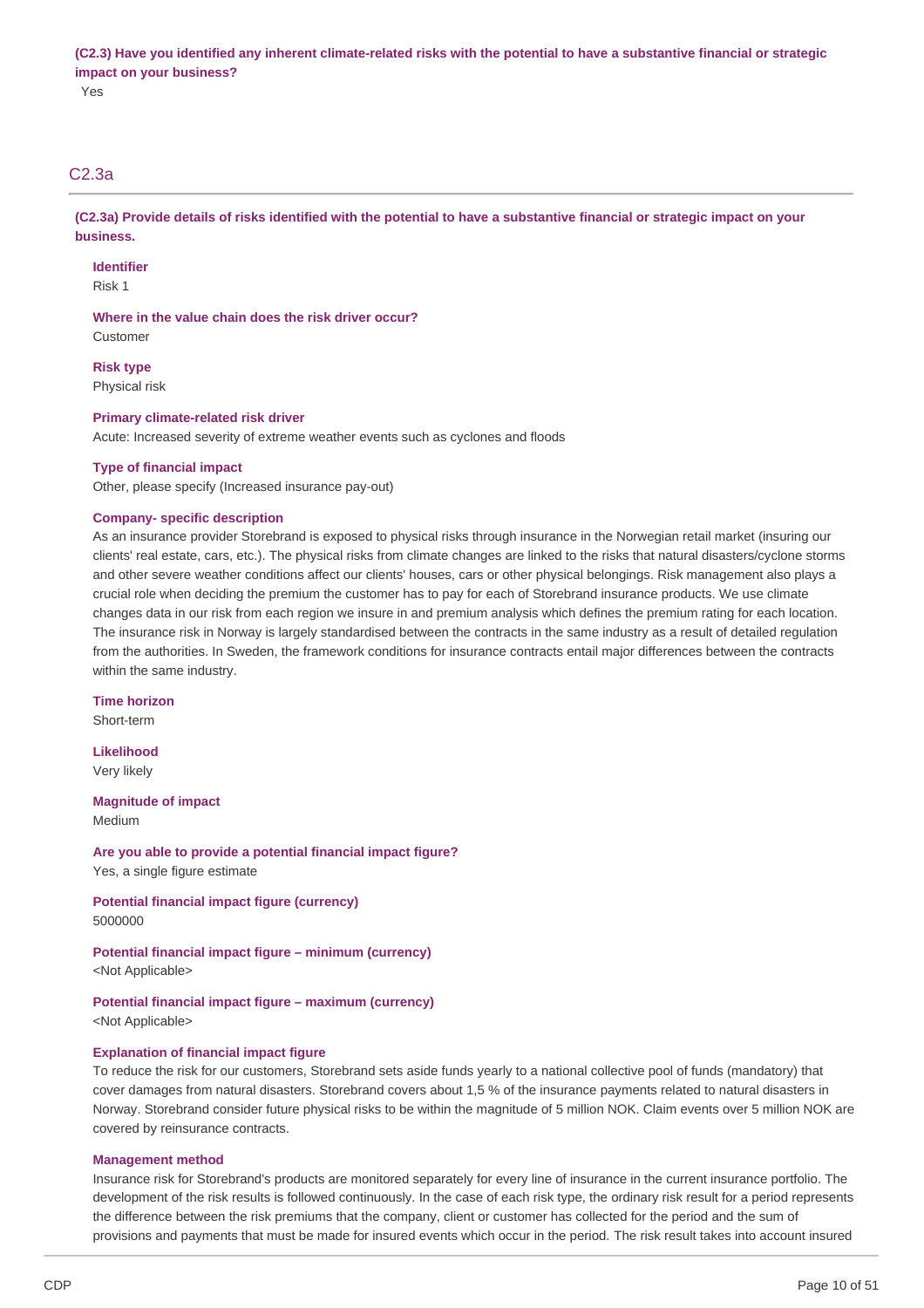**(C2.3) Have you identified any inherent climate-related risks with the potential to have a substantive financial or strategic impact on your business?**

Yes

## C2.3a

**(C2.3a) Provide details of risks identified with the potential to have a substantive financial or strategic impact on your business.**

**Identifier**

Risk 1

**Where in the value chain does the risk driver occur?**

Customer

**Risk type**

Physical risk

**Primary climate-related risk driver**

Acute: Increased severity of extreme weather events such as cyclones and floods

**Type of financial impact**

Other, please specify (Increased insurance pay-out)

**Company- specific description**

As an insurance provider Storebrand is exposed to physical risks through insurance in the Norwegian retail market (insuring our clients' real estate, cars, etc.). The physical risks from climate changes are linked to the risks that natural disasters/cyclone storms and other severe weather conditions affect our clients' houses, cars or other physical belongings. Risk management also plays a crucial role when deciding the premium the customer has to pay for each of Storebrand insurance products. We use climate changes data in our risk from each region we insure in and premium analysis which defines the premium rating for each location. The insurance risk in Norway is largely standardised between the contracts in the same industry as a result of detailed regulation from the authorities. In Sweden, the framework conditions for insurance contracts entail major differences between the contracts within the same industry.

**Time horizon**

Short-term

**Likelihood**

Very likely

**Magnitude of impact**

Medium

**Are you able to provide a potential financial impact figure?**

Yes, a single figure estimate

**Potential financial impact figure (currency)**

5000000

**Potential financial impact figure – minimum (currency)**

<Not Applicable>

**Potential financial impact figure – maximum (currency)**

<Not Applicable>

**Explanation of financial impact figure**

To reduce the risk for our customers, Storebrand sets aside funds yearly to a national collective pool of funds (mandatory) that cover damages from natural disasters. Storebrand covers about 1,5 % of the insurance payments related to natural disasters in Norway. Storebrand consider future physical risks to be within the magnitude of 5 million NOK. Claim events over 5 million NOK are covered by reinsurance contracts.

**Management method**

Insurance risk for Storebrand's products are monitored separately for every line of insurance in the current insurance portfolio. The development of the risk results is followed continuously. In the case of each risk type, the ordinary risk result for a period represents the difference between the risk premiums that the company, client or customer has collected for the period and the sum of provisions and payments that must be made for insured events which occur in the period. The risk result takes into account insured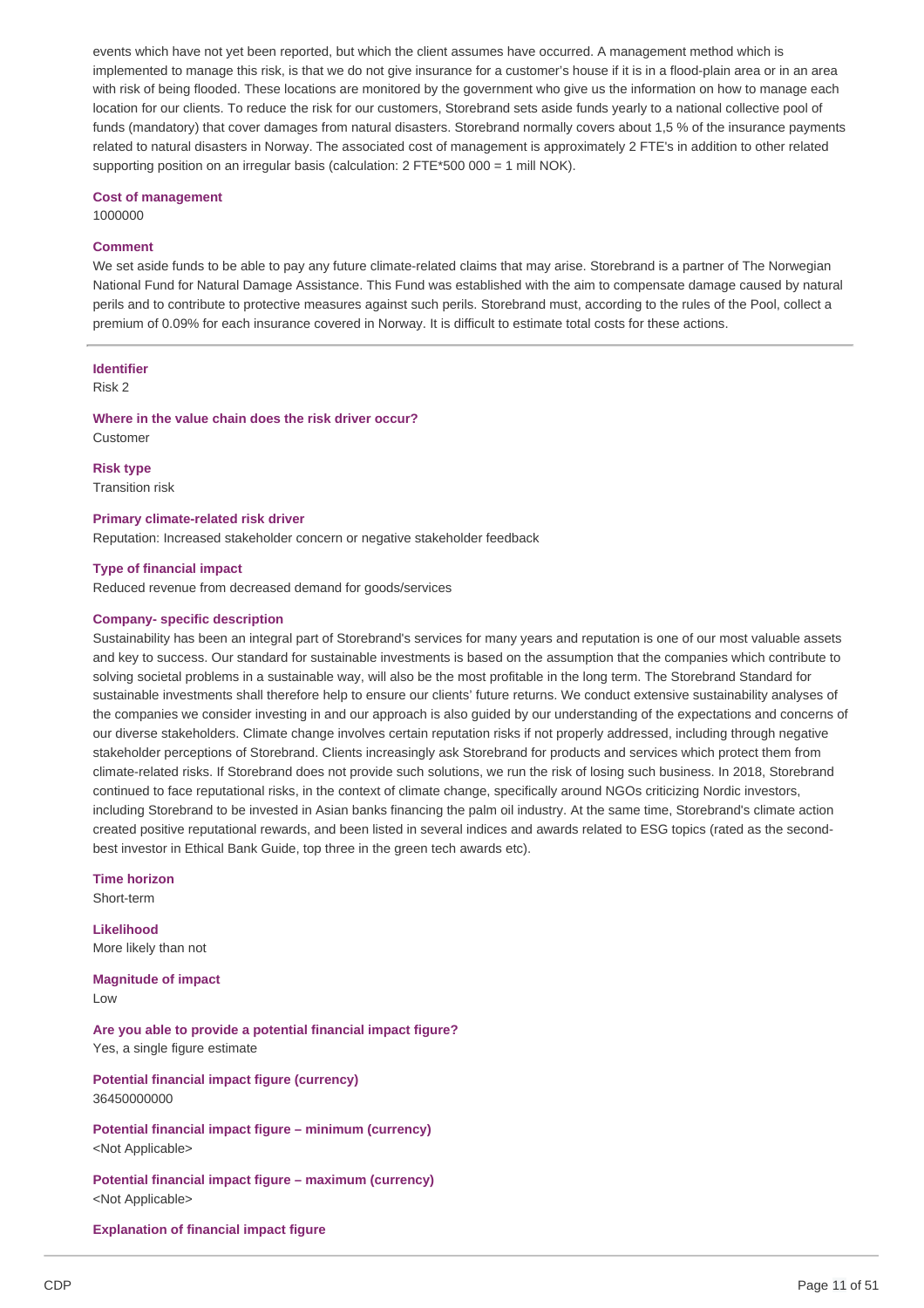events which have not yet been reported, but which the client assumes have occurred. A management method which is implemented to manage this risk, is that we do not give insurance for a customer's house if it is in a flood-plain area or in an area with risk of being flooded. These locations are monitored by the government who give us the information on how to manage each location for our clients. To reduce the risk for our customers, Storebrand sets aside funds yearly to a national collective pool of funds (mandatory) that cover damages from natural disasters. Storebrand normally covers about 1,5 % of the insurance payments related to natural disasters in Norway. The associated cost of management is approximately 2 FTE's in addition to other related supporting position on an irregular basis (calculation: 2 FTE*500 000 = 1 mill NOK).

**Cost of management**

1000000

**Comment**

We set aside funds to be able to pay any future climate-related claims that may arise. Storebrand is a partner of The Norwegian National Fund for Natural Damage Assistance. This Fund was established with the aim to compensate damage caused by natural perils and to contribute to protective measures against such perils. Storebrand must, according to the rules of the Pool, collect a premium of 0.09% for each insurance covered in Norway. It is difficult to estimate total costs for these actions.

---

**Identifier**

Risk 2

**Where in the value chain does the risk driver occur?**

Customer

**Risk type**

Transition risk

**Primary climate-related risk driver**

Reputation: Increased stakeholder concern or negative stakeholder feedback

**Type of financial impact**

Reduced revenue from decreased demand for goods/services

**Company- specific description**

Sustainability has been an integral part of Storebrand's services for many years and reputation is one of our most valuable assets and key to success. Our standard for sustainable investments is based on the assumption that the companies which contribute to solving societal problems in a sustainable way, will also be the most profitable in the long term. The Storebrand Standard for sustainable investments shall therefore help to ensure our clients' future returns. We conduct extensive sustainability analyses of the companies we consider investing in and our approach is also guided by our understanding of the expectations and concerns of our diverse stakeholders. Climate change involves certain reputation risks if not properly addressed, including through negative stakeholder perceptions of Storebrand. Clients increasingly ask Storebrand for products and services which protect them from climate-related risks. If Storebrand does not provide such solutions, we run the risk of losing such business. In 2018, Storebrand continued to face reputational risks, in the context of climate change, specifically around NGOs criticizing Nordic investors, including Storebrand to be invested in Asian banks financing the palm oil industry. At the same time, Storebrand's climate action created positive reputational rewards, and been listed in several indices and awards related to ESG topics (rated as the second-best investor in Ethical Bank Guide, top three in the green tech awards etc).

**Time horizon**

Short-term

**Likelihood**

More likely than not

**Magnitude of impact**

Low

**Are you able to provide a potential financial impact figure?**

Yes, a single figure estimate

**Potential financial impact figure (currency)**

36450000000

**Potential financial impact figure – minimum (currency)**

<Not Applicable>

**Potential financial impact figure – maximum (currency)**

<Not Applicable>

**Explanation of financial impact figure**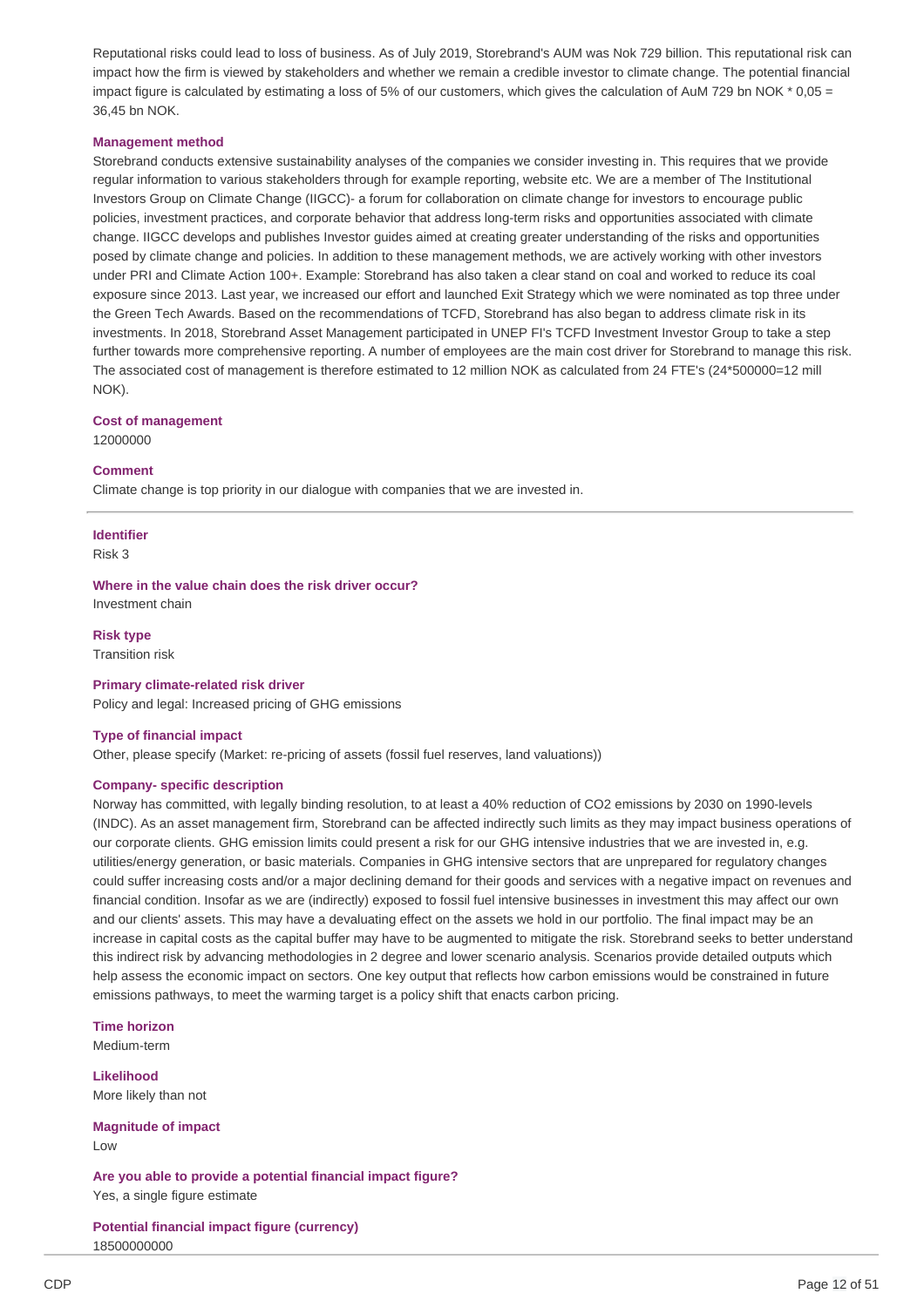Reputational risks could lead to loss of business. As of July 2019, Storebrand's AUM was Nok 729 billion. This reputational risk can impact how the firm is viewed by stakeholders and whether we remain a credible investor to climate change. The potential financial impact figure is calculated by estimating a loss of 5% of our customers, which gives the calculation of AuM 729 bn NOK * 0,05 = 36,45 bn NOK.

**Management method**

Storebrand conducts extensive sustainability analyses of the companies we consider investing in. This requires that we provide regular information to various stakeholders through for example reporting, website etc. We are a member of The Institutional Investors Group on Climate Change (IIGCC)- a forum for collaboration on climate change for investors to encourage public policies, investment practices, and corporate behavior that address long-term risks and opportunities associated with climate change. IIGCC develops and publishes Investor guides aimed at creating greater understanding of the risks and opportunities posed by climate change and policies. In addition to these management methods, we are actively working with other investors under PRI and Climate Action 100+. Example: Storebrand has also taken a clear stand on coal and worked to reduce its coal exposure since 2013. Last year, we increased our effort and launched Exit Strategy which we were nominated as top three under the Green Tech Awards. Based on the recommendations of TCFD, Storebrand has also began to address climate risk in its investments. In 2018, Storebrand Asset Management participated in UNEP FI's TCFD Investment Investor Group to take a step further towards more comprehensive reporting. A number of employees are the main cost driver for Storebrand to manage this risk. The associated cost of management is therefore estimated to 12 million NOK as calculated from 24 FTE's (24*500000=12 mill NOK).

**Cost of management**

12000000

**Comment**

Climate change is top priority in our dialogue with companies that we are invested in.

---

**Identifier**

Risk 3

**Where in the value chain does the risk driver occur?**

Investment chain

**Risk type**

Transition risk

**Primary climate-related risk driver**

Policy and legal: Increased pricing of GHG emissions

**Type of financial impact**

Other, please specify (Market: re-pricing of assets (fossil fuel reserves, land valuations))

**Company- specific description**

Norway has committed, with legally binding resolution, to at least a 40% reduction of $CO_2$ emissions by 2030 on 1990-levels (INDC). As an asset management firm, Storebrand can be affected indirectly such limits as they may impact business operations of our corporate clients. GHG emission limits could present a risk for our GHG intensive industries that we are invested in, e.g. utilities/energy generation, or basic materials. Companies in GHG intensive sectors that are unprepared for regulatory changes could suffer increasing costs and/or a major declining demand for their goods and services with a negative impact on revenues and financial condition. Insofar as we are (indirectly) exposed to fossil fuel intensive businesses in investment this may affect our own and our clients' assets. This may have a devaluating effect on the assets we hold in our portfolio. The final impact may be an increase in capital costs as the capital buffer may have to be augmented to mitigate the risk. Storebrand seeks to better understand this indirect risk by advancing methodologies in 2 degree and lower scenario analysis. Scenarios provide detailed outputs which help assess the economic impact on sectors. One key output that reflects how carbon emissions would be constrained in future emissions pathways, to meet the warming target is a policy shift that enacts carbon pricing.

**Time horizon**

Medium-term

**Likelihood**

More likely than not

**Magnitude of impact**

Low

**Are you able to provide a potential financial impact figure?**

Yes, a single figure estimate

**Potential financial impact figure (currency)**

18500000000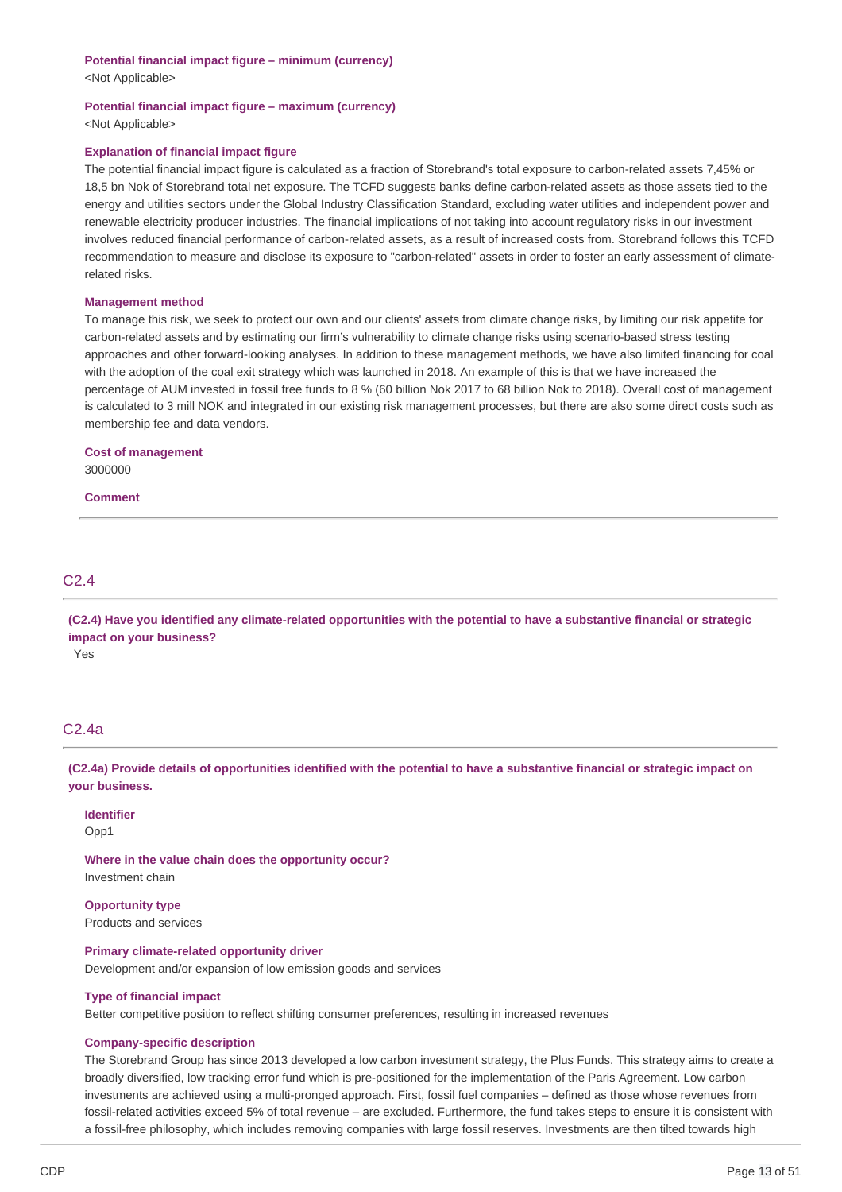**Potential financial impact figure – minimum (currency)**
<Not Applicable>

**Potential financial impact figure – maximum (currency)**
<Not Applicable>

**Explanation of financial impact figure**
The potential financial impact figure is calculated as a fraction of Storebrand's total exposure to carbon-related assets 7,45% or 18,5 bn Nok of Storebrand total net exposure. The TCFD suggests banks define carbon-related assets as those assets tied to the energy and utilities sectors under the Global Industry Classification Standard, excluding water utilities and independent power and renewable electricity producer industries. The financial implications of not taking into account regulatory risks in our investment involves reduced financial performance of carbon-related assets, as a result of increased costs from. Storebrand follows this TCFD recommendation to measure and disclose its exposure to "carbon-related" assets in order to foster an early assessment of climate-related risks.

**Management method**
To manage this risk, we seek to protect our own and our clients' assets from climate change risks, by limiting our risk appetite for carbon-related assets and by estimating our firm's vulnerability to climate change risks using scenario-based stress testing approaches and other forward-looking analyses. In addition to these management methods, we have also limited financing for coal with the adoption of the coal exit strategy which was launched in 2018. An example of this is that we have increased the percentage of AUM invested in fossil free funds to 8 % (60 billion Nok 2017 to 68 billion Nok to 2018). Overall cost of management is calculated to 3 mill NOK and integrated in our existing risk management processes, but there are also some direct costs such as membership fee and data vendors.

**Cost of management**
3000000

**Comment**

---

## C2.4

**(C2.4) Have you identified any climate-related opportunities with the potential to have a substantive financial or strategic impact on your business?**
Yes

## C2.4a

**(C2.4a) Provide details of opportunities identified with the potential to have a substantive financial or strategic impact on your business.**

**Identifier**
Opp1

**Where in the value chain does the opportunity occur?**
Investment chain

**Opportunity type**
Products and services

**Primary climate-related opportunity driver**
Development and/or expansion of low emission goods and services

**Type of financial impact**
Better competitive position to reflect shifting consumer preferences, resulting in increased revenues

**Company-specific description**
The Storebrand Group has since 2013 developed a low carbon investment strategy, the Plus Funds. This strategy aims to create a broadly diversified, low tracking error fund which is pre-positioned for the implementation of the Paris Agreement. Low carbon investments are achieved using a multi-pronged approach. First, fossil fuel companies – defined as those whose revenues from fossil-related activities exceed 5% of total revenue – are excluded. Furthermore, the fund takes steps to ensure it is consistent with a fossil-free philosophy, which includes removing companies with large fossil reserves. Investments are then tilted towards high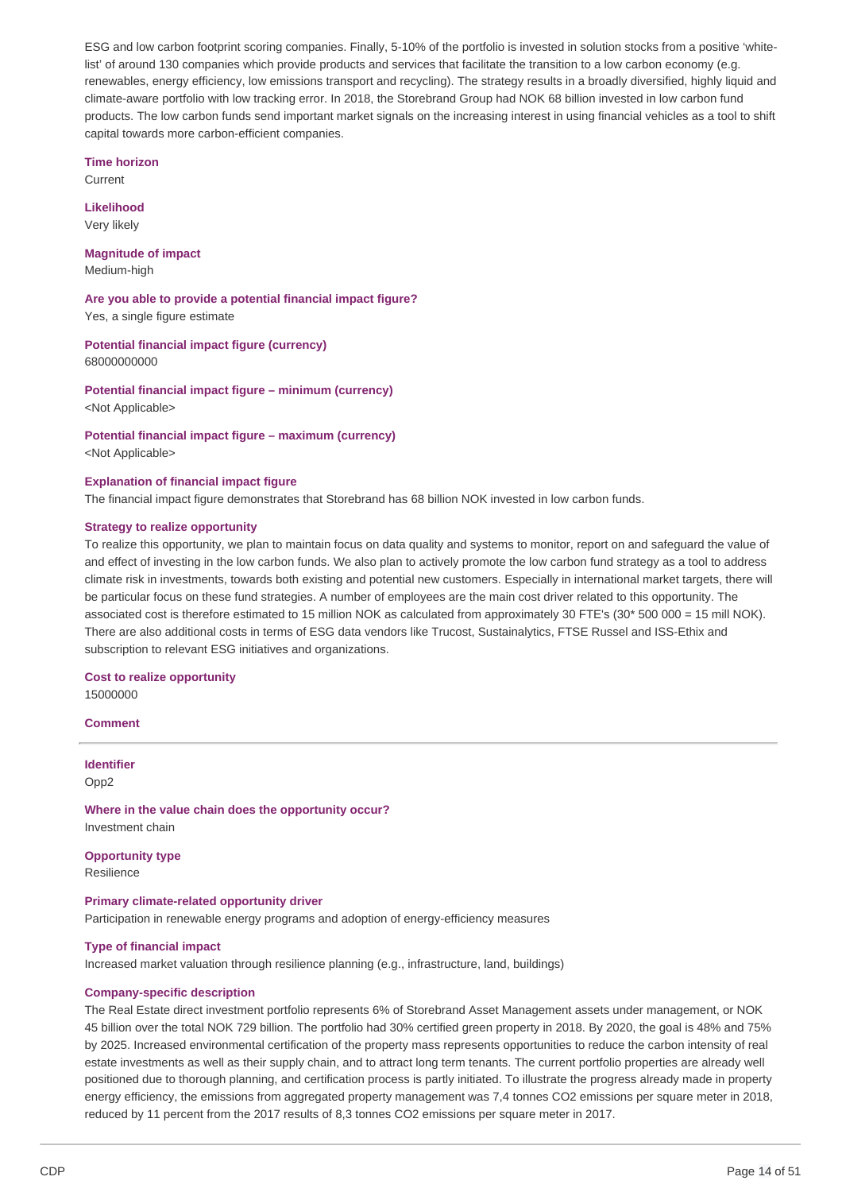ESG and low carbon footprint scoring companies. Finally, 5-10% of the portfolio is invested in solution stocks from a positive 'white-list' of around 130 companies which provide products and services that facilitate the transition to a low carbon economy (e.g. renewables, energy efficiency, low emissions transport and recycling). The strategy results in a broadly diversified, highly liquid and climate-aware portfolio with low tracking error. In 2018, the Storebrand Group had NOK 68 billion invested in low carbon fund products. The low carbon funds send important market signals on the increasing interest in using financial vehicles as a tool to shift capital towards more carbon-efficient companies.

**Time horizon**
Current

**Likelihood**
Very likely

**Magnitude of impact**
Medium-high

**Are you able to provide a potential financial impact figure?**
Yes, a single figure estimate

**Potential financial impact figure (currency)**
68000000000

**Potential financial impact figure – minimum (currency)**
<Not Applicable>

**Potential financial impact figure – maximum (currency)**
<Not Applicable>

**Explanation of financial impact figure**
The financial impact figure demonstrates that Storebrand has 68 billion NOK invested in low carbon funds.

**Strategy to realize opportunity**
To realize this opportunity, we plan to maintain focus on data quality and systems to monitor, report on and safeguard the value of and effect of investing in the low carbon funds. We also plan to actively promote the low carbon fund strategy as a tool to address climate risk in investments, towards both existing and potential new customers. Especially in international market targets, there will be particular focus on these fund strategies. A number of employees are the main cost driver related to this opportunity. The associated cost is therefore estimated to 15 million NOK as calculated from approximately 30 FTE's (30* 500 000 = 15 mill NOK). There are also additional costs in terms of ESG data vendors like Trucost, Sustainalytics, FTSE Russel and ISS-Ethix and subscription to relevant ESG initiatives and organizations.

**Cost to realize opportunity**
15000000

**Comment**

---

**Identifier**
Opp2

**Where in the value chain does the opportunity occur?**
Investment chain

**Opportunity type**
Resilience

**Primary climate-related opportunity driver**
Participation in renewable energy programs and adoption of energy-efficiency measures

**Type of financial impact**
Increased market valuation through resilience planning (e.g., infrastructure, land, buildings)

**Company-specific description**
The Real Estate direct investment portfolio represents 6% of Storebrand Asset Management assets under management, or NOK 45 billion over the total NOK 729 billion. The portfolio had 30% certified green property in 2018. By 2020, the goal is 48% and 75% by 2025. Increased environmental certification of the property mass represents opportunities to reduce the carbon intensity of real estate investments as well as their supply chain, and to attract long term tenants. The current portfolio properties are already well positioned due to thorough planning, and certification process is partly initiated. To illustrate the progress already made in property energy efficiency, the emissions from aggregated property management was 7,4 tonnes $CO_2$ emissions per square meter in 2018, reduced by 11 percent from the 2017 results of 8,3 tonnes $CO_2$ emissions per square meter in 2017.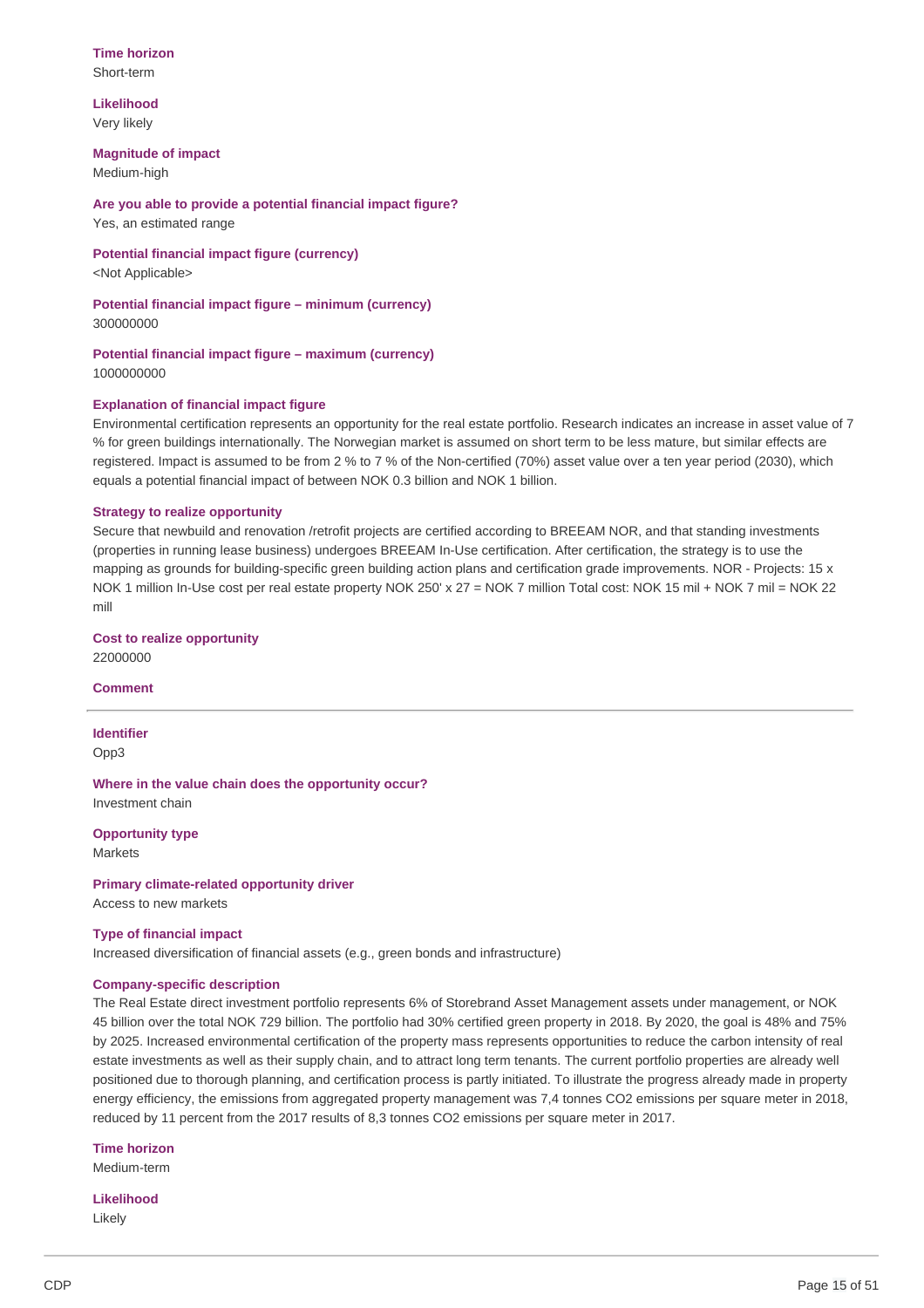**Time horizon**
Short-term

**Likelihood**
Very likely

**Magnitude of impact**
Medium-high

**Are you able to provide a potential financial impact figure?**
Yes, an estimated range

**Potential financial impact figure (currency)**
<Not Applicable>

**Potential financial impact figure – minimum (currency)**
300000000

**Potential financial impact figure – maximum (currency)**
1000000000

**Explanation of financial impact figure**
Environmental certification represents an opportunity for the real estate portfolio. Research indicates an increase in asset value of 7 % for green buildings internationally. The Norwegian market is assumed on short term to be less mature, but similar effects are registered. Impact is assumed to be from 2 % to 7 % of the Non-certified (70%) asset value over a ten year period (2030), which equals a potential financial impact of between NOK 0.3 billion and NOK 1 billion.

**Strategy to realize opportunity**
Secure that newbuild and renovation /retrofit projects are certified according to BREEAM NOR, and that standing investments (properties in running lease business) undergoes BREEAM In-Use certification. After certification, the strategy is to use the mapping as grounds for building-specific green building action plans and certification grade improvements. NOR - Projects: 15 x NOK 1 million In-Use cost per real estate property NOK 250' x 27 = NOK 7 million Total cost: NOK 15 mil + NOK 7 mil = NOK 22 mill

**Cost to realize opportunity**
22000000

**Comment**

---

**Identifier**
Opp3

**Where in the value chain does the opportunity occur?**
Investment chain

**Opportunity type**
Markets

**Primary climate-related opportunity driver**
Access to new markets

**Type of financial impact**
Increased diversification of financial assets (e.g., green bonds and infrastructure)

**Company-specific description**
The Real Estate direct investment portfolio represents 6% of Storebrand Asset Management assets under management, or NOK 45 billion over the total NOK 729 billion. The portfolio had 30% certified green property in 2018. By 2020, the goal is 48% and 75% by 2025. Increased environmental certification of the property mass represents opportunities to reduce the carbon intensity of real estate investments as well as their supply chain, and to attract long term tenants. The current portfolio properties are already well positioned due to thorough planning, and certification process is partly initiated. To illustrate the progress already made in property energy efficiency, the emissions from aggregated property management was 7,4 tonnes CO2 emissions per square meter in 2018, reduced by 11 percent from the 2017 results of 8,3 tonnes CO2 emissions per square meter in 2017.

**Time horizon**
Medium-term

**Likelihood**
Likely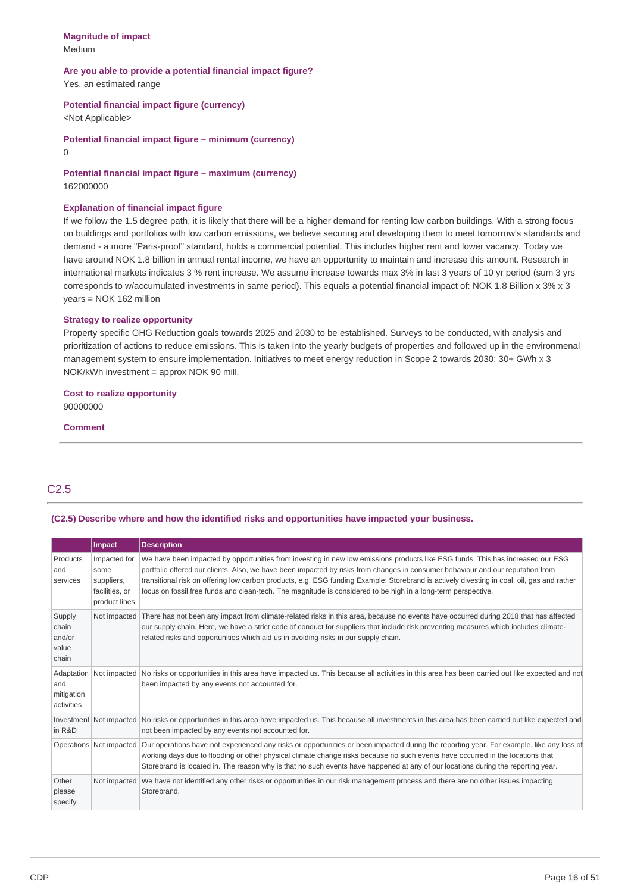**Magnitude of impact**
Medium

**Are you able to provide a potential financial impact figure?**
Yes, an estimated range

**Potential financial impact figure (currency)**
<Not Applicable>

**Potential financial impact figure – minimum (currency)**
0

**Potential financial impact figure – maximum (currency)**
162000000

**Explanation of financial impact figure**
If we follow the 1.5 degree path, it is likely that there will be a higher demand for renting low carbon buildings. With a strong focus on buildings and portfolios with low carbon emissions, we believe securing and developing them to meet tomorrow's standards and demand - a more "Paris-proof" standard, holds a commercial potential. This includes higher rent and lower vacancy. Today we have around NOK 1.8 billion in annual rental income, we have an opportunity to maintain and increase this amount. Research in international markets indicates 3 % rent increase. We assume increase towards max 3% in last 3 years of 10 yr period (sum 3 yrs corresponds to w/accumulated investments in same period). This equals a potential financial impact of: NOK 1.8 Billion x 3% x 3 years = NOK 162 million

**Strategy to realize opportunity**
Property specific GHG Reduction goals towards 2025 and 2030 to be established. Surveys to be conducted, with analysis and prioritization of actions to reduce emissions. This is taken into the yearly budgets of properties and followed up in the environmenal management system to ensure implementation. Initiatives to meet energy reduction in Scope 2 towards 2030: 30+ GWh x 3 NOK/kWh investment = approx NOK 90 mill.

**Cost to realize opportunity**
90000000

**Comment**

## C2.5

**(C2.5) Describe where and how the identified risks and opportunities have impacted your business.**

| | Impact | Description |
|---|---|---|
| Products and services | Impacted for some suppliers, facilities, or product lines | We have been impacted by opportunities from investing in new low emissions products like ESG funds. This has increased our ESG portfolio offered our clients. Also, we have been impacted by risks from changes in consumer behaviour and our reputation from transitional risk on offering low carbon products, e.g. ESG funding Example: Storebrand is actively divesting in coal, oil, gas and rather focus on fossil free funds and clean-tech. The magnitude is considered to be high in a long-term perspective. |
| Supply chain and/or value chain | Not impacted | There has not been any impact from climate-related risks in this area, because no events have occurred during 2018 that has affected our supply chain. Here, we have a strict code of conduct for suppliers that include risk preventing measures which includes climate-related risks and opportunities which aid us in avoiding risks in our supply chain. |
| Adaptation and mitigation activities | Not impacted | No risks or opportunities in this area have impacted us. This because all activities in this area has been carried out like expected and not been impacted by any events not accounted for. |
| Investment in R&D | Not impacted | No risks or opportunities in this area have impacted us. This because all investments in this area has been carried out like expected and not been impacted by any events not accounted for. |
| Operations | Not impacted | Our operations have not experienced any risks or opportunities or been impacted during the reporting year. For example, like any loss of working days due to flooding or other physical climate change risks because no such events have occurred in the locations that Storebrand is located in. The reason why is that no such events have happened at any of our locations during the reporting year. |
| Other, please specify | Not impacted | We have not identified any other risks or opportunities in our risk management process and there are no other issues impacting Storebrand. |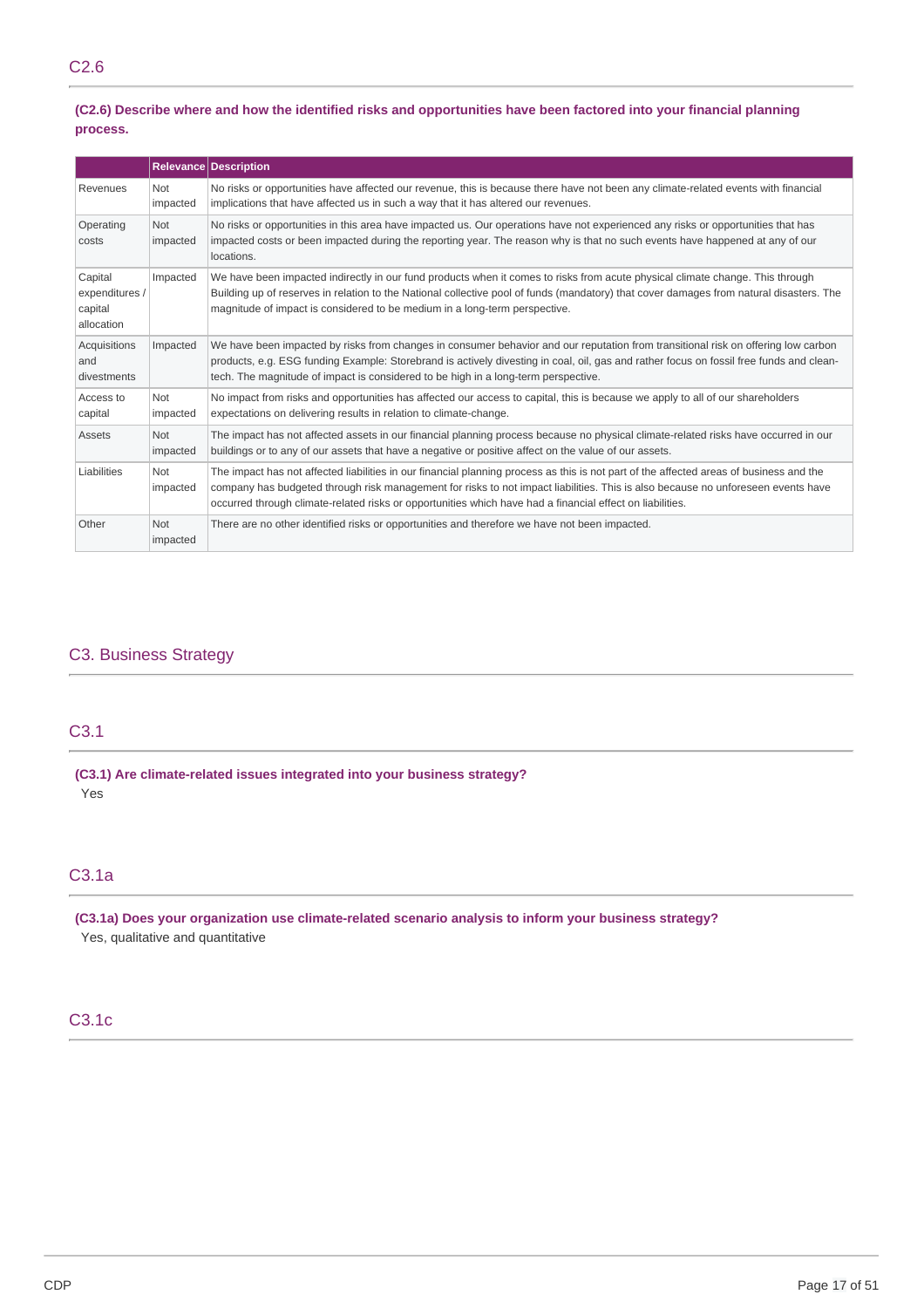## C2.6

**(C2.6) Describe where and how the identified risks and opportunities have been factored into your financial planning process.**

| | Relevance | Description |
|---|---|---|
| Revenues | Not impacted | No risks or opportunities have affected our revenue, this is because there have not been any climate-related events with financial implications that have affected us in such a way that it has altered our revenues. |
| Operating costs | Not impacted | No risks or opportunities in this area have impacted us. Our operations have not experienced any risks or opportunities that has impacted costs or been impacted during the reporting year. The reason why is that no such events have happened at any of our locations. |
| Capital expenditures / capital allocation | Impacted | We have been impacted indirectly in our fund products when it comes to risks from acute physical climate change. This through Building up of reserves in relation to the National collective pool of funds (mandatory) that cover damages from natural disasters. The magnitude of impact is considered to be medium in a long-term perspective. |
| Acquisitions and divestments | Impacted | We have been impacted by risks from changes in consumer behavior and our reputation from transitional risk on offering low carbon products, e.g. ESG funding Example: Storebrand is actively divesting in coal, oil, gas and rather focus on fossil free funds and clean-tech. The magnitude of impact is considered to be high in a long-term perspective. |
| Access to capital | Not impacted | No impact from risks and opportunities has affected our access to capital, this is because we apply to all of our shareholders expectations on delivering results in relation to climate-change. |
| Assets | Not impacted | The impact has not affected assets in our financial planning process because no physical climate-related risks have occurred in our buildings or to any of our assets that have a negative or positive affect on the value of our assets. |
| Liabilities | Not impacted | The impact has not affected liabilities in our financial planning process as this is not part of the affected areas of business and the company has budgeted through risk management for risks to not impact liabilities. This is also because no unforeseen events have occurred through climate-related risks or opportunities which have had a financial effect on liabilities. |
| Other | Not impacted | There are no other identified risks or opportunities and therefore we have not been impacted. |

# C3. Business Strategy

## C3.1

**(C3.1) Are climate-related issues integrated into your business strategy?**

Yes

## C3.1a

**(C3.1a) Does your organization use climate-related scenario analysis to inform your business strategy?**

Yes, qualitative and quantitative

## C3.1c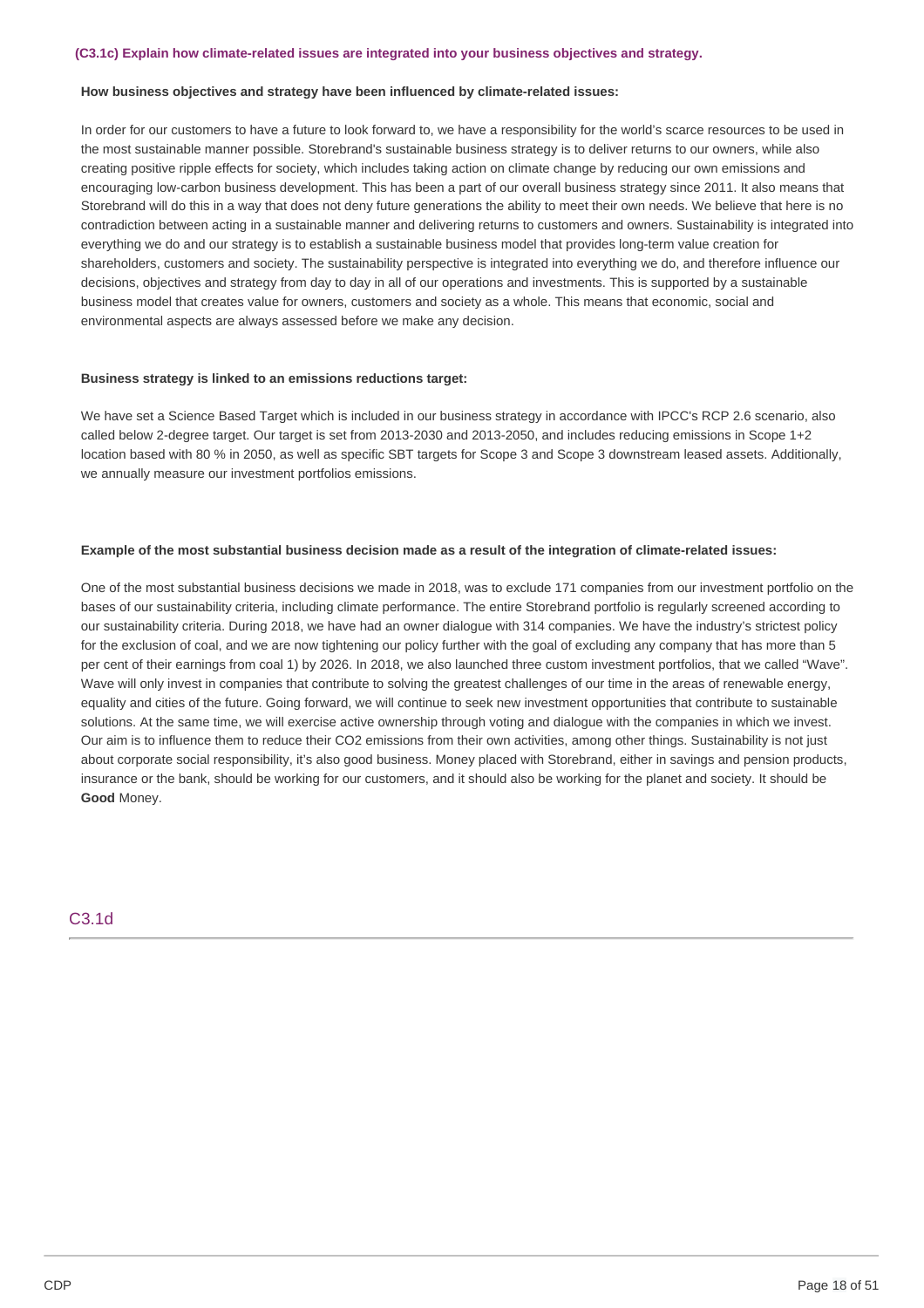**(C3.1c) Explain how climate-related issues are integrated into your business objectives and strategy.**

**How business objectives and strategy have been influenced by climate-related issues:**

In order for our customers to have a future to look forward to, we have a responsibility for the world's scarce resources to be used in the most sustainable manner possible. Storebrand's sustainable business strategy is to deliver returns to our owners, while also creating positive ripple effects for society, which includes taking action on climate change by reducing our own emissions and encouraging low-carbon business development. This has been a part of our overall business strategy since 2011. It also means that Storebrand will do this in a way that does not deny future generations the ability to meet their own needs. We believe that here is no contradiction between acting in a sustainable manner and delivering returns to customers and owners. Sustainability is integrated into everything we do and our strategy is to establish a sustainable business model that provides long-term value creation for shareholders, customers and society. The sustainability perspective is integrated into everything we do, and therefore influence our decisions, objectives and strategy from day to day in all of our operations and investments. This is supported by a sustainable business model that creates value for owners, customers and society as a whole. This means that economic, social and environmental aspects are always assessed before we make any decision.

**Business strategy is linked to an emissions reductions target:**

We have set a Science Based Target which is included in our business strategy in accordance with IPCC's RCP 2.6 scenario, also called below 2-degree target. Our target is set from 2013-2030 and 2013-2050, and includes reducing emissions in Scope 1+2 location based with 80 % in 2050, as well as specific SBT targets for Scope 3 and Scope 3 downstream leased assets. Additionally, we annually measure our investment portfolios emissions.

**Example of the most substantial business decision made as a result of the integration of climate-related issues:**

One of the most substantial business decisions we made in 2018, was to exclude 171 companies from our investment portfolio on the bases of our sustainability criteria, including climate performance. The entire Storebrand portfolio is regularly screened according to our sustainability criteria. During 2018, we have had an owner dialogue with 314 companies. We have the industry's strictest policy for the exclusion of coal, and we are now tightening our policy further with the goal of excluding any company that has more than 5 per cent of their earnings from coal 1) by 2026. In 2018, we also launched three custom investment portfolios, that we called "Wave". Wave will only invest in companies that contribute to solving the greatest challenges of our time in the areas of renewable energy, equality and cities of the future. Going forward, we will continue to seek new investment opportunities that contribute to sustainable solutions. At the same time, we will exercise active ownership through voting and dialogue with the companies in which we invest. Our aim is to influence them to reduce their $CO_2$ emissions from their own activities, among other things. Sustainability is not just about corporate social responsibility, it's also good business. Money placed with Storebrand, either in savings and pension products, insurance or the bank, should be working for our customers, and it should also be working for the planet and society. It should be **Good** Money.

## C3.1d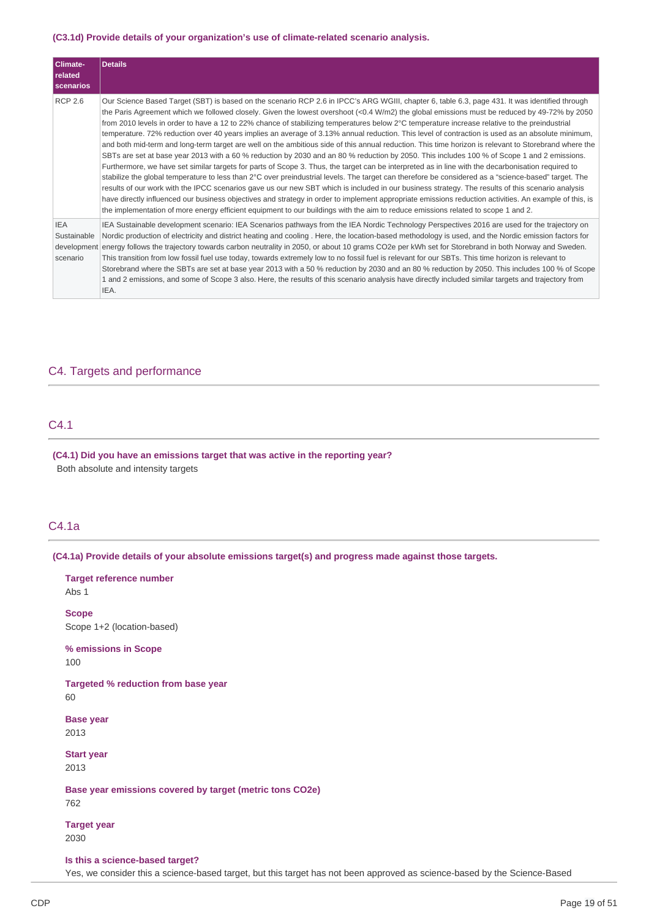**(C3.1d) Provide details of your organization's use of climate-related scenario analysis.**

| Climate-related scenarios | Details |
|---|---|
| RCP 2.6 | Our Science Based Target (SBT) is based on the scenario RCP 2.6 in IPCC's ARG WGIII, chapter 6, table 6.3, page 431. It was identified through the Paris Agreement which we followed closely. Given the lowest overshoot (<0.4 W/m2) the global emissions must be reduced by 49-72% by 2050 from 2010 levels in order to have a 12 to 22% chance of stabilizing temperatures below 2°C temperature increase relative to the preindustrial temperature. 72% reduction over 40 years implies an average of 3.13% annual reduction. This level of contraction is used as an absolute minimum, and both mid-term and long-term target are well on the ambitious side of this annual reduction. This time horizon is relevant to Storebrand where the SBTs are set at base year 2013 with a 60 % reduction by 2030 and an 80 % reduction by 2050. This includes 100 % of Scope 1 and 2 emissions. Furthermore, we have set similar targets for parts of Scope 3. Thus, the target can be interpreted as in line with the decarbonisation required to stabilize the global temperature to less than 2°C over preindustrial levels. The target can therefore be considered as a "science-based" target. The results of our work with the IPCC scenarios gave us our new SBT which is included in our business strategy. The results of this scenario analysis have directly influenced our business objectives and strategy in order to implement appropriate emissions reduction activities. An example of this, is the implementation of more energy efficient equipment to our buildings with the aim to reduce emissions related to scope 1 and 2. |
| IEA Sustainable development scenario | IEA Sustainable development scenario: IEA Scenarios pathways from the IEA Nordic Technology Perspectives 2016 are used for the trajectory on Nordic production of electricity and district heating and cooling . Here, the location-based methodology is used, and the Nordic emission factors for energy follows the trajectory towards carbon neutrality in 2050, or about 10 grams CO2e per kWh set for Storebrand in both Norway and Sweden. This transition from low fossil fuel use today, towards extremely low to no fossil fuel is relevant for our SBTs. This time horizon is relevant to Storebrand where the SBTs are set at base year 2013 with a 50 % reduction by 2030 and an 80 % reduction by 2050. This includes 100 % of Scope 1 and 2 emissions, and some of Scope 3 also. Here, the results of this scenario analysis have directly included similar targets and trajectory from IEA. |

## C4. Targets and performance

### C4.1

**(C4.1) Did you have an emissions target that was active in the reporting year?**

Both absolute and intensity targets

### C4.1a

**(C4.1a) Provide details of your absolute emissions target(s) and progress made against those targets.**

**Target reference number**
Abs 1

**Scope**
Scope 1+2 (location-based)

**% emissions in Scope**
100

**Targeted % reduction from base year**
60

**Base year**
2013

**Start year**
2013

**Base year emissions covered by target (metric tons CO2e)**
762

**Target year**
2030

**Is this a science-based target?**
Yes, we consider this a science-based target, but this target has not been approved as science-based by the Science-Based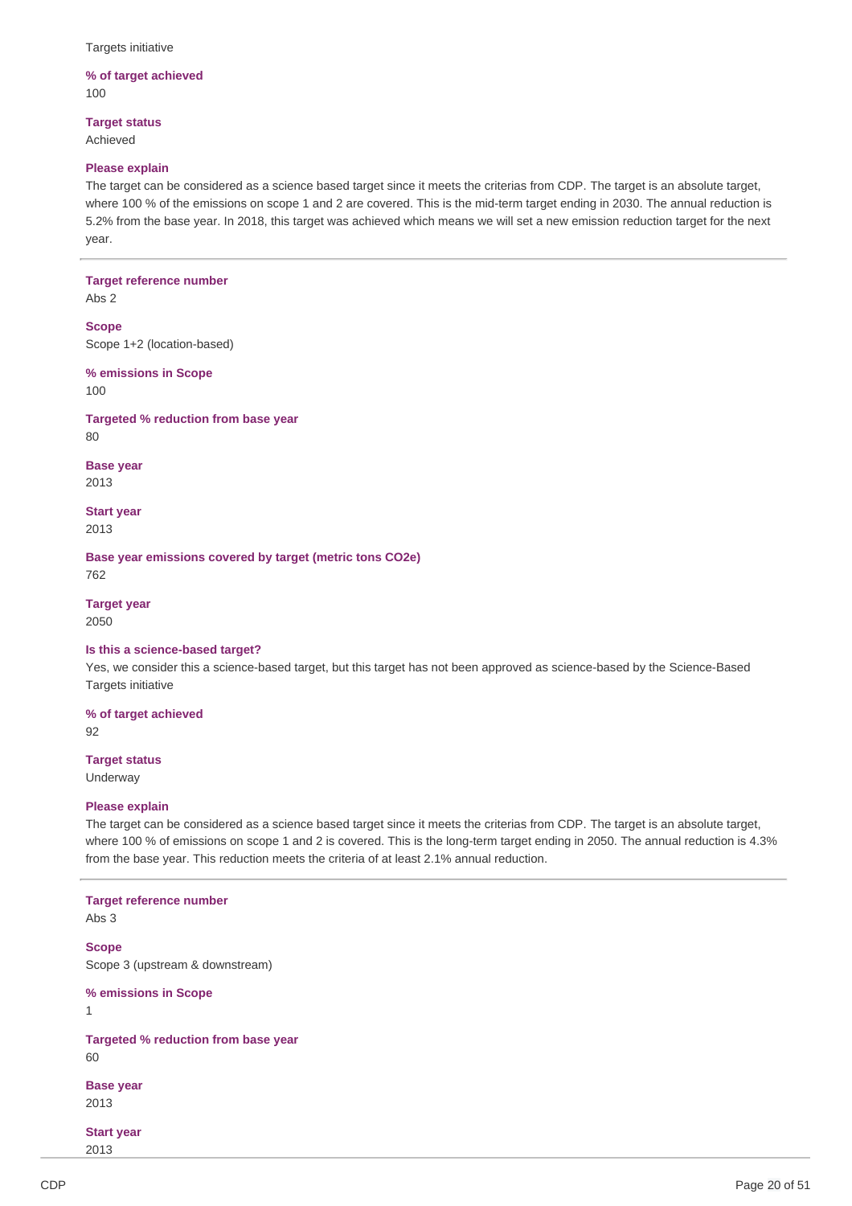Targets initiative

**% of target achieved**
100

**Target status**
Achieved

**Please explain**
The target can be considered as a science based target since it meets the criterias from CDP. The target is an absolute target, where 100 % of the emissions on scope 1 and 2 are covered. This is the mid-term target ending in 2030. The annual reduction is 5.2% from the base year. In 2018, this target was achieved which means we will set a new emission reduction target for the next year.

---

**Target reference number**
Abs 2

**Scope**
Scope 1+2 (location-based)

**% emissions in Scope**
100

**Targeted % reduction from base year**
80

**Base year**
2013

**Start year**
2013

**Base year emissions covered by target (metric tons CO2e)**
762

**Target year**
2050

**Is this a science-based target?**
Yes, we consider this a science-based target, but this target has not been approved as science-based by the Science-Based Targets initiative

**% of target achieved**
92

**Target status**
Underway

**Please explain**
The target can be considered as a science based target since it meets the criterias from CDP. The target is an absolute target, where 100 % of emissions on scope 1 and 2 is covered. This is the long-term target ending in 2050. The annual reduction is 4.3% from the base year. This reduction meets the criteria of at least 2.1% annual reduction.

---

**Target reference number**
Abs 3

**Scope**
Scope 3 (upstream & downstream)

**% emissions in Scope**
1

**Targeted % reduction from base year**
60

**Base year**
2013

**Start year**
2013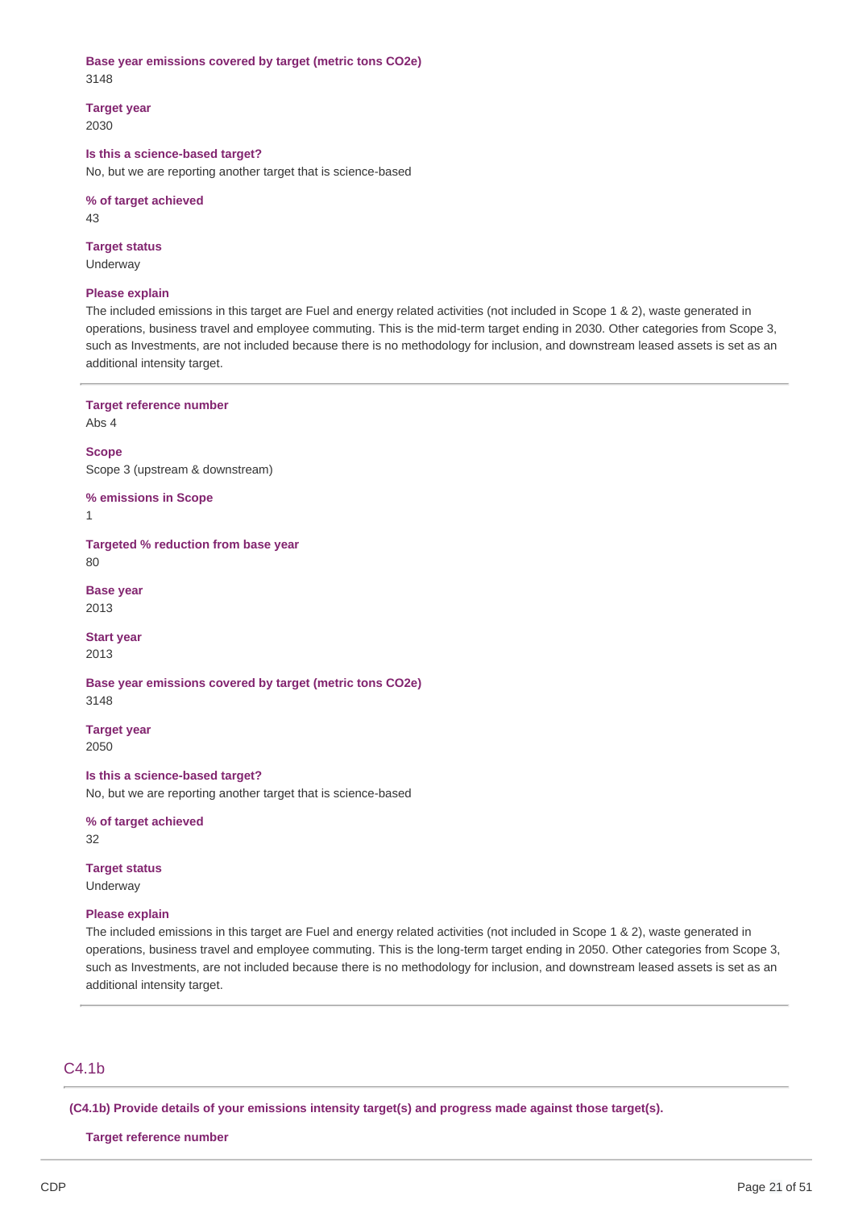**Base year emissions covered by target (metric tons CO2e)**
3148

**Target year**
2030

**Is this a science-based target?**
No, but we are reporting another target that is science-based

**% of target achieved**
43

**Target status**
Underway

**Please explain**
The included emissions in this target are Fuel and energy related activities (not included in Scope 1 & 2), waste generated in operations, business travel and employee commuting. This is the mid-term target ending in 2030. Other categories from Scope 3, such as Investments, are not included because there is no methodology for inclusion, and downstream leased assets is set as an additional intensity target.

---

**Target reference number**
Abs 4

**Scope**
Scope 3 (upstream & downstream)

**% emissions in Scope**
1

**Targeted % reduction from base year**
80

**Base year**
2013

**Start year**
2013

**Base year emissions covered by target (metric tons CO2e)**
3148

**Target year**
2050

**Is this a science-based target?**
No, but we are reporting another target that is science-based

**% of target achieved**
32

**Target status**
Underway

**Please explain**
The included emissions in this target are Fuel and energy related activities (not included in Scope 1 & 2), waste generated in operations, business travel and employee commuting. This is the long-term target ending in 2050. Other categories from Scope 3, such as Investments, are not included because there is no methodology for inclusion, and downstream leased assets is set as an additional intensity target.

---

## C4.1b

**(C4.1b) Provide details of your emissions intensity target(s) and progress made against those target(s).**

**Target reference number**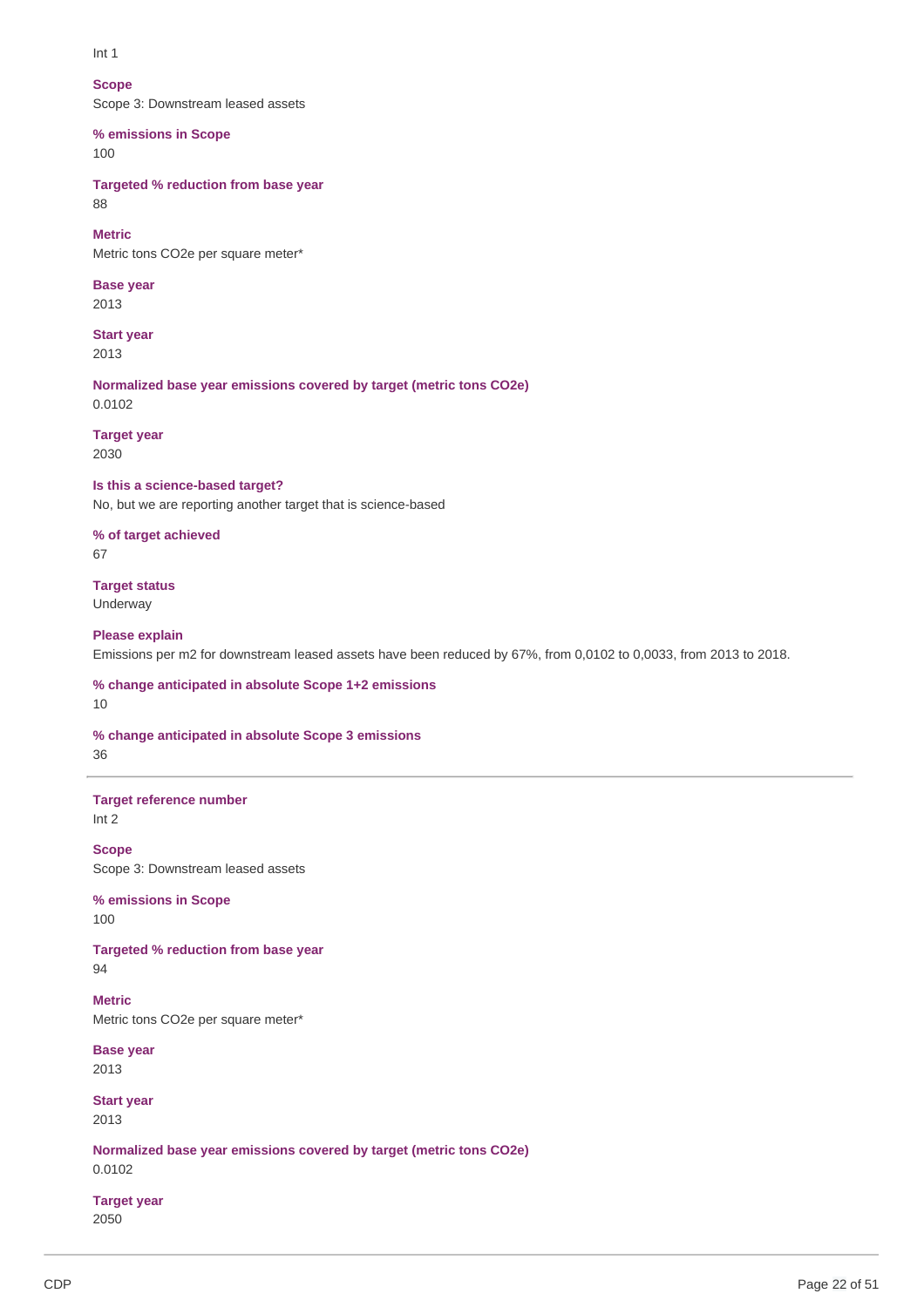Int 1

**Scope**
Scope 3: Downstream leased assets

**% emissions in Scope**
100

**Targeted % reduction from base year**
88

**Metric**
Metric tons CO2e per square meter*

**Base year**
2013

**Start year**
2013

**Normalized base year emissions covered by target (metric tons CO2e)**
0.0102

**Target year**
2030

**Is this a science-based target?**
No, but we are reporting another target that is science-based

**% of target achieved**
67

**Target status**
Underway

**Please explain**
Emissions per m2 for downstream leased assets have been reduced by 67%, from 0,0102 to 0,0033, from 2013 to 2018.

**% change anticipated in absolute Scope 1+2 emissions**
10

**% change anticipated in absolute Scope 3 emissions**
36

---

**Target reference number**
Int 2

**Scope**
Scope 3: Downstream leased assets

**% emissions in Scope**
100

**Targeted % reduction from base year**
94

**Metric**
Metric tons CO2e per square meter*

**Base year**
2013

**Start year**
2013

**Normalized base year emissions covered by target (metric tons CO2e)**
0.0102

**Target year**
2050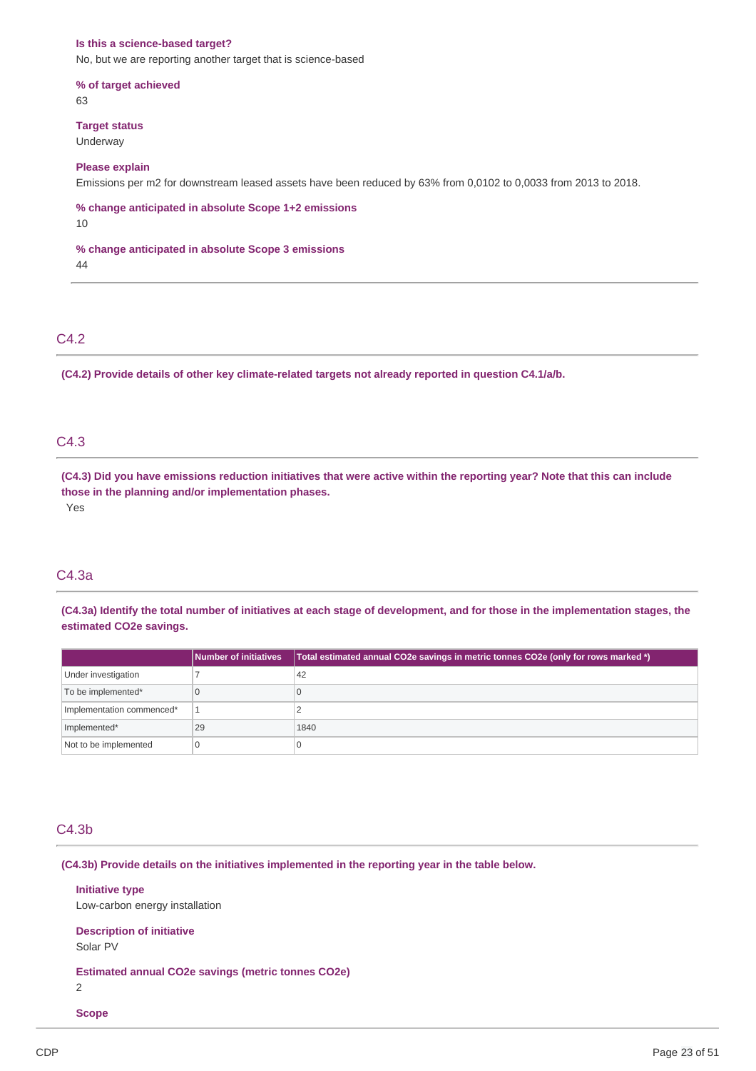**Is this a science-based target?**
No, but we are reporting another target that is science-based

**% of target achieved**
63

**Target status**
Underway

**Please explain**
Emissions per m2 for downstream leased assets have been reduced by 63% from 0,0102 to 0,0033 from 2013 to 2018.

**% change anticipated in absolute Scope 1+2 emissions**
10

**% change anticipated in absolute Scope 3 emissions**
44

## C4.2

**(C4.2) Provide details of other key climate-related targets not already reported in question C4.1/a/b.**

## C4.3

**(C4.3) Did you have emissions reduction initiatives that were active within the reporting year? Note that this can include those in the planning and/or implementation phases.**

Yes

## C4.3a

**(C4.3a) Identify the total number of initiatives at each stage of development, and for those in the implementation stages, the estimated CO2e savings.**

| | Number of initiatives | Total estimated annual CO2e savings in metric tonnes CO2e (only for rows marked *) |
|---|---|---|
| Under investigation | 7 | 42 |
| To be implemented* | 0 | 0 |
| Implementation commenced* | 1 | 2 |
| Implemented* | 29 | 1840 |
| Not to be implemented | 0 | 0 |

## C4.3b

**(C4.3b) Provide details on the initiatives implemented in the reporting year in the table below.**

**Initiative type**
Low-carbon energy installation

**Description of initiative**
Solar PV

**Estimated annual CO2e savings (metric tonnes CO2e)**
2

**Scope**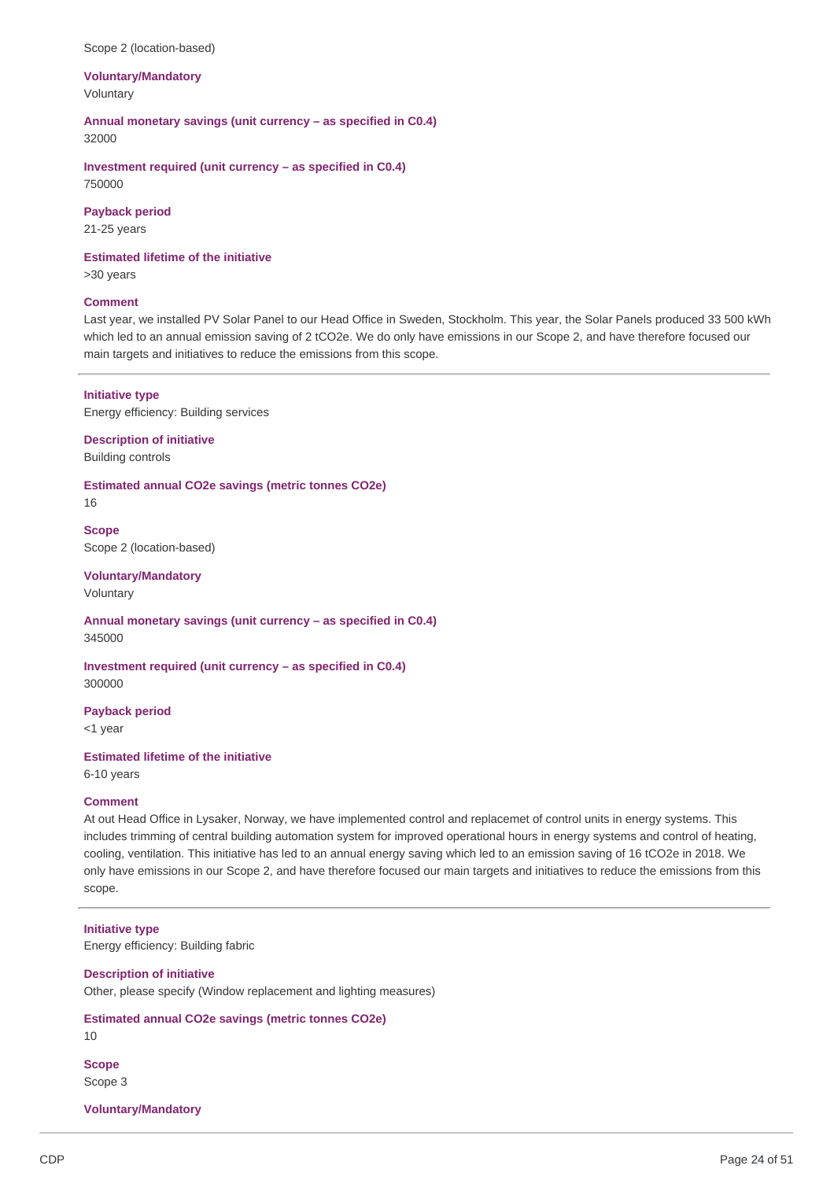Scope 2 (location-based)

**Voluntary/Mandatory**
Voluntary

**Annual monetary savings (unit currency – as specified in C0.4)**
32000

**Investment required (unit currency – as specified in C0.4)**
750000

**Payback period**
21-25 years

**Estimated lifetime of the initiative**
>30 years

**Comment**
Last year, we installed PV Solar Panel to our Head Office in Sweden, Stockholm. This year, the Solar Panels produced 33 500 kWh which led to an annual emission saving of 2 tCO2e. We do only have emissions in our Scope 2, and have therefore focused our main targets and initiatives to reduce the emissions from this scope.

---

**Initiative type**
Energy efficiency: Building services

**Description of initiative**
Building controls

**Estimated annual CO2e savings (metric tonnes CO2e)**
16

**Scope**
Scope 2 (location-based)

**Voluntary/Mandatory**
Voluntary

**Annual monetary savings (unit currency – as specified in C0.4)**
345000

**Investment required (unit currency – as specified in C0.4)**
300000

**Payback period**
<1 year

**Estimated lifetime of the initiative**
6-10 years

**Comment**
At out Head Office in Lysaker, Norway, we have implemented control and replacemet of control units in energy systems. This includes trimming of central building automation system for improved operational hours in energy systems and control of heating, cooling, ventilation. This initiative has led to an annual energy saving which led to an emission saving of 16 tCO2e in 2018. We only have emissions in our Scope 2, and have therefore focused our main targets and initiatives to reduce the emissions from this scope.

---

**Initiative type**
Energy efficiency: Building fabric

**Description of initiative**
Other, please specify (Window replacement and lighting measures)

**Estimated annual CO2e savings (metric tonnes CO2e)**
10

**Scope**
Scope 3

**Voluntary/Mandatory**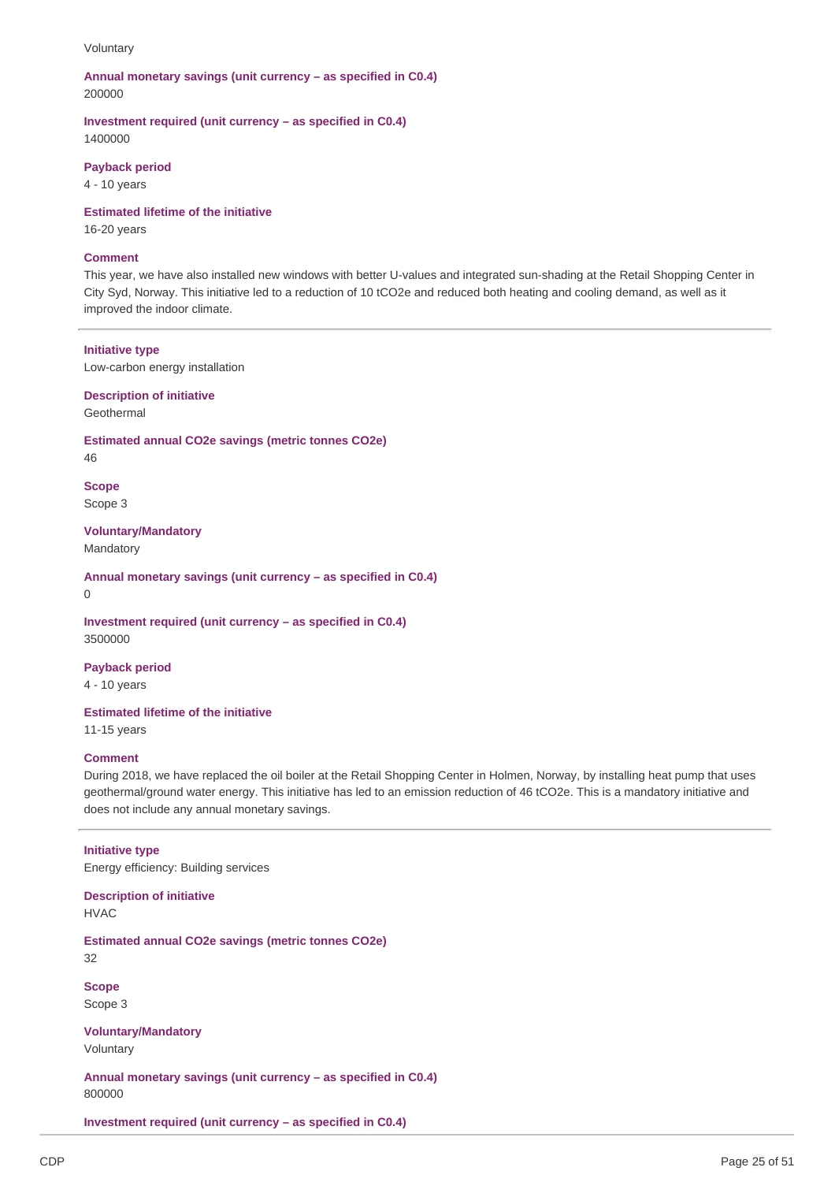Voluntary

**Annual monetary savings (unit currency – as specified in C0.4)**
200000

**Investment required (unit currency – as specified in C0.4)**
1400000

**Payback period**
4 - 10 years

**Estimated lifetime of the initiative**
16-20 years

**Comment**
This year, we have also installed new windows with better U-values and integrated sun-shading at the Retail Shopping Center in City Syd, Norway. This initiative led to a reduction of 10 tCO2e and reduced both heating and cooling demand, as well as it improved the indoor climate.

---

**Initiative type**
Low-carbon energy installation

**Description of initiative**
Geothermal

**Estimated annual CO2e savings (metric tonnes CO2e)**
46

**Scope**
Scope 3

**Voluntary/Mandatory**
Mandatory

**Annual monetary savings (unit currency – as specified in C0.4)**
0

**Investment required (unit currency – as specified in C0.4)**
3500000

**Payback period**
4 - 10 years

**Estimated lifetime of the initiative**
11-15 years

**Comment**
During 2018, we have replaced the oil boiler at the Retail Shopping Center in Holmen, Norway, by installing heat pump that uses geothermal/ground water energy. This initiative has led to an emission reduction of 46 tCO2e. This is a mandatory initiative and does not include any annual monetary savings.

---

**Initiative type**
Energy efficiency: Building services

**Description of initiative**
HVAC

**Estimated annual CO2e savings (metric tonnes CO2e)**
32

**Scope**
Scope 3

**Voluntary/Mandatory**
Voluntary

**Annual monetary savings (unit currency – as specified in C0.4)**
800000

**Investment required (unit currency – as specified in C0.4)**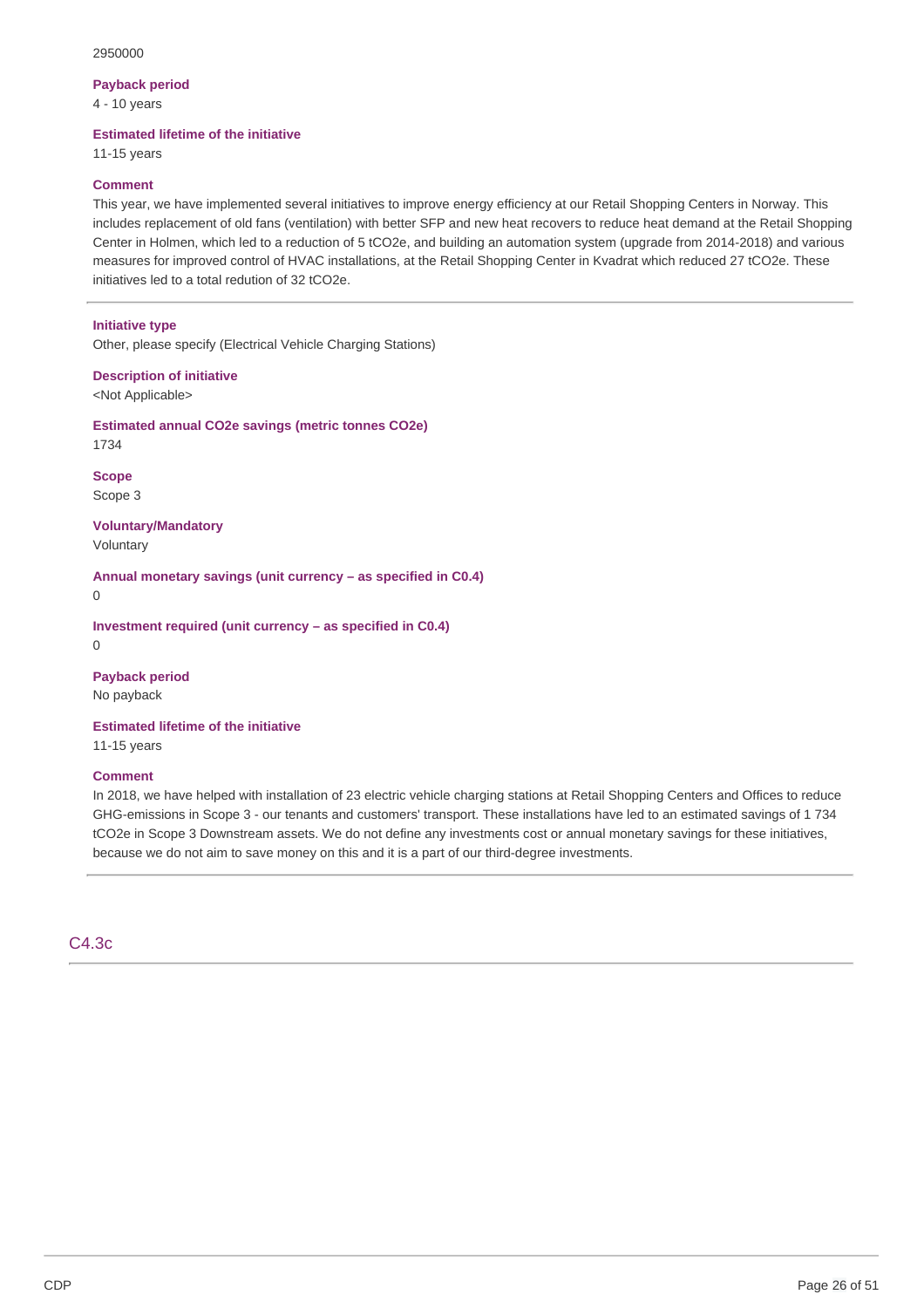2950000

**Payback period**

4 - 10 years

**Estimated lifetime of the initiative**

11-15 years

**Comment**

This year, we have implemented several initiatives to improve energy efficiency at our Retail Shopping Centers in Norway. This includes replacement of old fans (ventilation) with better SFP and new heat recovers to reduce heat demand at the Retail Shopping Center in Holmen, which led to a reduction of 5 tCO2e, and building an automation system (upgrade from 2014-2018) and various measures for improved control of HVAC installations, at the Retail Shopping Center in Kvadrat which reduced 27 tCO2e. These initiatives led to a total redution of 32 tCO2e.

---

**Initiative type**

Other, please specify (Electrical Vehicle Charging Stations)

**Description of initiative**

<Not Applicable>

**Estimated annual CO2e savings (metric tonnes CO2e)**

1734

**Scope**

Scope 3

**Voluntary/Mandatory**

Voluntary

**Annual monetary savings (unit currency – as specified in C0.4)**

0

**Investment required (unit currency – as specified in C0.4)**

0

**Payback period**

No payback

**Estimated lifetime of the initiative**

11-15 years

**Comment**

In 2018, we have helped with installation of 23 electric vehicle charging stations at Retail Shopping Centers and Offices to reduce GHG-emissions in Scope 3 - our tenants and customers' transport. These installations have led to an estimated savings of 1 734 tCO2e in Scope 3 Downstream assets. We do not define any investments cost or annual monetary savings for these initiatives, because we do not aim to save money on this and it is a part of our third-degree investments.

---

## C4.3c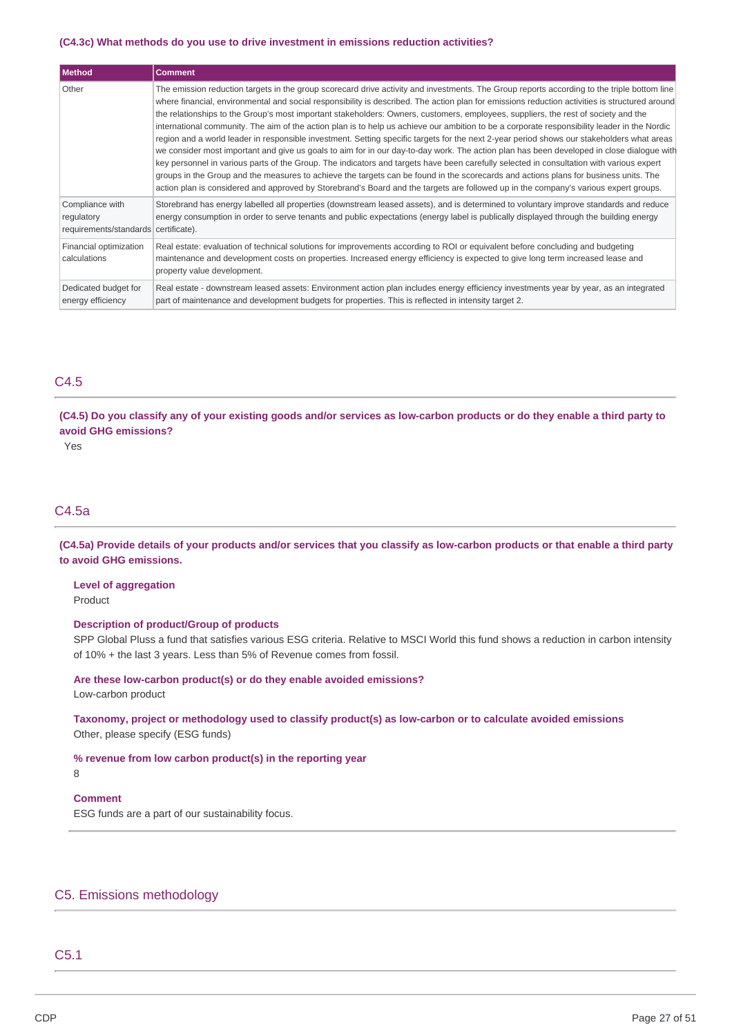**(C4.3c) What methods do you use to drive investment in emissions reduction activities?**

| Method | Comment |
| --- | --- |
| Other | The emission reduction targets in the group scorecard drive activity and investments. The Group reports according to the triple bottom line where financial, environmental and social responsibility is described. The action plan for emissions reduction activities is structured around the relationships to the Group's most important stakeholders: Owners, customers, employees, suppliers, the rest of society and the international community. The aim of the action plan is to help us achieve our ambition to be a corporate responsibility leader in the Nordic region and a world leader in responsible investment. Setting specific targets for the next 2-year period shows our stakeholders what areas we consider most important and give us goals to aim for in our day-to-day work. The action plan has been developed in close dialogue with key personnel in various parts of the Group. The indicators and targets have been carefully selected in consultation with various expert groups in the Group and the measures to achieve the targets can be found in the scorecards and actions plans for business units. The action plan is considered and approved by Storebrand's Board and the targets are followed up in the company's various expert groups. |
| Compliance with regulatory requirements/standards | Storebrand has energy labelled all properties (downstream leased assets), and is determined to voluntary improve standards and reduce energy consumption in order to serve tenants and public expectations (energy label is publically displayed through the building energy certificate). |
| Financial optimization calculations | Real estate: evaluation of technical solutions for improvements according to ROI or equivalent before concluding and budgeting maintenance and development costs on properties. Increased energy efficiency is expected to give long term increased lease and property value development. |
| Dedicated budget for energy efficiency | Real estate - downstream leased assets: Environment action plan includes energy efficiency investments year by year, as an integrated part of maintenance and development budgets for properties. This is reflected in intensity target 2. |

## C4.5

**(C4.5) Do you classify any of your existing goods and/or services as low-carbon products or do they enable a third party to avoid GHG emissions?**

Yes

## C4.5a

**(C4.5a) Provide details of your products and/or services that you classify as low-carbon products or that enable a third party to avoid GHG emissions.**

**Level of aggregation**
Product

**Description of product/Group of products**
SPP Global Pluss a fund that satisfies various ESG criteria. Relative to MSCI World this fund shows a reduction in carbon intensity of 10% + the last 3 years. Less than 5% of Revenue comes from fossil.

**Are these low-carbon product(s) or do they enable avoided emissions?**
Low-carbon product

**Taxonomy, project or methodology used to classify product(s) as low-carbon or to calculate avoided emissions**
Other, please specify (ESG funds)

**% revenue from low carbon product(s) in the reporting year**
8

**Comment**
ESG funds are a part of our sustainability focus.

# C5. Emissions methodology

## C5.1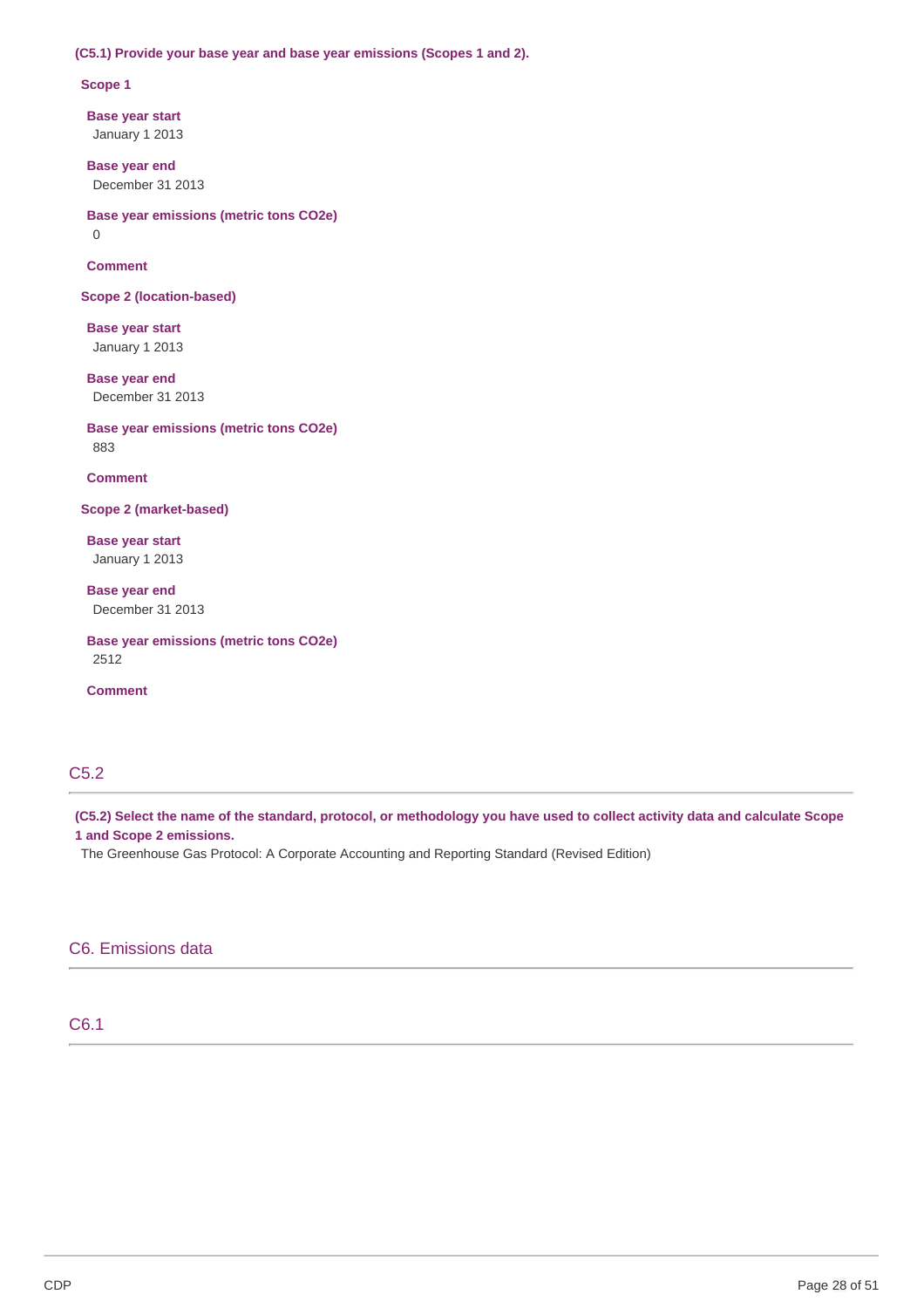**(C5.1) Provide your base year and base year emissions (Scopes 1 and 2).**

**Scope 1**

**Base year start**
January 1 2013

**Base year end**
December 31 2013

**Base year emissions (metric tons CO2e)**
0

**Comment**

**Scope 2 (location-based)**

**Base year start**
January 1 2013

**Base year end**
December 31 2013

**Base year emissions (metric tons CO2e)**
883

**Comment**

**Scope 2 (market-based)**

**Base year start**
January 1 2013

**Base year end**
December 31 2013

**Base year emissions (metric tons CO2e)**
2512

**Comment**

## C5.2

**(C5.2) Select the name of the standard, protocol, or methodology you have used to collect activity data and calculate Scope 1 and Scope 2 emissions.**

The Greenhouse Gas Protocol: A Corporate Accounting and Reporting Standard (Revised Edition)

# C6. Emissions data

## C6.1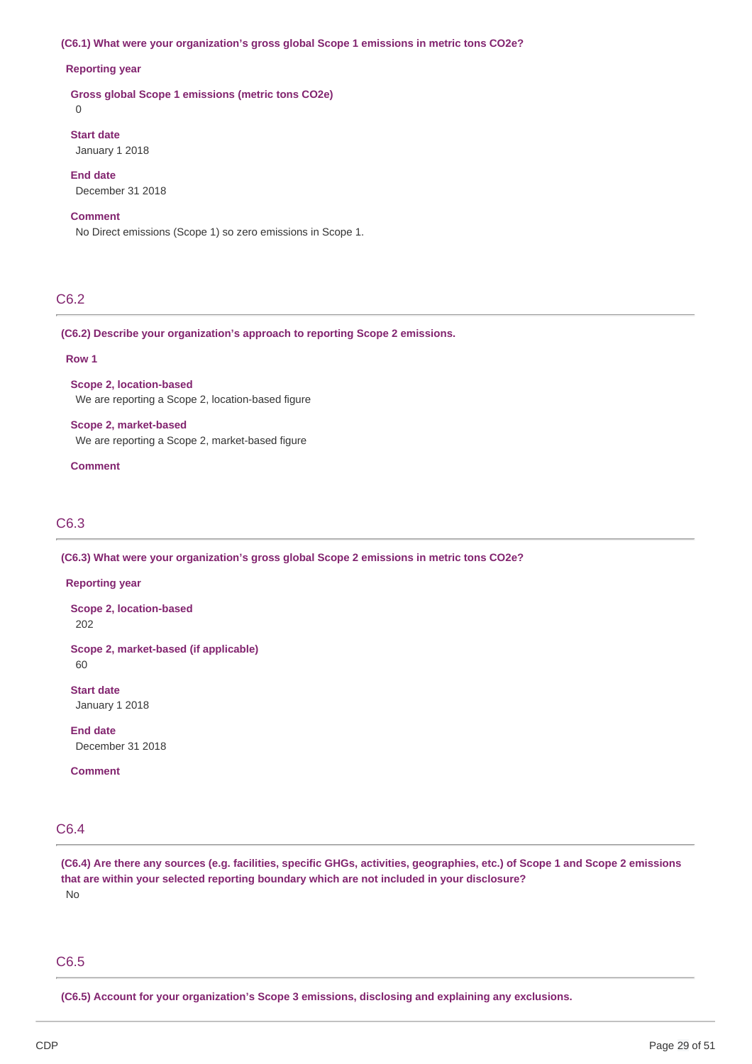**(C6.1) What were your organization's gross global Scope 1 emissions in metric tons CO2e?**

**Reporting year**

**Gross global Scope 1 emissions (metric tons CO2e)**

0

**Start date**

January 1 2018

**End date**

December 31 2018

**Comment**

No Direct emissions (Scope 1) so zero emissions in Scope 1.

## C6.2

**(C6.2) Describe your organization's approach to reporting Scope 2 emissions.**

**Row 1**

**Scope 2, location-based**

We are reporting a Scope 2, location-based figure

**Scope 2, market-based**

We are reporting a Scope 2, market-based figure

**Comment**

## C6.3

**(C6.3) What were your organization's gross global Scope 2 emissions in metric tons CO2e?**

**Reporting year**

**Scope 2, location-based**

202

**Scope 2, market-based (if applicable)**

60

**Start date**

January 1 2018

**End date**

December 31 2018

**Comment**

## C6.4

**(C6.4) Are there any sources (e.g. facilities, specific GHGs, activities, geographies, etc.) of Scope 1 and Scope 2 emissions that are within your selected reporting boundary which are not included in your disclosure?**

No

## C6.5

**(C6.5) Account for your organization's Scope 3 emissions, disclosing and explaining any exclusions.**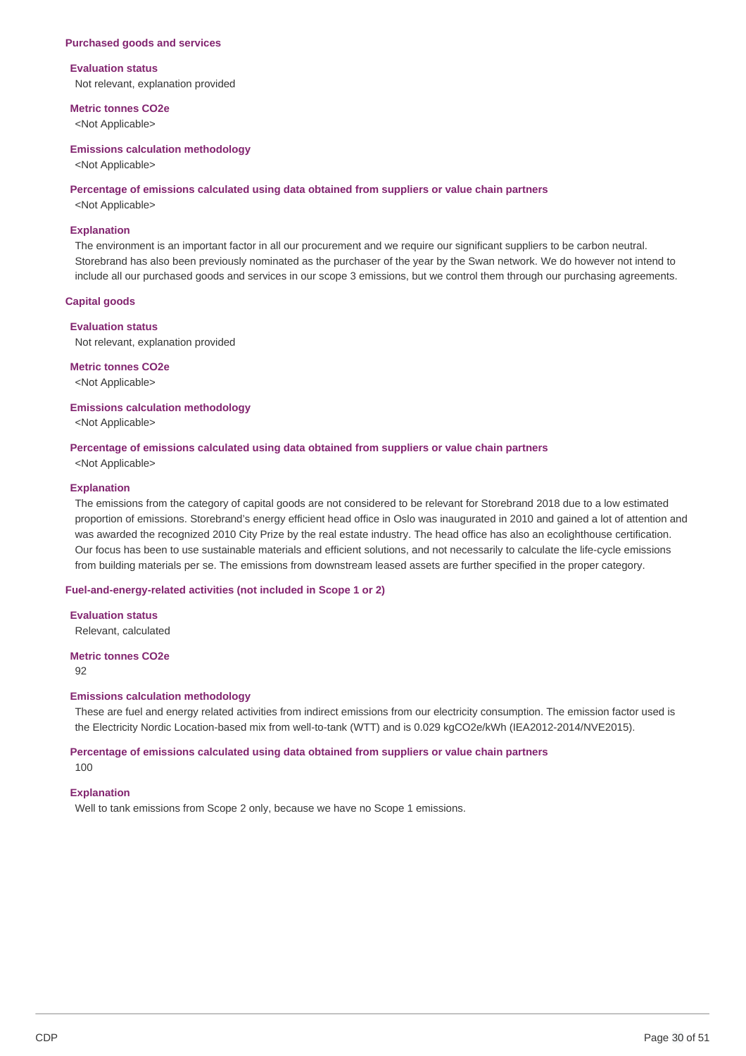### Purchased goods and services

**Evaluation status**

Not relevant, explanation provided

**Metric tonnes CO2e**

<Not Applicable>

**Emissions calculation methodology**

<Not Applicable>

**Percentage of emissions calculated using data obtained from suppliers or value chain partners**

<Not Applicable>

**Explanation**

The environment is an important factor in all our procurement and we require our significant suppliers to be carbon neutral. Storebrand has also been previously nominated as the purchaser of the year by the Swan network. We do however not intend to include all our purchased goods and services in our scope 3 emissions, but we control them through our purchasing agreements.

### Capital goods

**Evaluation status**

Not relevant, explanation provided

**Metric tonnes CO2e**

<Not Applicable>

**Emissions calculation methodology**

<Not Applicable>

**Percentage of emissions calculated using data obtained from suppliers or value chain partners**

<Not Applicable>

**Explanation**

The emissions from the category of capital goods are not considered to be relevant for Storebrand 2018 due to a low estimated proportion of emissions. Storebrand's energy efficient head office in Oslo was inaugurated in 2010 and gained a lot of attention and was awarded the recognized 2010 City Prize by the real estate industry. The head office has also an ecolighthouse certification. Our focus has been to use sustainable materials and efficient solutions, and not necessarily to calculate the life-cycle emissions from building materials per se. The emissions from downstream leased assets are further specified in the proper category.

### Fuel-and-energy-related activities (not included in Scope 1 or 2)

**Evaluation status**

Relevant, calculated

**Metric tonnes CO2e**

92

**Emissions calculation methodology**

These are fuel and energy related activities from indirect emissions from our electricity consumption. The emission factor used is the Electricity Nordic Location-based mix from well-to-tank (WTT) and is 0.029 kgCO2e/kWh (IEA2012-2014/NVE2015).

**Percentage of emissions calculated using data obtained from suppliers or value chain partners**

100

**Explanation**

Well to tank emissions from Scope 2 only, because we have no Scope 1 emissions.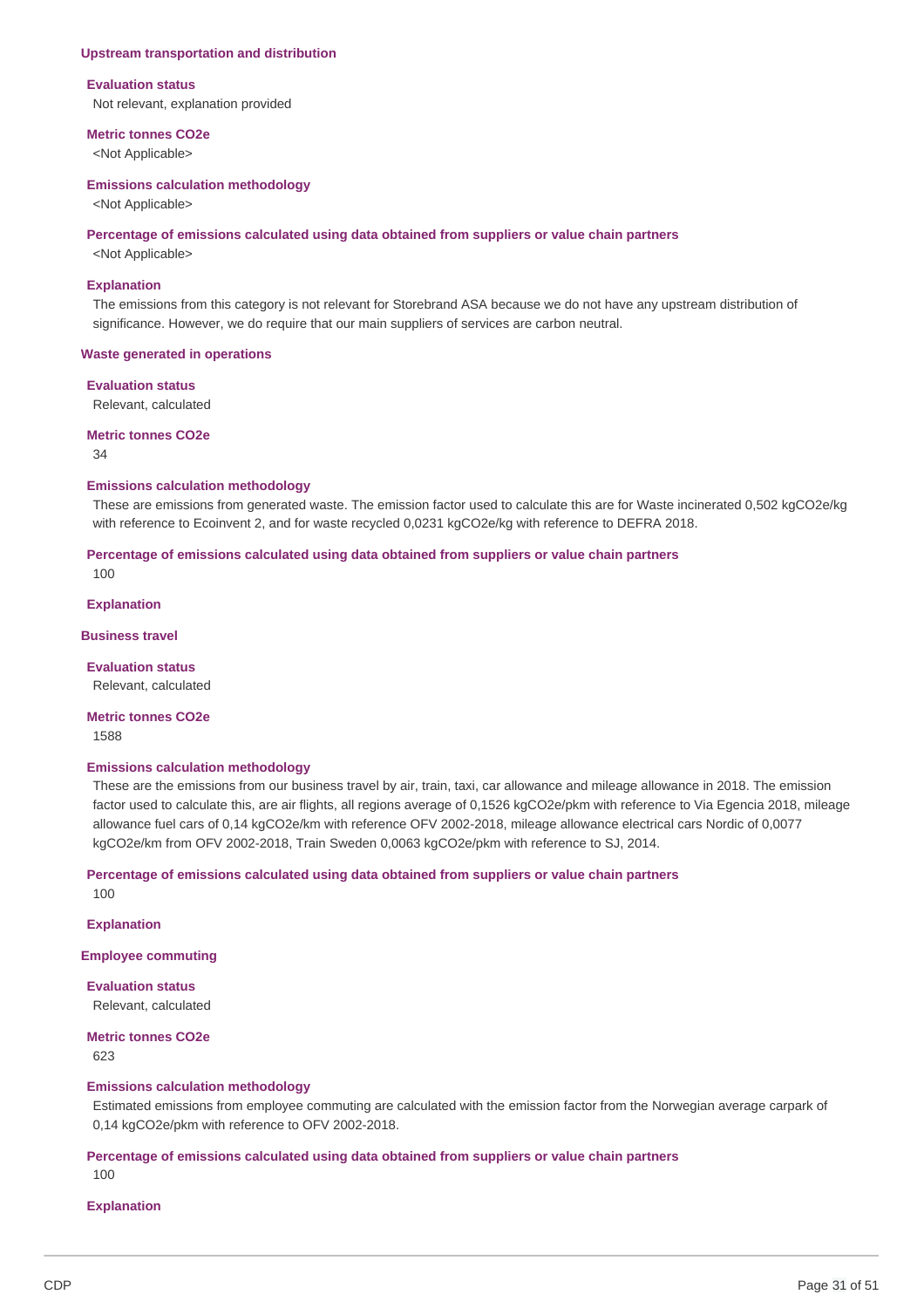### Upstream transportation and distribution

**Evaluation status**

Not relevant, explanation provided

**Metric tonnes CO2e**

<Not Applicable>

**Emissions calculation methodology**

<Not Applicable>

**Percentage of emissions calculated using data obtained from suppliers or value chain partners**

<Not Applicable>

**Explanation**

The emissions from this category is not relevant for Storebrand ASA because we do not have any upstream distribution of significance. However, we do require that our main suppliers of services are carbon neutral.

### Waste generated in operations

**Evaluation status**

Relevant, calculated

**Metric tonnes CO2e**

34

**Emissions calculation methodology**

These are emissions from generated waste. The emission factor used to calculate this are for Waste incinerated 0,502 kgCO2e/kg with reference to Ecoinvent 2, and for waste recycled 0,0231 kgCO2e/kg with reference to DEFRA 2018.

**Percentage of emissions calculated using data obtained from suppliers or value chain partners**

100

**Explanation**

### Business travel

**Evaluation status**

Relevant, calculated

**Metric tonnes CO2e**

1588

**Emissions calculation methodology**

These are the emissions from our business travel by air, train, taxi, car allowance and mileage allowance in 2018. The emission factor used to calculate this, are air flights, all regions average of 0,1526 kgCO2e/pkm with reference to Via Egencia 2018, mileage allowance fuel cars of 0,14 kgCO2e/km with reference OFV 2002-2018, mileage allowance electrical cars Nordic of 0,0077 kgCO2e/km from OFV 2002-2018, Train Sweden 0,0063 kgCO2e/pkm with reference to SJ, 2014.

**Percentage of emissions calculated using data obtained from suppliers or value chain partners**

100

**Explanation**

### Employee commuting

**Evaluation status**

Relevant, calculated

**Metric tonnes CO2e**

623

**Emissions calculation methodology**

Estimated emissions from employee commuting are calculated with the emission factor from the Norwegian average carpark of 0,14 kgCO2e/pkm with reference to OFV 2002-2018.

**Percentage of emissions calculated using data obtained from suppliers or value chain partners**

100

**Explanation**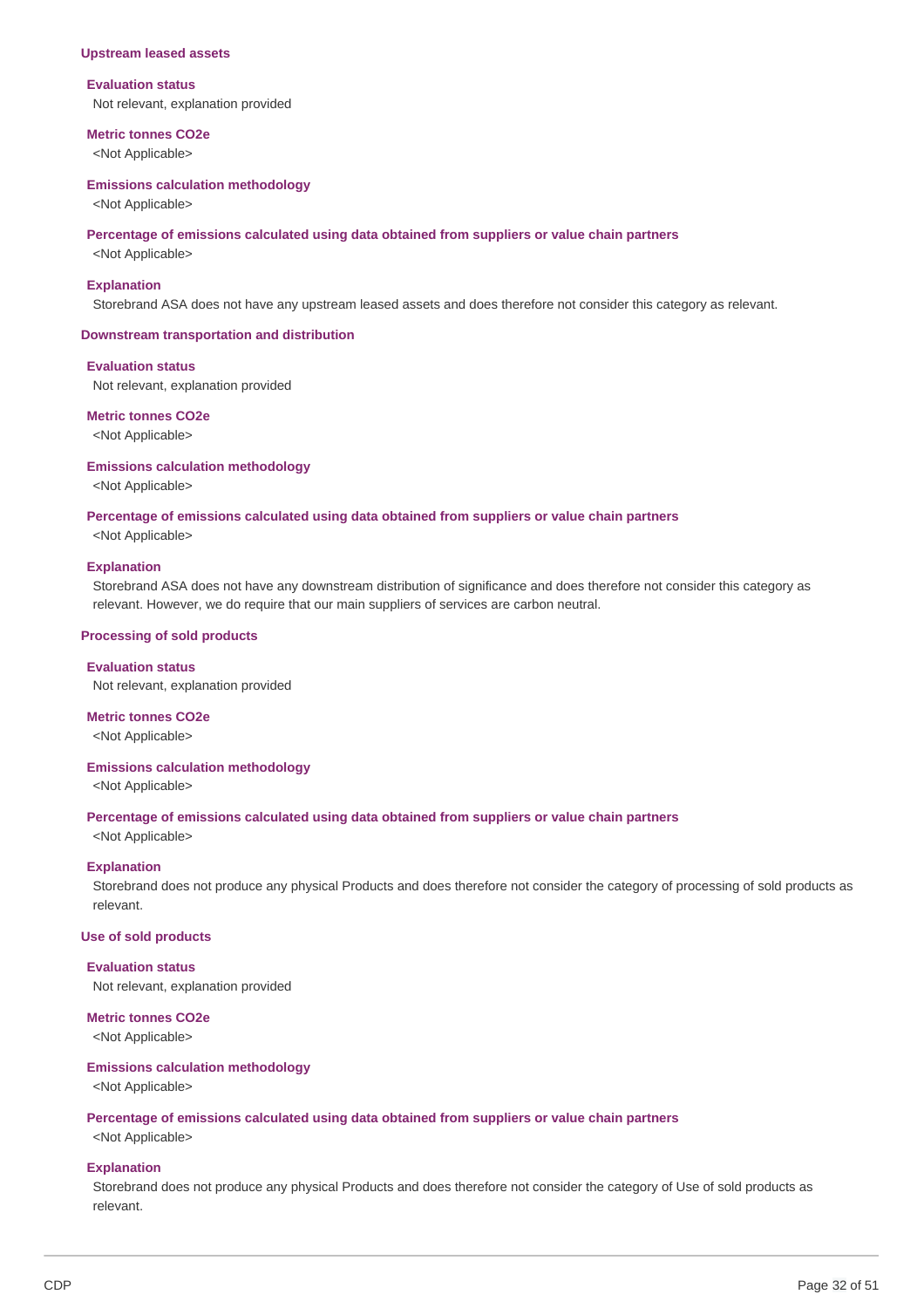### Upstream leased assets

**Evaluation status**
Not relevant, explanation provided

**Metric tonnes CO2e**
<Not Applicable>

**Emissions calculation methodology**
<Not Applicable>

**Percentage of emissions calculated using data obtained from suppliers or value chain partners**
<Not Applicable>

**Explanation**
Storebrand ASA does not have any upstream leased assets and does therefore not consider this category as relevant.

### Downstream transportation and distribution

**Evaluation status**
Not relevant, explanation provided

**Metric tonnes CO2e**
<Not Applicable>

**Emissions calculation methodology**
<Not Applicable>

**Percentage of emissions calculated using data obtained from suppliers or value chain partners**
<Not Applicable>

**Explanation**
Storebrand ASA does not have any downstream distribution of significance and does therefore not consider this category as relevant. However, we do require that our main suppliers of services are carbon neutral.

### Processing of sold products

**Evaluation status**
Not relevant, explanation provided

**Metric tonnes CO2e**
<Not Applicable>

**Emissions calculation methodology**
<Not Applicable>

**Percentage of emissions calculated using data obtained from suppliers or value chain partners**
<Not Applicable>

**Explanation**
Storebrand does not produce any physical Products and does therefore not consider the category of processing of sold products as relevant.

### Use of sold products

**Evaluation status**
Not relevant, explanation provided

**Metric tonnes CO2e**
<Not Applicable>

**Emissions calculation methodology**
<Not Applicable>

**Percentage of emissions calculated using data obtained from suppliers or value chain partners**
<Not Applicable>

**Explanation**
Storebrand does not produce any physical Products and does therefore not consider the category of Use of sold products as relevant.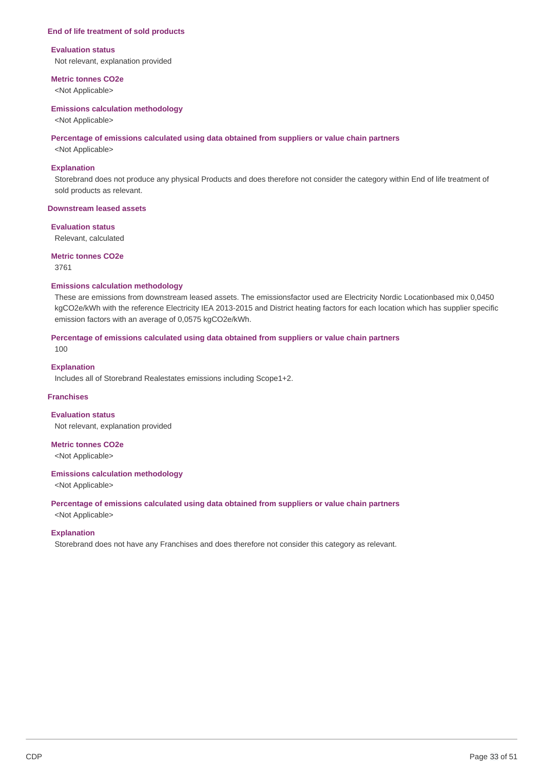### End of life treatment of sold products

**Evaluation status**

Not relevant, explanation provided

**Metric tonnes CO2e**

<Not Applicable>

**Emissions calculation methodology**

<Not Applicable>

**Percentage of emissions calculated using data obtained from suppliers or value chain partners**

<Not Applicable>

**Explanation**

Storebrand does not produce any physical Products and does therefore not consider the category within End of life treatment of sold products as relevant.

### Downstream leased assets

**Evaluation status**

Relevant, calculated

**Metric tonnes CO2e**

3761

**Emissions calculation methodology**

These are emissions from downstream leased assets. The emissionsfactor used are Electricity Nordic Locationbased mix 0,0450 kgCO2e/kWh with the reference Electricity IEA 2013-2015 and District heating factors for each location which has supplier specific emission factors with an average of 0,0575 kgCO2e/kWh.

**Percentage of emissions calculated using data obtained from suppliers or value chain partners**

100

**Explanation**

Includes all of Storebrand Realestates emissions including Scope1+2.

### Franchises

**Evaluation status**

Not relevant, explanation provided

**Metric tonnes CO2e**

<Not Applicable>

**Emissions calculation methodology**

<Not Applicable>

**Percentage of emissions calculated using data obtained from suppliers or value chain partners**

<Not Applicable>

**Explanation**

Storebrand does not have any Franchises and does therefore not consider this category as relevant.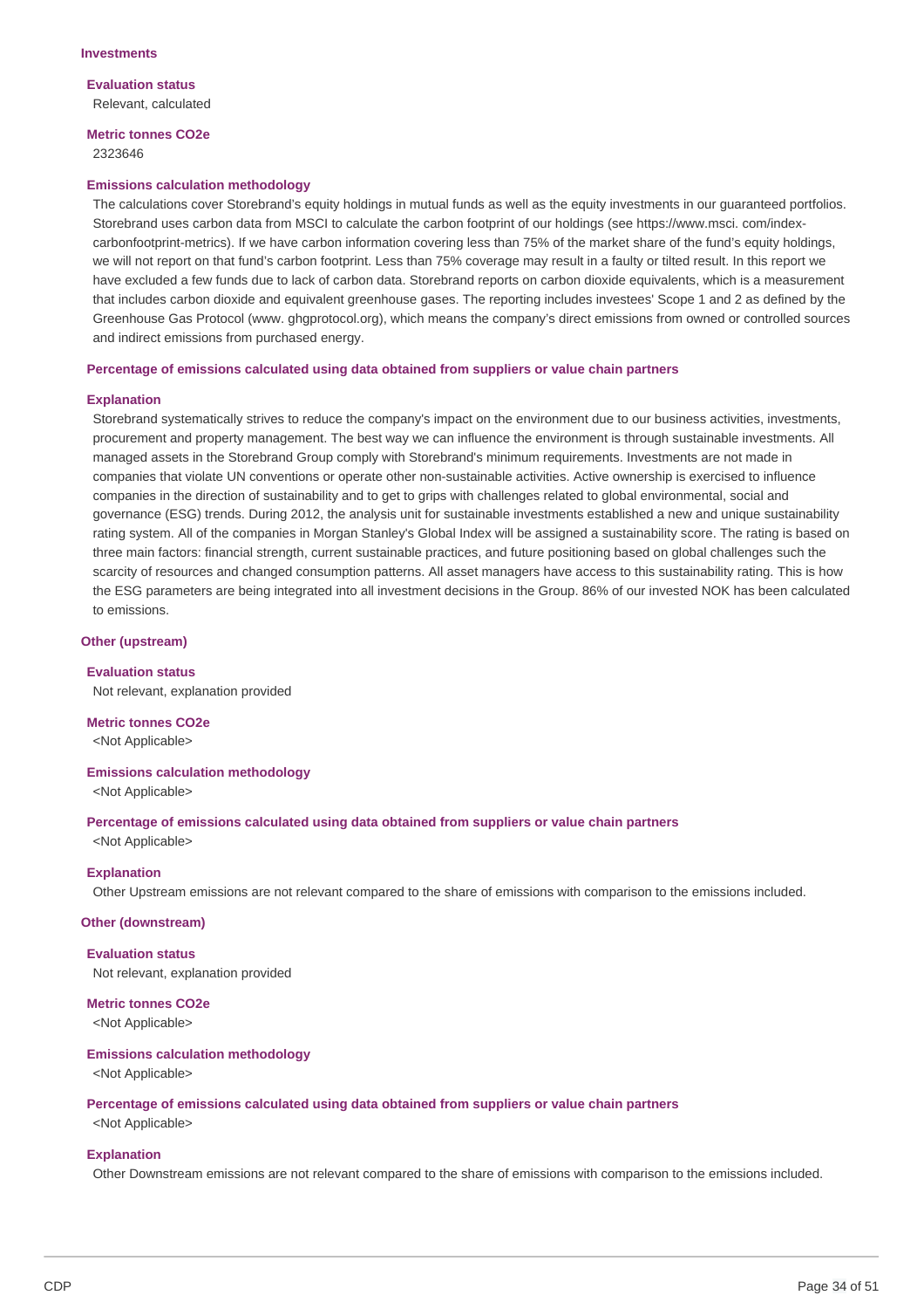### Investments

**Evaluation status**

Relevant, calculated

**Metric tonnes CO2e**

2323646

**Emissions calculation methodology**

The calculations cover Storebrand's equity holdings in mutual funds as well as the equity investments in our guaranteed portfolios. Storebrand uses carbon data from MSCI to calculate the carbon footprint of our holdings (see https://www.msci. com/index-carbonfootprint-metrics). If we have carbon information covering less than 75% of the market share of the fund's equity holdings, we will not report on that fund's carbon footprint. Less than 75% coverage may result in a faulty or tilted result. In this report we have excluded a few funds due to lack of carbon data. Storebrand reports on carbon dioxide equivalents, which is a measurement that includes carbon dioxide and equivalent greenhouse gases. The reporting includes investees' Scope 1 and 2 as defined by the Greenhouse Gas Protocol (www. ghgprotocol.org), which means the company's direct emissions from owned or controlled sources and indirect emissions from purchased energy.

**Percentage of emissions calculated using data obtained from suppliers or value chain partners**

**Explanation**

Storebrand systematically strives to reduce the company's impact on the environment due to our business activities, investments, procurement and property management. The best way we can influence the environment is through sustainable investments. All managed assets in the Storebrand Group comply with Storebrand's minimum requirements. Investments are not made in companies that violate UN conventions or operate other non-sustainable activities. Active ownership is exercised to influence companies in the direction of sustainability and to get to grips with challenges related to global environmental, social and governance (ESG) trends. During 2012, the analysis unit for sustainable investments established a new and unique sustainability rating system. All of the companies in Morgan Stanley's Global Index will be assigned a sustainability score. The rating is based on three main factors: financial strength, current sustainable practices, and future positioning based on global challenges such the scarcity of resources and changed consumption patterns. All asset managers have access to this sustainability rating. This is how the ESG parameters are being integrated into all investment decisions in the Group. 86% of our invested NOK has been calculated to emissions.

### Other (upstream)

**Evaluation status**

Not relevant, explanation provided

**Metric tonnes CO2e**

<Not Applicable>

**Emissions calculation methodology**

<Not Applicable>

**Percentage of emissions calculated using data obtained from suppliers or value chain partners**

<Not Applicable>

**Explanation**

Other Upstream emissions are not relevant compared to the share of emissions with comparison to the emissions included.

### Other (downstream)

**Evaluation status**

Not relevant, explanation provided

**Metric tonnes CO2e**

<Not Applicable>

**Emissions calculation methodology**

<Not Applicable>

**Percentage of emissions calculated using data obtained from suppliers or value chain partners**

<Not Applicable>

**Explanation**

Other Downstream emissions are not relevant compared to the share of emissions with comparison to the emissions included.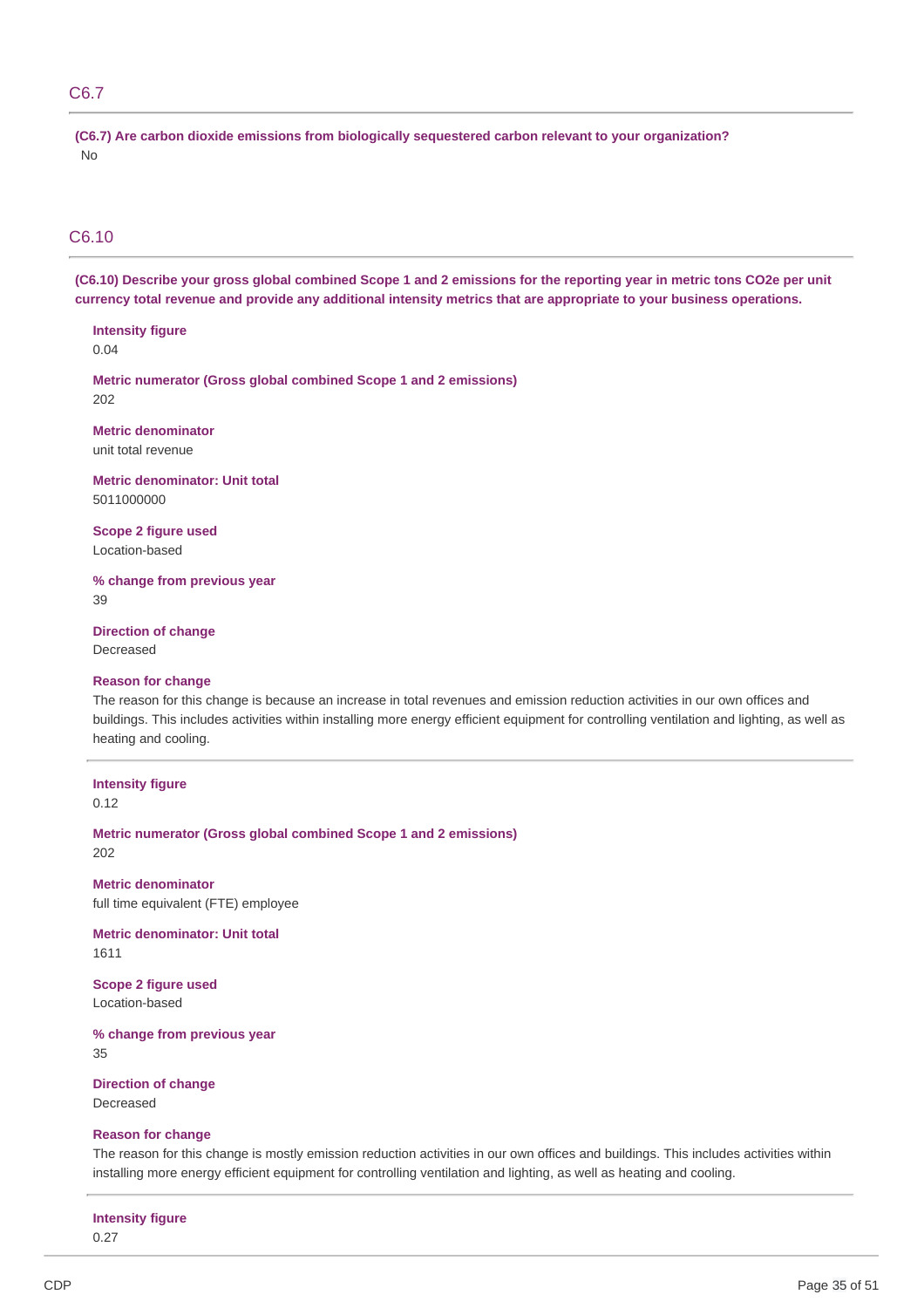## C6.7

**(C6.7) Are carbon dioxide emissions from biologically sequestered carbon relevant to your organization?**

No

## C6.10

**(C6.10) Describe your gross global combined Scope 1 and 2 emissions for the reporting year in metric tons CO2e per unit currency total revenue and provide any additional intensity metrics that are appropriate to your business operations.**

**Intensity figure**

0.04

**Metric numerator (Gross global combined Scope 1 and 2 emissions)**

202

**Metric denominator**

unit total revenue

**Metric denominator: Unit total**

5011000000

**Scope 2 figure used**

Location-based

**% change from previous year**

39

**Direction of change**

Decreased

**Reason for change**

The reason for this change is because an increase in total revenues and emission reduction activities in our own offices and buildings. This includes activities within installing more energy efficient equipment for controlling ventilation and lighting, as well as heating and cooling.

---

**Intensity figure**

0.12

**Metric numerator (Gross global combined Scope 1 and 2 emissions)**

202

**Metric denominator**

full time equivalent (FTE) employee

**Metric denominator: Unit total**

1611

**Scope 2 figure used**

Location-based

**% change from previous year**

35

**Direction of change**

Decreased

**Reason for change**

The reason for this change is mostly emission reduction activities in our own offices and buildings. This includes activities within installing more energy efficient equipment for controlling ventilation and lighting, as well as heating and cooling.

---

**Intensity figure**

0.27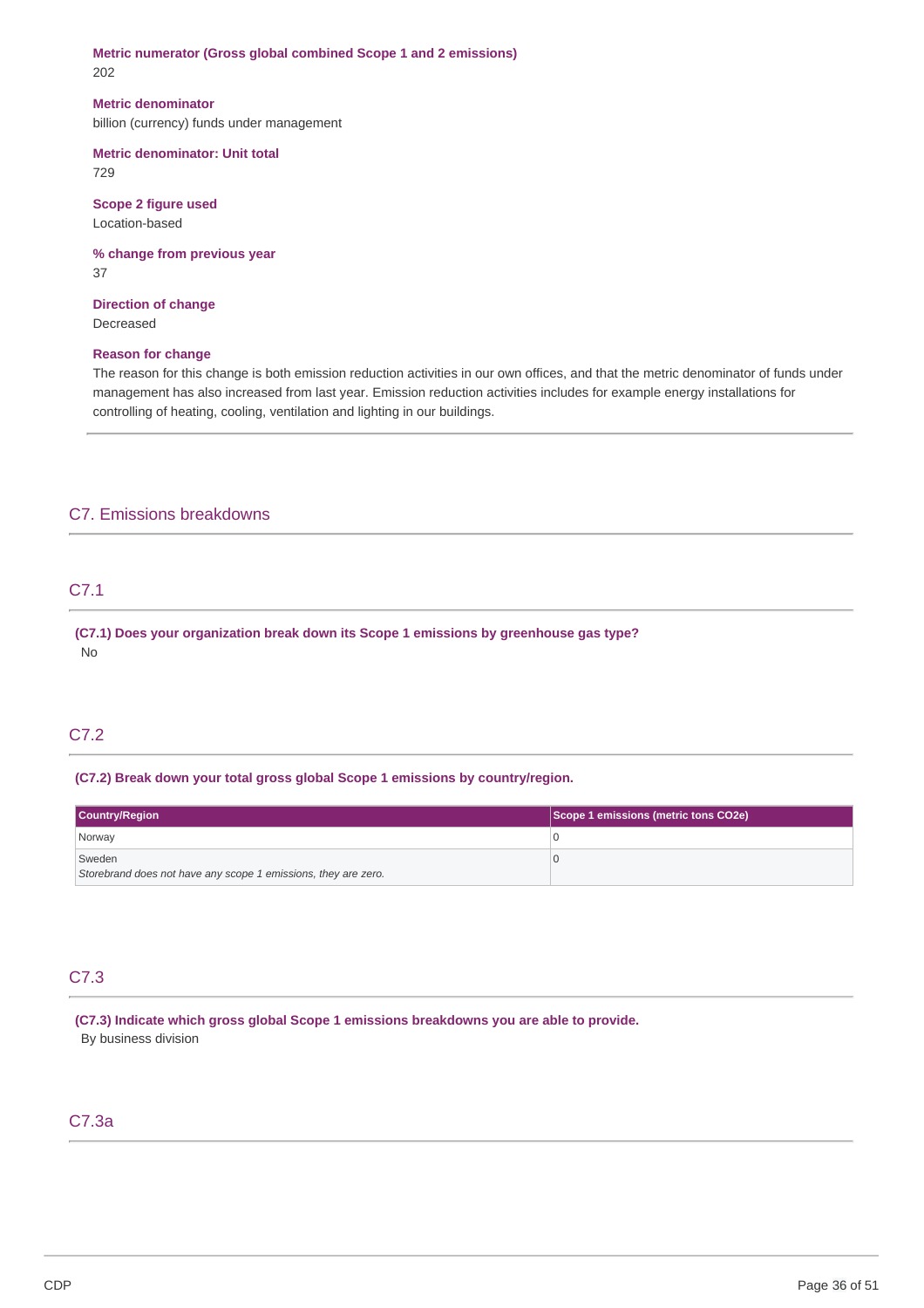**Metric numerator (Gross global combined Scope 1 and 2 emissions)**
202

**Metric denominator**
billion (currency) funds under management

**Metric denominator: Unit total**
729

**Scope 2 figure used**
Location-based

**% change from previous year**
37

**Direction of change**
Decreased

**Reason for change**
The reason for this change is both emission reduction activities in our own offices, and that the metric denominator of funds under management has also increased from last year. Emission reduction activities includes for example energy installations for controlling of heating, cooling, ventilation and lighting in our buildings.

## C7. Emissions breakdowns

### C7.1

**(C7.1) Does your organization break down its Scope 1 emissions by greenhouse gas type?**
No

### C7.2

**(C7.2) Break down your total gross global Scope 1 emissions by country/region.**

| Country/Region | Scope 1 emissions (metric tons CO2e) |
|---|---|
| Norway | 0 |
| Sweden<br>*Storebrand does not have any scope 1 emissions, they are zero.* | 0 |

### C7.3

**(C7.3) Indicate which gross global Scope 1 emissions breakdowns you are able to provide.**
By business division

### C7.3a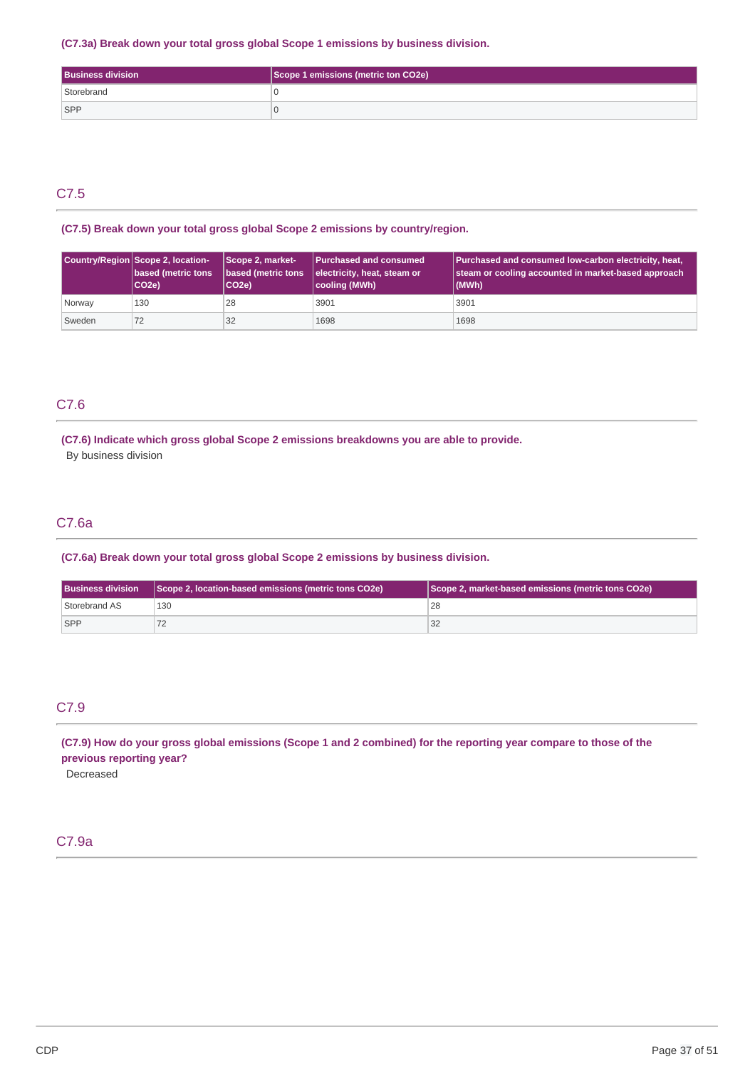**(C7.3a) Break down your total gross global Scope 1 emissions by business division.**

| Business division | Scope 1 emissions (metric ton CO2e) |
|---|---|
| Storebrand | 0 |
| SPP | 0 |

## C7.5

**(C7.5) Break down your total gross global Scope 2 emissions by country/region.**

| Country/Region | Scope 2, location-based (metric tons CO2e) | Scope 2, market-based (metric tons CO2e) | Purchased and consumed electricity, heat, steam or cooling (MWh) | Purchased and consumed low-carbon electricity, heat, steam or cooling accounted in market-based approach (MWh) |
|---|---|---|---|---|
| Norway | 130 | 28 | 3901 | 3901 |
| Sweden | 72 | 32 | 1698 | 1698 |

## C7.6

**(C7.6) Indicate which gross global Scope 2 emissions breakdowns you are able to provide.**

By business division

## C7.6a

**(C7.6a) Break down your total gross global Scope 2 emissions by business division.**

| Business division | Scope 2, location-based emissions (metric tons CO2e) | Scope 2, market-based emissions (metric tons CO2e) |
|---|---|---|
| Storebrand AS | 130 | 28 |
| SPP | 72 | 32 |

## C7.9

**(C7.9) How do your gross global emissions (Scope 1 and 2 combined) for the reporting year compare to those of the previous reporting year?**

Decreased

## C7.9a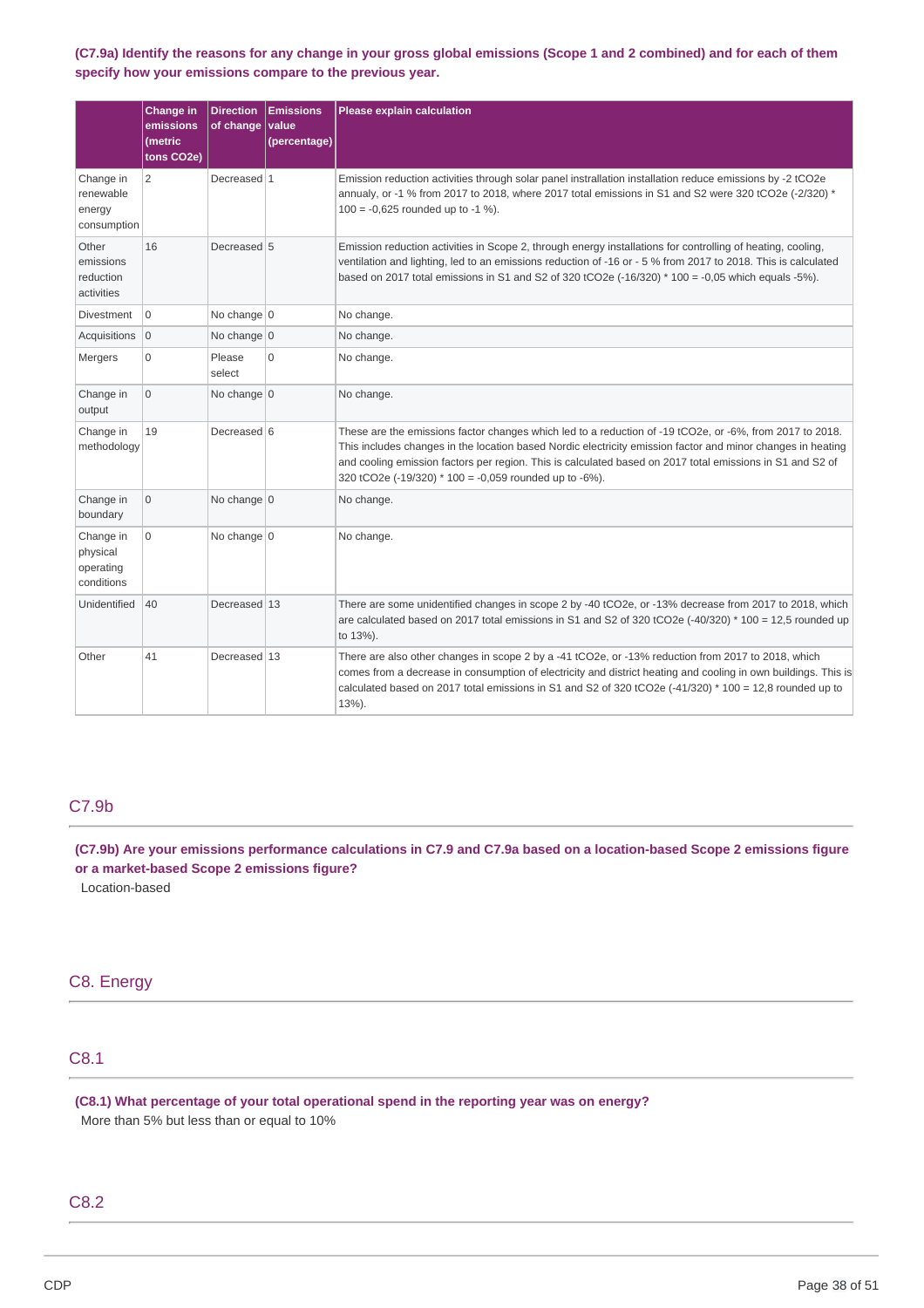**(C7.9a) Identify the reasons for any change in your gross global emissions (Scope 1 and 2 combined) and for each of them specify how your emissions compare to the previous year.**

| | Change in emissions (metric tons CO2e) | Direction of change | Emissions value (percentage) | Please explain calculation |
|---|---|---|---|---|
| Change in renewable energy consumption | 2 | Decreased | 1 | Emission reduction activities through solar panel instrallation installation reduce emissions by -2 tCO2e annualy, or -1 % from 2017 to 2018, where 2017 total emissions in S1 and S2 were 320 tCO2e (-2/320) * 100 = -0,625 rounded up to -1 %). |
| Other emissions reduction activities | 16 | Decreased | 5 | Emission reduction activities in Scope 2, through energy installations for controlling of heating, cooling, ventilation and lighting, led to an emissions reduction of -16 or - 5 % from 2017 to 2018. This is calculated based on 2017 total emissions in S1 and S2 of 320 tCO2e (-16/320) * 100 = -0,05 which equals -5%). |
| Divestment | 0 | No change | 0 | No change. |
| Acquisitions | 0 | No change | 0 | No change. |
| Mergers | 0 | Please select | 0 | No change. |
| Change in output | 0 | No change | 0 | No change. |
| Change in methodology | 19 | Decreased | 6 | These are the emissions factor changes which led to a reduction of -19 tCO2e, or -6%, from 2017 to 2018. This includes changes in the location based Nordic electricity emission factor and minor changes in heating and cooling emission factors per region. This is calculated based on 2017 total emissions in S1 and S2 of 320 tCO2e (-19/320) * 100 = -0,059 rounded up to -6%). |
| Change in boundary | 0 | No change | 0 | No change. |
| Change in physical operating conditions | 0 | No change | 0 | No change. |
| Unidentified | 40 | Decreased | 13 | There are some unidentified changes in scope 2 by -40 tCO2e, or -13% decrease from 2017 to 2018, which are calculated based on 2017 total emissions in S1 and S2 of 320 tCO2e (-40/320) * 100 = 12,5 rounded up to 13%). |
| Other | 41 | Decreased | 13 | There are also other changes in scope 2 by a -41 tCO2e, or -13% reduction from 2017 to 2018, which comes from a decrease in consumption of electricity and district heating and cooling in own buildings. This is calculated based on 2017 total emissions in S1 and S2 of 320 tCO2e (-41/320) * 100 = 12,8 rounded up to 13%). |

## C7.9b

**(C7.9b) Are your emissions performance calculations in C7.9 and C7.9a based on a location-based Scope 2 emissions figure or a market-based Scope 2 emissions figure?**

Location-based

# C8. Energy

## C8.1

**(C8.1) What percentage of your total operational spend in the reporting year was on energy?**

More than 5% but less than or equal to 10%

## C8.2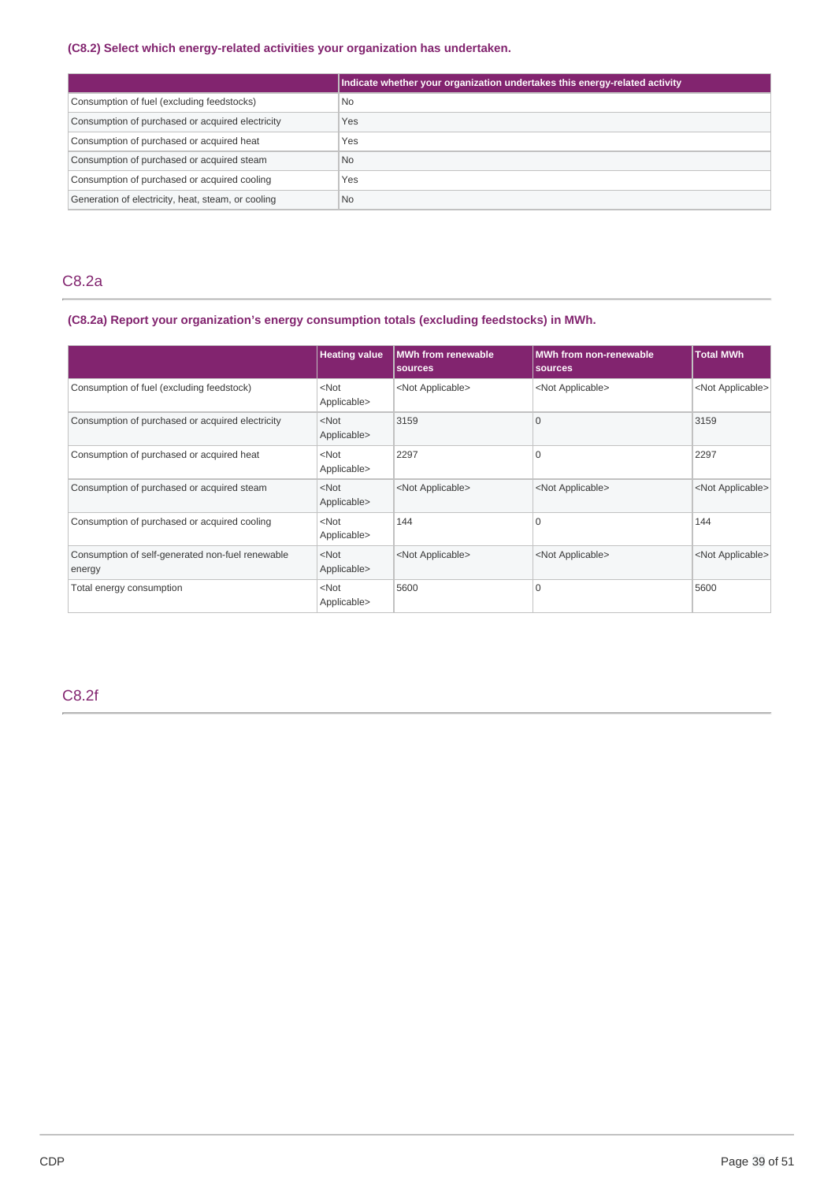### (C8.2) Select which energy-related activities your organization has undertaken.

| | Indicate whether your organization undertakes this energy-related activity |
|---|---|
| Consumption of fuel (excluding feedstocks) | No |
| Consumption of purchased or acquired electricity | Yes |
| Consumption of purchased or acquired heat | Yes |
| Consumption of purchased or acquired steam | No |
| Consumption of purchased or acquired cooling | Yes |
| Generation of electricity, heat, steam, or cooling | No |

## C8.2a

### (C8.2a) Report your organization's energy consumption totals (excluding feedstocks) in MWh.

| | Heating value | MWh from renewable sources | MWh from non-renewable sources | Total MWh |
|---|---|---|---|---|
| Consumption of fuel (excluding feedstock) | <Not Applicable> | <Not Applicable> | <Not Applicable> | <Not Applicable> |
| Consumption of purchased or acquired electricity | <Not Applicable> | 3159 | 0 | 3159 |
| Consumption of purchased or acquired heat | <Not Applicable> | 2297 | 0 | 2297 |
| Consumption of purchased or acquired steam | <Not Applicable> | <Not Applicable> | <Not Applicable> | <Not Applicable> |
| Consumption of purchased or acquired cooling | <Not Applicable> | 144 | 0 | 144 |
| Consumption of self-generated non-fuel renewable energy | <Not Applicable> | <Not Applicable> | <Not Applicable> | <Not Applicable> |
| Total energy consumption | <Not Applicable> | 5600 | 0 | 5600 |

## C8.2f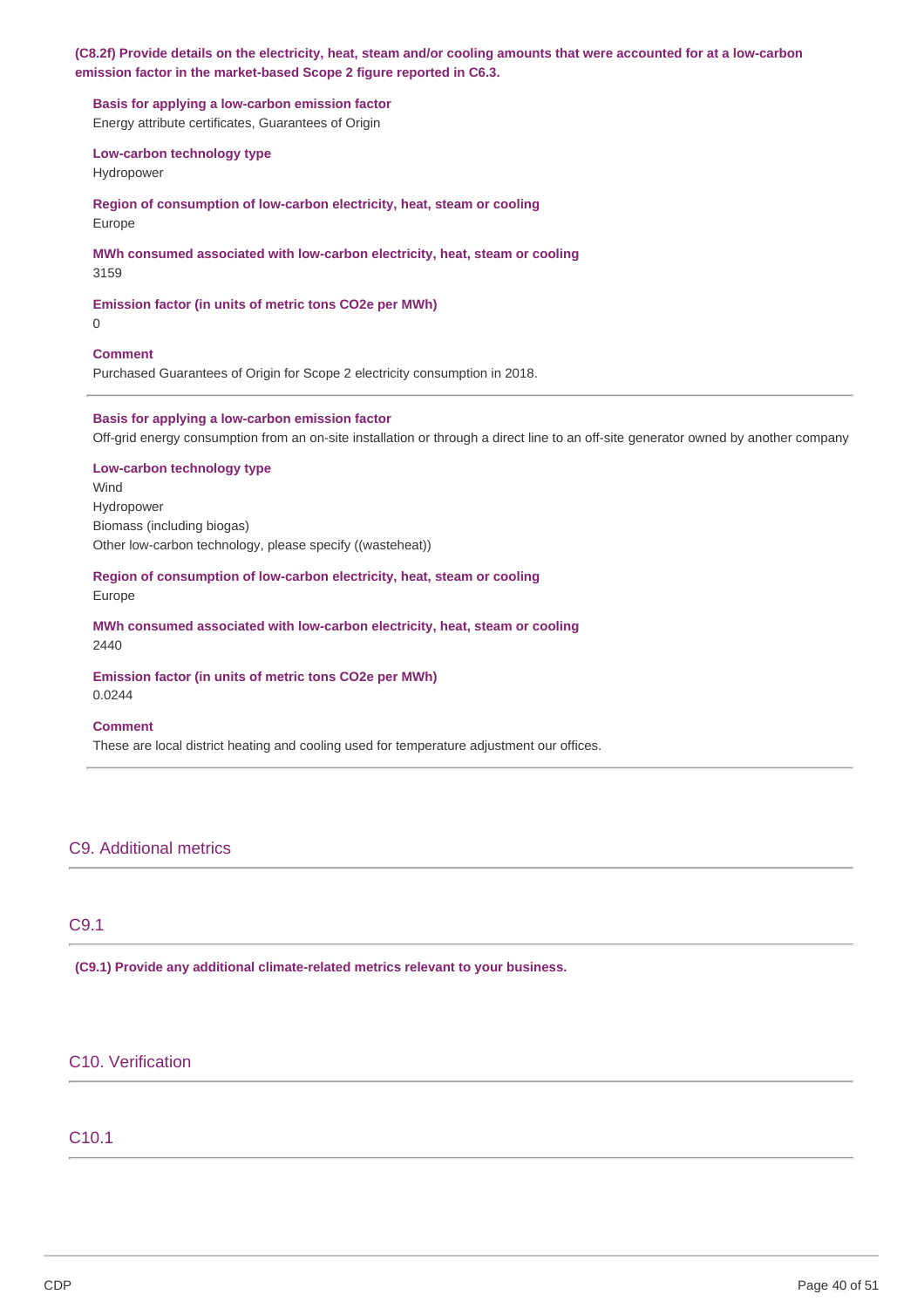**(C8.2f) Provide details on the electricity, heat, steam and/or cooling amounts that were accounted for at a low-carbon emission factor in the market-based Scope 2 figure reported in C6.3.**

**Basis for applying a low-carbon emission factor**
Energy attribute certificates, Guarantees of Origin

**Low-carbon technology type**
Hydropower

**Region of consumption of low-carbon electricity, heat, steam or cooling**
Europe

**MWh consumed associated with low-carbon electricity, heat, steam or cooling**
3159

**Emission factor (in units of metric tons CO2e per MWh)**
0

**Comment**
Purchased Guarantees of Origin for Scope 2 electricity consumption in 2018.

---

**Basis for applying a low-carbon emission factor**
Off-grid energy consumption from an on-site installation or through a direct line to an off-site generator owned by another company

**Low-carbon technology type**
Wind
Hydropower
Biomass (including biogas)
Other low-carbon technology, please specify ((wasteheat))

**Region of consumption of low-carbon electricity, heat, steam or cooling**
Europe

**MWh consumed associated with low-carbon electricity, heat, steam or cooling**
2440

**Emission factor (in units of metric tons CO2e per MWh)**
0.0244

**Comment**
These are local district heating and cooling used for temperature adjustment our offices.

---

## C9. Additional metrics

### C9.1

**(C9.1) Provide any additional climate-related metrics relevant to your business.**

## C10. Verification

### C10.1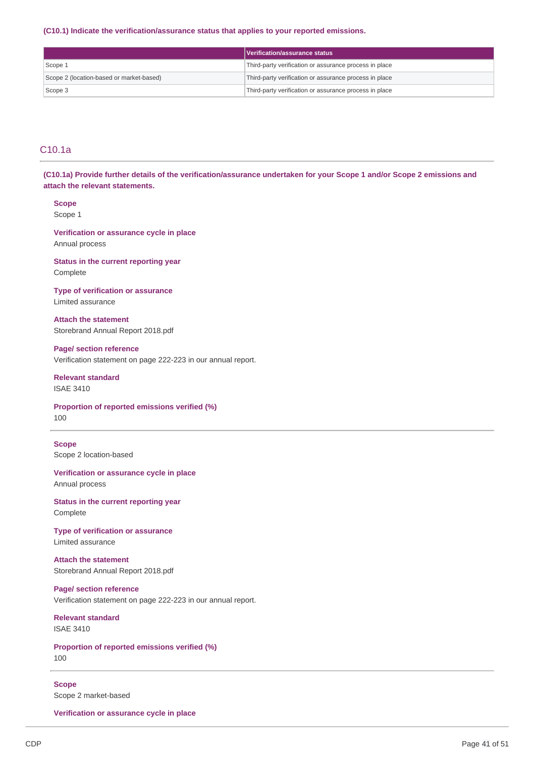**(C10.1) Indicate the verification/assurance status that applies to your reported emissions.**

| | Verification/assurance status |
|---|---|
| Scope 1 | Third-party verification or assurance process in place |
| Scope 2 (location-based or market-based) | Third-party verification or assurance process in place |
| Scope 3 | Third-party verification or assurance process in place |

## C10.1a

**(C10.1a) Provide further details of the verification/assurance undertaken for your Scope 1 and/or Scope 2 emissions and attach the relevant statements.**

**Scope**
Scope 1

**Verification or assurance cycle in place**
Annual process

**Status in the current reporting year**
Complete

**Type of verification or assurance**
Limited assurance

**Attach the statement**
Storebrand Annual Report 2018.pdf

**Page/ section reference**
Verification statement on page 222-223 in our annual report.

**Relevant standard**
ISAE 3410

**Proportion of reported emissions verified (%)**
100

---

**Scope**
Scope 2 location-based

**Verification or assurance cycle in place**
Annual process

**Status in the current reporting year**
Complete

**Type of verification or assurance**
Limited assurance

**Attach the statement**
Storebrand Annual Report 2018.pdf

**Page/ section reference**
Verification statement on page 222-223 in our annual report.

**Relevant standard**
ISAE 3410

**Proportion of reported emissions verified (%)**
100

---

**Scope**
Scope 2 market-based

**Verification or assurance cycle in place**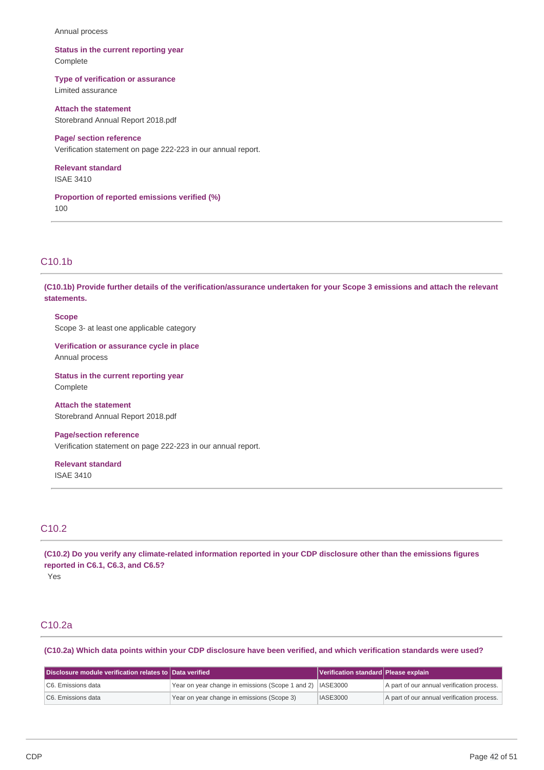Annual process

**Status in the current reporting year**
Complete

**Type of verification or assurance**
Limited assurance

**Attach the statement**
Storebrand Annual Report 2018.pdf

**Page/ section reference**
Verification statement on page 222-223 in our annual report.

**Relevant standard**
ISAE 3410

**Proportion of reported emissions verified (%)**
100

## C10.1b

**(C10.1b) Provide further details of the verification/assurance undertaken for your Scope 3 emissions and attach the relevant statements.**

**Scope**
Scope 3- at least one applicable category

**Verification or assurance cycle in place**
Annual process

**Status in the current reporting year**
Complete

**Attach the statement**
Storebrand Annual Report 2018.pdf

**Page/section reference**
Verification statement on page 222-223 in our annual report.

**Relevant standard**
ISAE 3410

## C10.2

**(C10.2) Do you verify any climate-related information reported in your CDP disclosure other than the emissions figures reported in C6.1, C6.3, and C6.5?**

Yes

## C10.2a

**(C10.2a) Which data points within your CDP disclosure have been verified, and which verification standards were used?**

| Disclosure module verification relates to | Data verified | Verification standard | Please explain |
|---|---|---|---|
| C6. Emissions data | Year on year change in emissions (Scope 1 and 2) | IASE3000 | A part of our annual verification process. |
| C6. Emissions data | Year on year change in emissions (Scope 3) | IASE3000 | A part of our annual verification process. |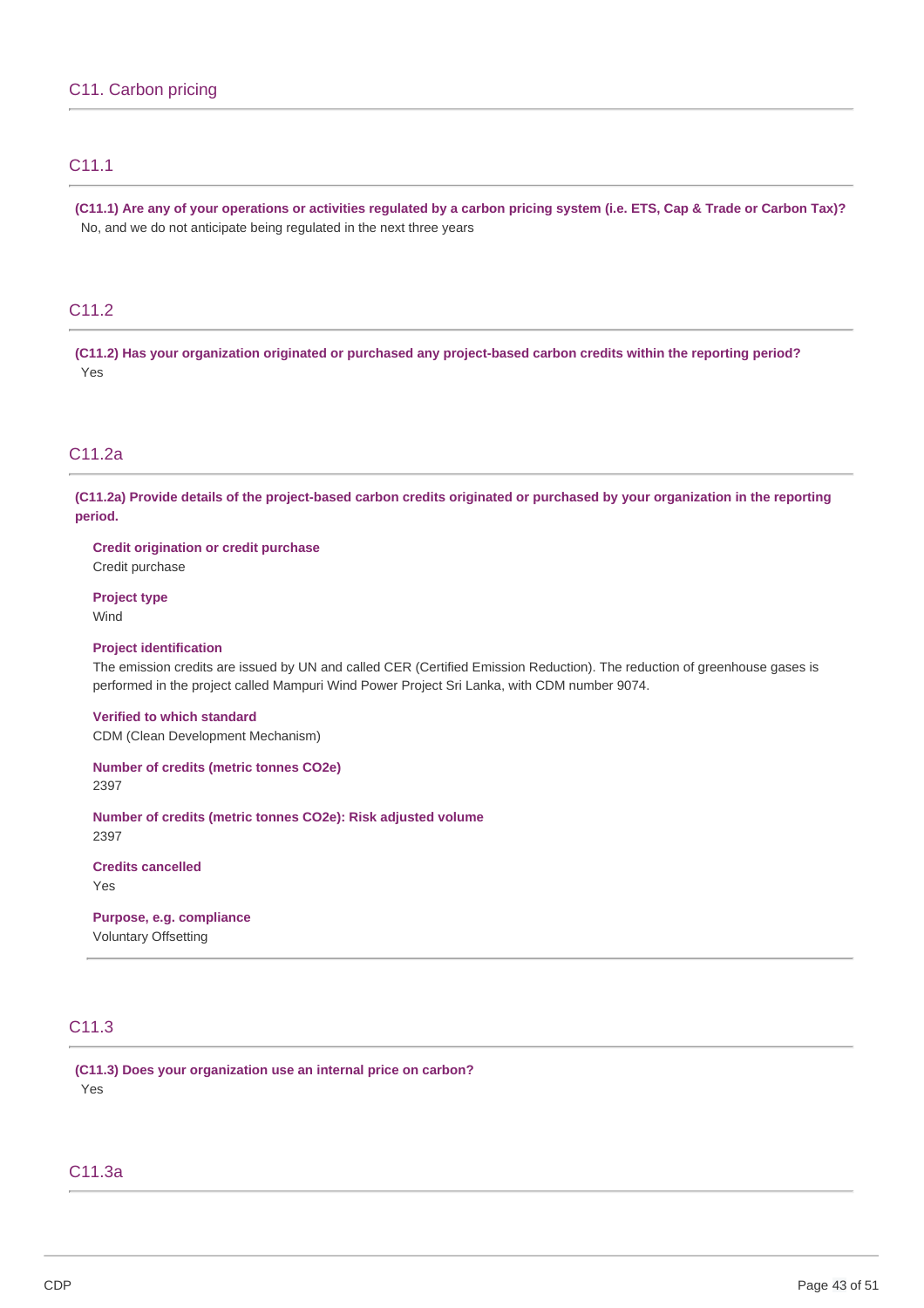## C11. Carbon pricing

### C11.1

**(C11.1) Are any of your operations or activities regulated by a carbon pricing system (i.e. ETS, Cap & Trade or Carbon Tax)?**

No, and we do not anticipate being regulated in the next three years

### C11.2

**(C11.2) Has your organization originated or purchased any project-based carbon credits within the reporting period?**

Yes

### C11.2a

**(C11.2a) Provide details of the project-based carbon credits originated or purchased by your organization in the reporting period.**

**Credit origination or credit purchase**

Credit purchase

**Project type**

Wind

**Project identification**

The emission credits are issued by UN and called CER (Certified Emission Reduction). The reduction of greenhouse gases is performed in the project called Mampuri Wind Power Project Sri Lanka, with CDM number 9074.

**Verified to which standard**

CDM (Clean Development Mechanism)

**Number of credits (metric tonnes CO2e)**

2397

**Number of credits (metric tonnes CO2e): Risk adjusted volume**

2397

**Credits cancelled**

Yes

**Purpose, e.g. compliance**

Voluntary Offsetting

### C11.3

**(C11.3) Does your organization use an internal price on carbon?**

Yes

### C11.3a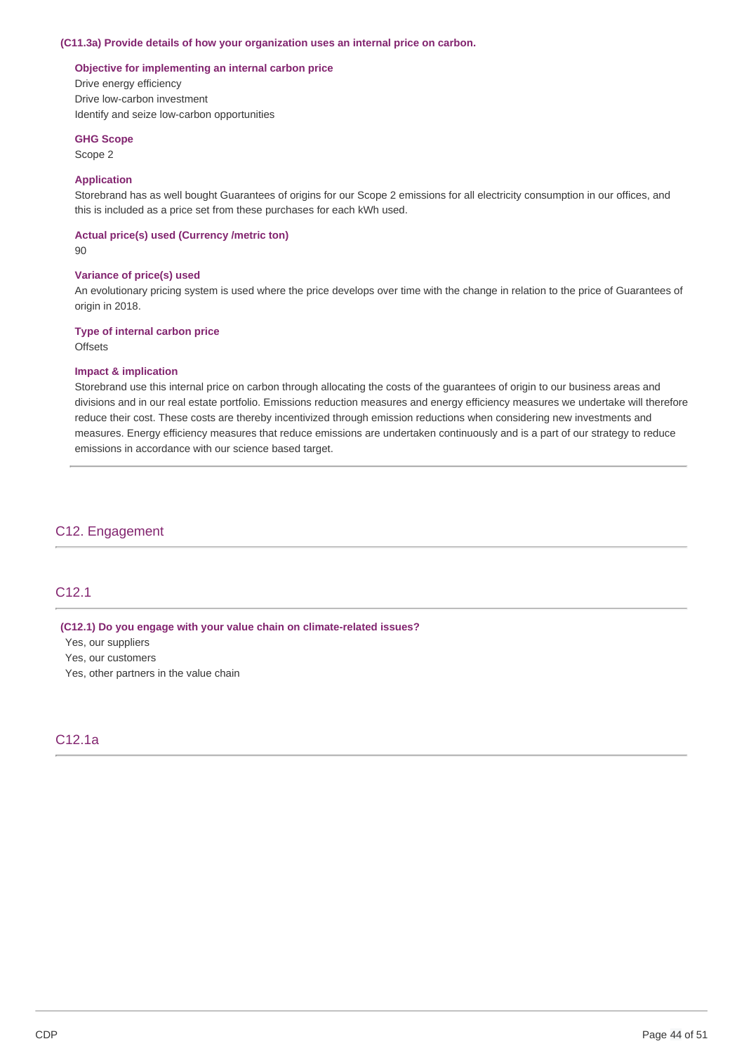**(C11.3a) Provide details of how your organization uses an internal price on carbon.**

**Objective for implementing an internal carbon price**

Drive energy efficiency
Drive low-carbon investment
Identify and seize low-carbon opportunities

**GHG Scope**

Scope 2

**Application**

Storebrand has as well bought Guarantees of origins for our Scope 2 emissions for all electricity consumption in our offices, and this is included as a price set from these purchases for each kWh used.

**Actual price(s) used (Currency /metric ton)**

90

**Variance of price(s) used**

An evolutionary pricing system is used where the price develops over time with the change in relation to the price of Guarantees of origin in 2018.

**Type of internal carbon price**

Offsets

**Impact & implication**

Storebrand use this internal price on carbon through allocating the costs of the guarantees of origin to our business areas and divisions and in our real estate portfolio. Emissions reduction measures and energy efficiency measures we undertake will therefore reduce their cost. These costs are thereby incentivized through emission reductions when considering new investments and measures. Energy efficiency measures that reduce emissions are undertaken continuously and is a part of our strategy to reduce emissions in accordance with our science based target.

## C12. Engagement

### C12.1

**(C12.1) Do you engage with your value chain on climate-related issues?**

Yes, our suppliers
Yes, our customers
Yes, other partners in the value chain

### C12.1a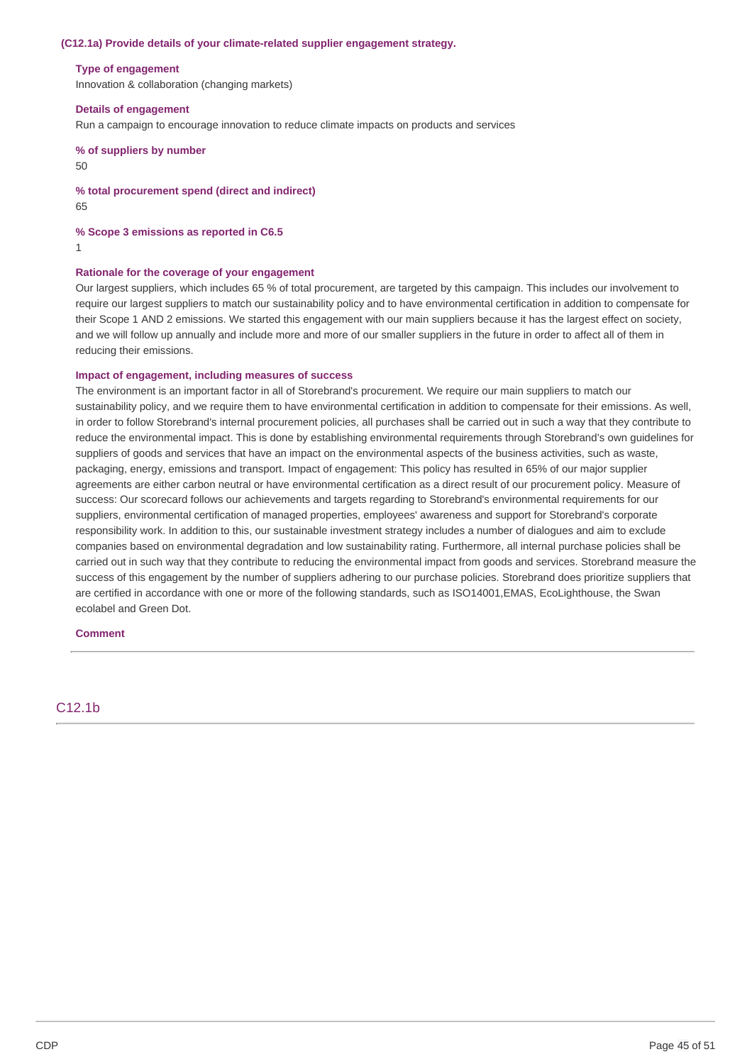**(C12.1a) Provide details of your climate-related supplier engagement strategy.**

**Type of engagement**

Innovation & collaboration (changing markets)

**Details of engagement**

Run a campaign to encourage innovation to reduce climate impacts on products and services

**% of suppliers by number**

50

**% total procurement spend (direct and indirect)**

65

**% Scope 3 emissions as reported in C6.5**

1

**Rationale for the coverage of your engagement**

Our largest suppliers, which includes 65 % of total procurement, are targeted by this campaign. This includes our involvement to require our largest suppliers to match our sustainability policy and to have environmental certification in addition to compensate for their Scope 1 AND 2 emissions. We started this engagement with our main suppliers because it has the largest effect on society, and we will follow up annually and include more and more of our smaller suppliers in the future in order to affect all of them in reducing their emissions.

**Impact of engagement, including measures of success**

The environment is an important factor in all of Storebrand's procurement. We require our main suppliers to match our sustainability policy, and we require them to have environmental certification in addition to compensate for their emissions. As well, in order to follow Storebrand's internal procurement policies, all purchases shall be carried out in such a way that they contribute to reduce the environmental impact. This is done by establishing environmental requirements through Storebrand's own guidelines for suppliers of goods and services that have an impact on the environmental aspects of the business activities, such as waste, packaging, energy, emissions and transport. Impact of engagement: This policy has resulted in 65% of our major supplier agreements are either carbon neutral or have environmental certification as a direct result of our procurement policy. Measure of success: Our scorecard follows our achievements and targets regarding to Storebrand's environmental requirements for our suppliers, environmental certification of managed properties, employees' awareness and support for Storebrand's corporate responsibility work. In addition to this, our sustainable investment strategy includes a number of dialogues and aim to exclude companies based on environmental degradation and low sustainability rating. Furthermore, all internal purchase policies shall be carried out in such way that they contribute to reducing the environmental impact from goods and services. Storebrand measure the success of this engagement by the number of suppliers adhering to our purchase policies. Storebrand does prioritize suppliers that are certified in accordance with one or more of the following standards, such as ISO14001,EMAS, EcoLighthouse, the Swan ecolabel and Green Dot.

**Comment**

## C12.1b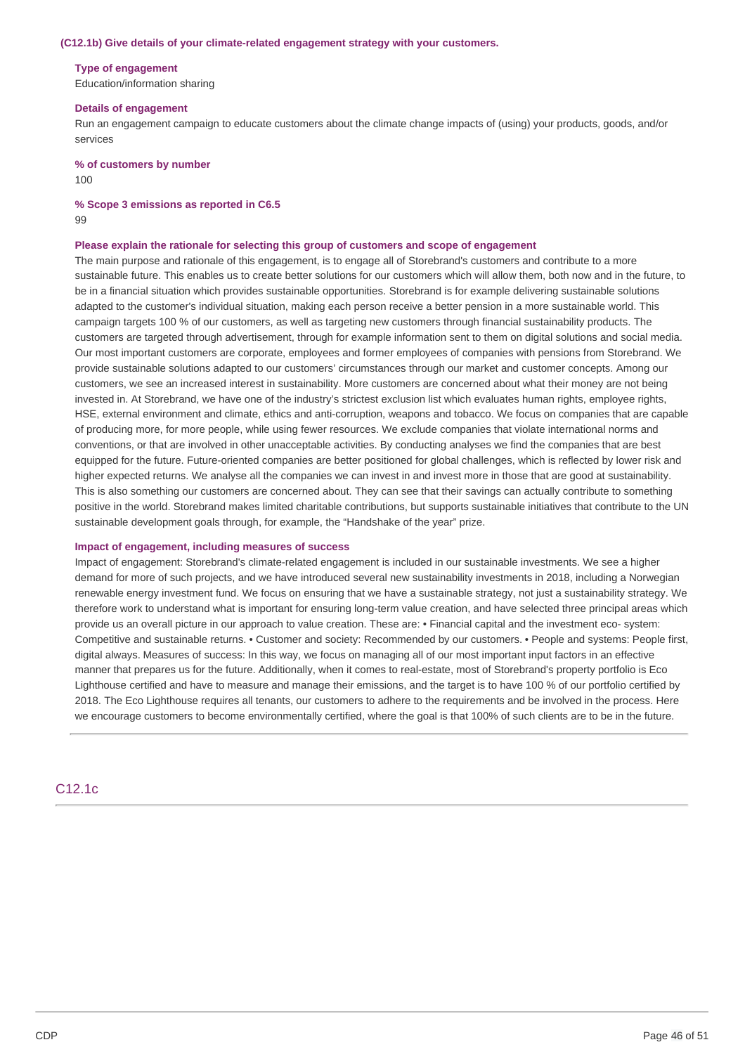#### (C12.1b) Give details of your climate-related engagement strategy with your customers.

**Type of engagement**

Education/information sharing

**Details of engagement**

Run an engagement campaign to educate customers about the climate change impacts of (using) your products, goods, and/or services

**% of customers by number**

100

**% Scope 3 emissions as reported in C6.5**

99

**Please explain the rationale for selecting this group of customers and scope of engagement**

The main purpose and rationale of this engagement, is to engage all of Storebrand's customers and contribute to a more sustainable future. This enables us to create better solutions for our customers which will allow them, both now and in the future, to be in a financial situation which provides sustainable opportunities. Storebrand is for example delivering sustainable solutions adapted to the customer's individual situation, making each person receive a better pension in a more sustainable world. This campaign targets 100 % of our customers, as well as targeting new customers through financial sustainability products. The customers are targeted through advertisement, through for example information sent to them on digital solutions and social media. Our most important customers are corporate, employees and former employees of companies with pensions from Storebrand. We provide sustainable solutions adapted to our customers' circumstances through our market and customer concepts. Among our customers, we see an increased interest in sustainability. More customers are concerned about what their money are not being invested in. At Storebrand, we have one of the industry's strictest exclusion list which evaluates human rights, employee rights, HSE, external environment and climate, ethics and anti-corruption, weapons and tobacco. We focus on companies that are capable of producing more, for more people, while using fewer resources. We exclude companies that violate international norms and conventions, or that are involved in other unacceptable activities. By conducting analyses we find the companies that are best equipped for the future. Future-oriented companies are better positioned for global challenges, which is reflected by lower risk and higher expected returns. We analyse all the companies we can invest in and invest more in those that are good at sustainability. This is also something our customers are concerned about. They can see that their savings can actually contribute to something positive in the world. Storebrand makes limited charitable contributions, but supports sustainable initiatives that contribute to the UN sustainable development goals through, for example, the "Handshake of the year" prize.

**Impact of engagement, including measures of success**

Impact of engagement: Storebrand's climate-related engagement is included in our sustainable investments. We see a higher demand for more of such projects, and we have introduced several new sustainability investments in 2018, including a Norwegian renewable energy investment fund. We focus on ensuring that we have a sustainable strategy, not just a sustainability strategy. We therefore work to understand what is important for ensuring long-term value creation, and have selected three principal areas which provide us an overall picture in our approach to value creation. These are: • Financial capital and the investment eco- system: Competitive and sustainable returns. • Customer and society: Recommended by our customers. • People and systems: People first, digital always. Measures of success: In this way, we focus on managing all of our most important input factors in an effective manner that prepares us for the future. Additionally, when it comes to real-estate, most of Storebrand's property portfolio is Eco Lighthouse certified and have to measure and manage their emissions, and the target is to have 100 % of our portfolio certified by 2018. The Eco Lighthouse requires all tenants, our customers to adhere to the requirements and be involved in the process. Here we encourage customers to become environmentally certified, where the goal is that 100% of such clients are to be in the future.

## C12.1c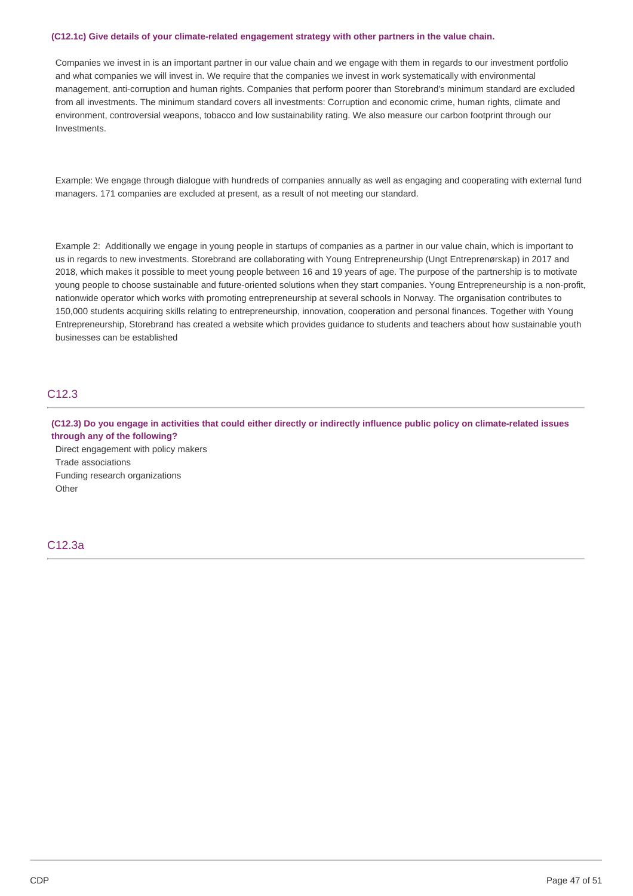**(C12.1c) Give details of your climate-related engagement strategy with other partners in the value chain.**

Companies we invest in is an important partner in our value chain and we engage with them in regards to our investment portfolio and what companies we will invest in. We require that the companies we invest in work systematically with environmental management, anti-corruption and human rights. Companies that perform poorer than Storebrand's minimum standard are excluded from all investments. The minimum standard covers all investments: Corruption and economic crime, human rights, climate and environment, controversial weapons, tobacco and low sustainability rating. We also measure our carbon footprint through our Investments.

Example: We engage through dialogue with hundreds of companies annually as well as engaging and cooperating with external fund managers. 171 companies are excluded at present, as a result of not meeting our standard.

Example 2: Additionally we engage in young people in startups of companies as a partner in our value chain, which is important to us in regards to new investments. Storebrand are collaborating with Young Entrepreneurship (Ungt Entreprenørskap) in 2017 and 2018, which makes it possible to meet young people between 16 and 19 years of age. The purpose of the partnership is to motivate young people to choose sustainable and future-oriented solutions when they start companies. Young Entrepreneurship is a non-profit, nationwide operator which works with promoting entrepreneurship at several schools in Norway. The organisation contributes to 150,000 students acquiring skills relating to entrepreneurship, innovation, cooperation and personal finances. Together with Young Entrepreneurship, Storebrand has created a website which provides guidance to students and teachers about how sustainable youth businesses can be established

## C12.3

**(C12.3) Do you engage in activities that could either directly or indirectly influence public policy on climate-related issues through any of the following?**

Direct engagement with policy makers
Trade associations
Funding research organizations
Other

## C12.3a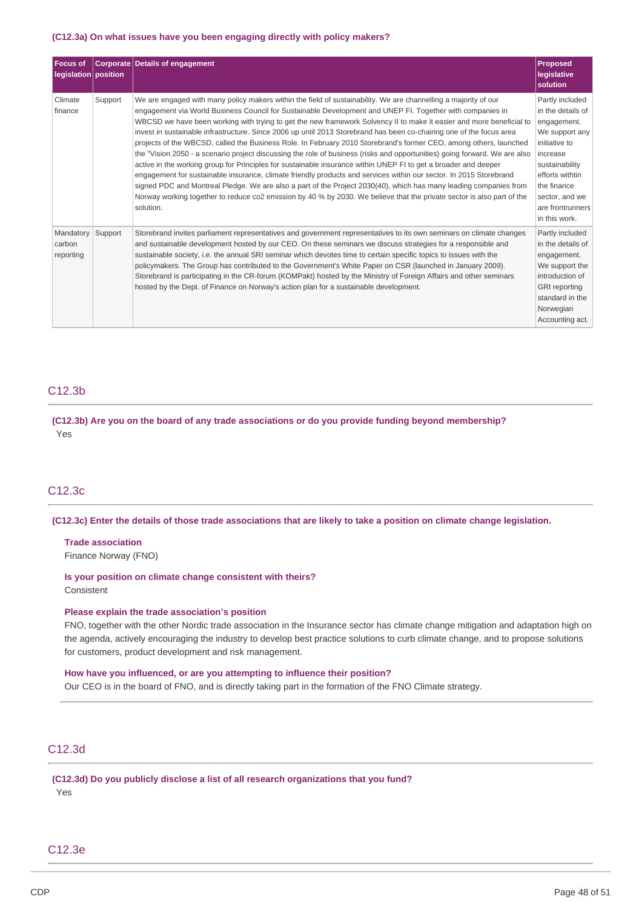**(C12.3a) On what issues have you been engaging directly with policy makers?**

| Focus of legislation | Corporate position | Details of engagement | Proposed legislative solution |
|---|---|---|---|
| Climate finance | Support | We are engaged with many policy makers within the field of sustainability. We are channelling a majority of our engagement via World Business Council for Sustainable Development and UNEP FI. Together with companies in WBCSD we have been working with trying to get the new framework Solvency II to make it easier and more beneficial to invest in sustainable infrastructure. Since 2006 up until 2013 Storebrand has been co-chairing one of the focus area projects of the WBCSD, called the Business Role. In February 2010 Storebrand's former CEO, among others, launched the "Vision 2050 - a scenario project discussing the role of business (risks and opportunities) going forward. We are also active in the working group for Principles for sustainable insurance within UNEP FI to get a broader and deeper engagement for sustainable insurance, climate friendly products and services within our sector. In 2015 Storebrand signed PDC and Montreal Pledge. We are also a part of the Project 2030(40), which has many leading companies from Norway working together to reduce co2 emission by 40 % by 2030. We believe that the private sector is also part of the solution. | Partly included in the details of engagement. We support any initiative to increase sustainability efforts withtin the finance sector, and we are frontrunners in this work. |
| Mandatory carbon reporting | Support | Storebrand invites parliament representatives and government representatives to its own seminars on climate changes and sustainable development hosted by our CEO. On these seminars we discuss strategies for a responsible and sustainable society, i.e. the annual SRI seminar which devotes time to certain specific topics to issues with the policymakers. The Group has contributed to the Government's White Paper on CSR (launched in January 2009). Storebrand is participating in the CR-forum (KOMPakt) hosted by the Ministry of Foreign Affairs and other seminars hosted by the Dept. of Finance on Norway's action plan for a sustainable development. | Partly included in the details of engagement. We support the introduction of GRI reporting standard in the Norwegian Accounting act. |

## C12.3b

**(C12.3b) Are you on the board of any trade associations or do you provide funding beyond membership?**

Yes

## C12.3c

**(C12.3c) Enter the details of those trade associations that are likely to take a position on climate change legislation.**

**Trade association**

Finance Norway (FNO)

**Is your position on climate change consistent with theirs?**

Consistent

**Please explain the trade association's position**

FNO, together with the other Nordic trade association in the Insurance sector has climate change mitigation and adaptation high on the agenda, actively encouraging the industry to develop best practice solutions to curb climate change, and to propose solutions for customers, product development and risk management.

**How have you influenced, or are you attempting to influence their position?**

Our CEO is in the board of FNO, and is directly taking part in the formation of the FNO Climate strategy.

## C12.3d

**(C12.3d) Do you publicly disclose a list of all research organizations that you fund?**

Yes

## C12.3e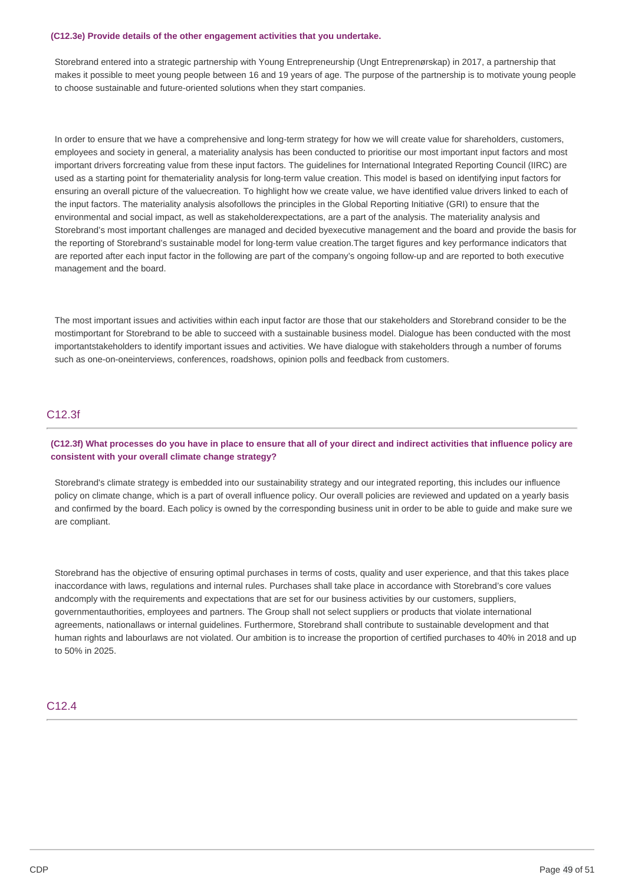**(C12.3e) Provide details of the other engagement activities that you undertake.**

Storebrand entered into a strategic partnership with Young Entrepreneurship (Ungt Entreprenørskap) in 2017, a partnership that makes it possible to meet young people between 16 and 19 years of age. The purpose of the partnership is to motivate young people to choose sustainable and future-oriented solutions when they start companies.

In order to ensure that we have a comprehensive and long-term strategy for how we will create value for shareholders, customers, employees and society in general, a materiality analysis has been conducted to prioritise our most important input factors and most important drivers forcreating value from these input factors. The guidelines for International Integrated Reporting Council (IIRC) are used as a starting point for thematetriality analysis for long-term value creation. This model is based on identifying input factors for ensuring an overall picture of the valuecreation. To highlight how we create value, we have identified value drivers linked to each of the input factors. The materiality analysis alsofollows the principles in the Global Reporting Initiative (GRI) to ensure that the environmental and social impact, as well as stakeholderexpectations, are a part of the analysis. The materiality analysis and Storebrand's most important challenges are managed and decided byexecutive management and the board and provide the basis for the reporting of Storebrand's sustainable model for long-term value creation.The target figures and key performance indicators that are reported after each input factor in the following are part of the company's ongoing follow-up and are reported to both executive management and the board.

The most important issues and activities within each input factor are those that our stakeholders and Storebrand consider to be the mostimportant for Storebrand to be able to succeed with a sustainable business model. Dialogue has been conducted with the most importantstakeholders to identify important issues and activities. We have dialogue with stakeholders through a number of forums such as one-on-oneinterviews, conferences, roadshows, opinion polls and feedback from customers.

## C12.3f

**(C12.3f) What processes do you have in place to ensure that all of your direct and indirect activities that influence policy are consistent with your overall climate change strategy?**

Storebrand's climate strategy is embedded into our sustainability strategy and our integrated reporting, this includes our influence policy on climate change, which is a part of overall influence policy. Our overall policies are reviewed and updated on a yearly basis and confirmed by the board. Each policy is owned by the corresponding business unit in order to be able to guide and make sure we are compliant.

Storebrand has the objective of ensuring optimal purchases in terms of costs, quality and user experience, and that this takes place inaccordance with laws, regulations and internal rules. Purchases shall take place in accordance with Storebrand's core values andcomply with the requirements and expectations that are set for our business activities by our customers, suppliers, governmentauthorities, employees and partners. The Group shall not select suppliers or products that violate international agreements, nationallaws or internal guidelines. Furthermore, Storebrand shall contribute to sustainable development and that human rights and labourlaws are not violated. Our ambition is to increase the proportion of certified purchases to 40% in 2018 and up to 50% in 2025.

## C12.4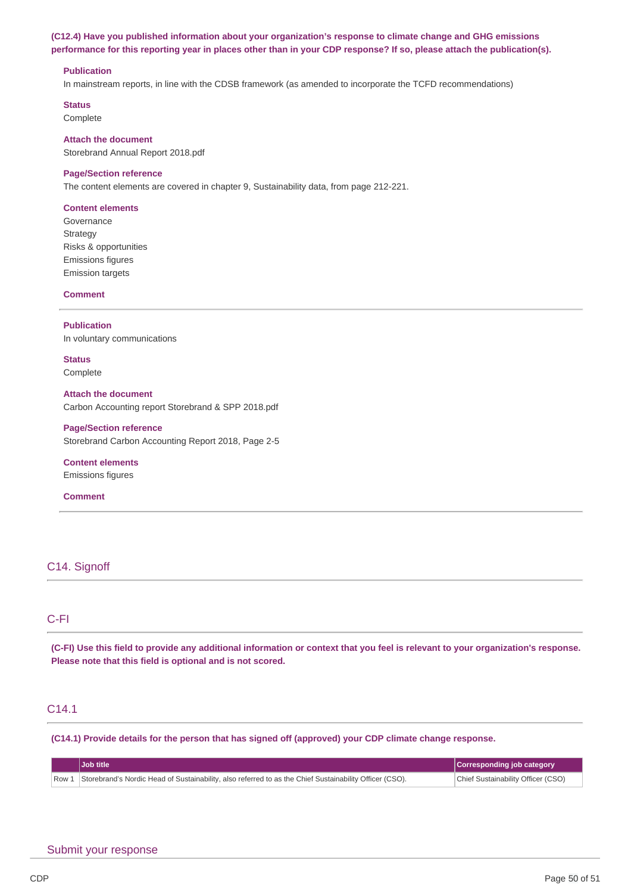**(C12.4) Have you published information about your organization's response to climate change and GHG emissions performance for this reporting year in places other than in your CDP response? If so, please attach the publication(s).**

**Publication**

In mainstream reports, in line with the CDSB framework (as amended to incorporate the TCFD recommendations)

**Status**

Complete

**Attach the document**

Storebrand Annual Report 2018.pdf

**Page/Section reference**

The content elements are covered in chapter 9, Sustainability data, from page 212-221.

**Content elements**

Governance
Strategy
Risks & opportunities
Emissions figures
Emission targets

**Comment**

---

**Publication**

In voluntary communications

**Status**

Complete

**Attach the document**

Carbon Accounting report Storebrand & SPP 2018.pdf

**Page/Section reference**

Storebrand Carbon Accounting Report 2018, Page 2-5

**Content elements**

Emissions figures

**Comment**

---

## C14. Signoff

## C-FI

**(C-FI) Use this field to provide any additional information or context that you feel is relevant to your organization's response. Please note that this field is optional and is not scored.**

## C14.1

**(C14.1) Provide details for the person that has signed off (approved) your CDP climate change response.**

| | Job title | Corresponding job category |
|---|---|---|
| Row 1 | Storebrand's Nordic Head of Sustainability, also referred to as the Chief Sustainability Officer (CSO). | Chief Sustainability Officer (CSO) |

## Submit your response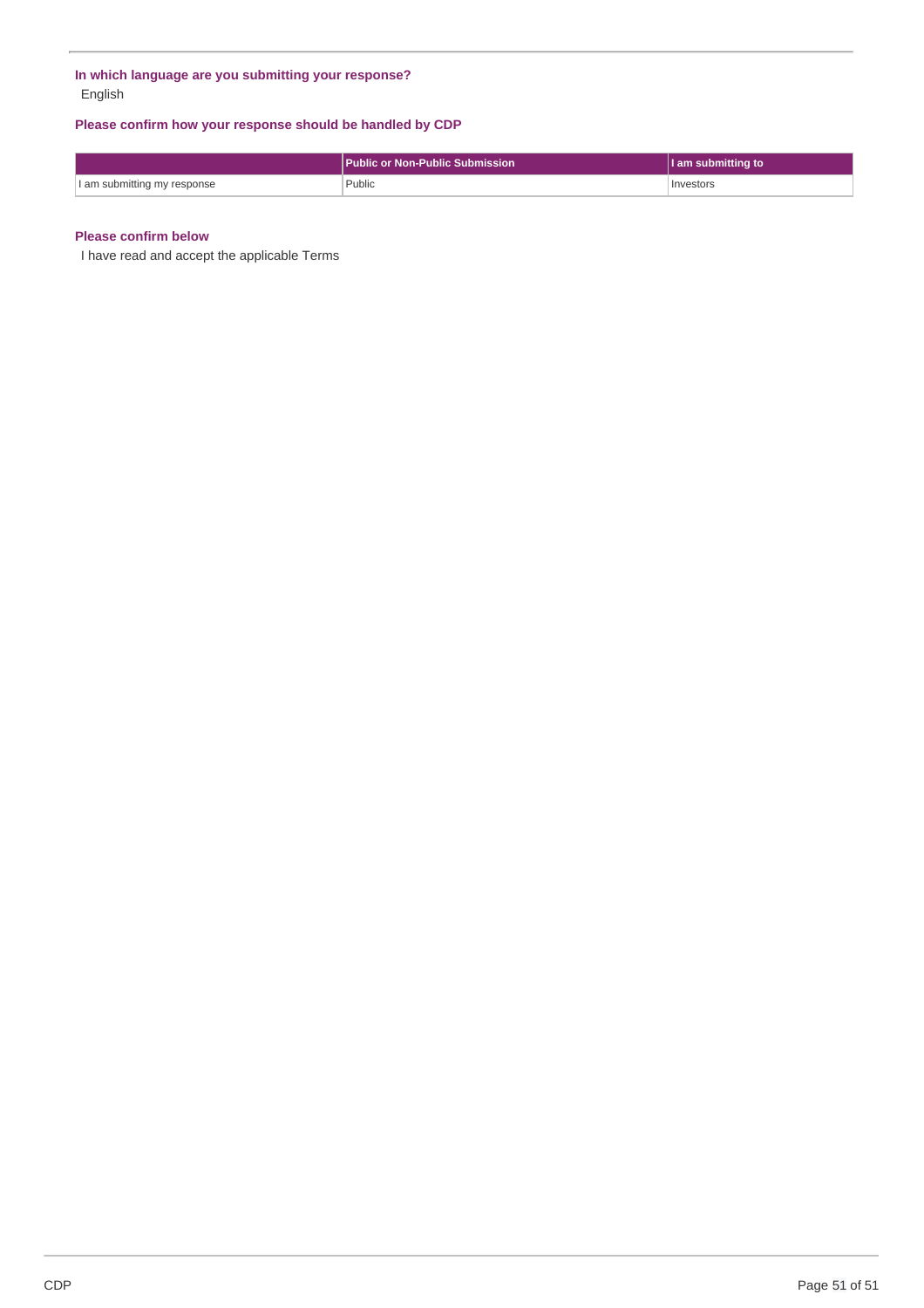### In which language are you submitting your response?

English

### Please confirm how your response should be handled by CDP

| | Public or Non-Public Submission | I am submitting to |
|---|---|---|
| I am submitting my response | Public | Investors |

### Please confirm below

I have read and accept the applicable Terms